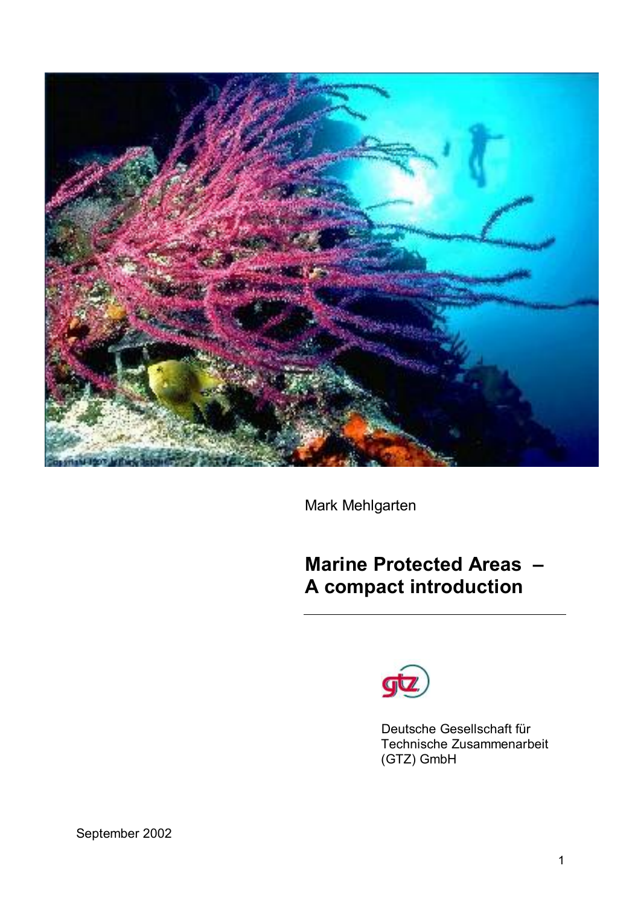Mark Mehlgarten

# Marine Protected Areas – A compact introduction

Deutsche Gesellschaft für Technische Zusammenarbeit (GTZ) GmbH

September 2002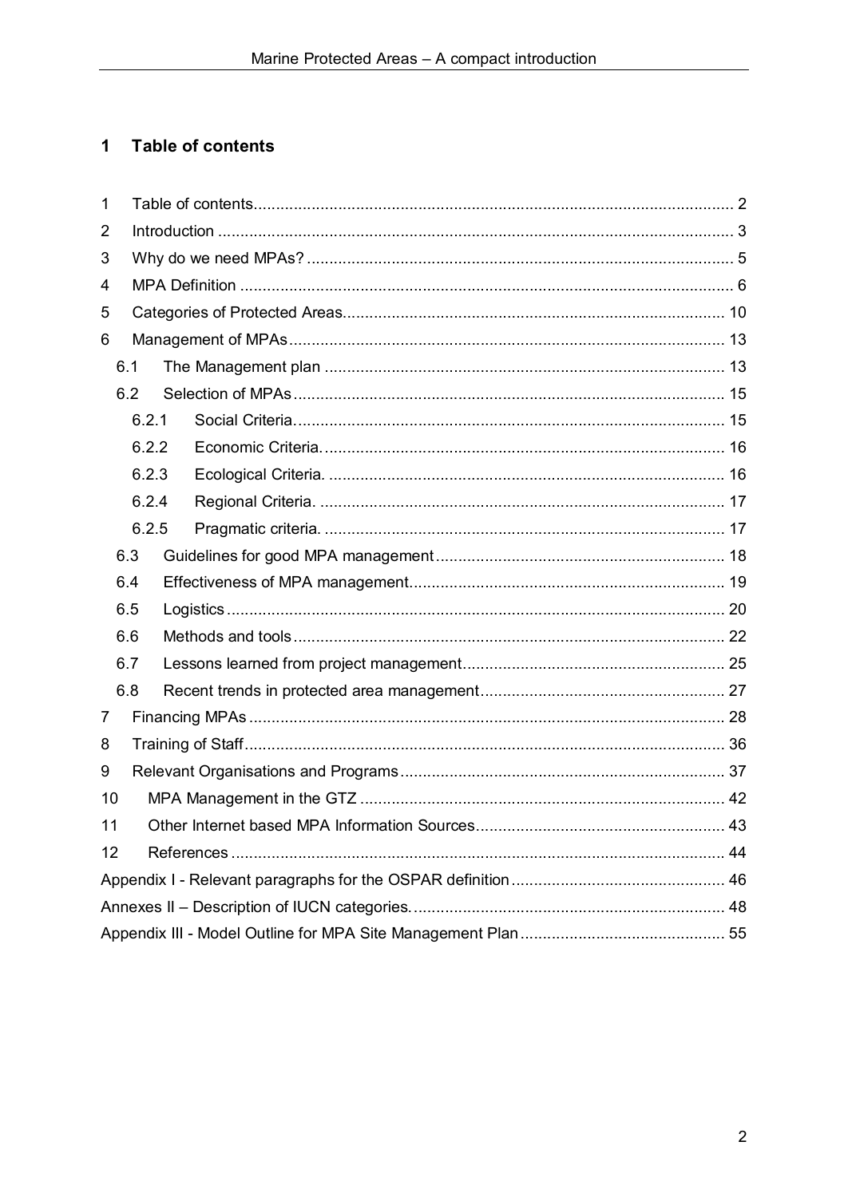# 1 Table of contents

1 Table of contents ... 2
2 Introduction ... 3
3 Why do we need MPAs? ... 5
4 MPA Definition ... 6
5 Categories of Protected Areas ... 10
6 Management of MPAs ... 13
  6.1 The Management plan ... 13
  6.2 Selection of MPAs ... 15
    6.2.1 Social Criteria. ... 15
    6.2.2 Economic Criteria. ... 16
    6.2.3 Ecological Criteria. ... 16
    6.2.4 Regional Criteria. ... 17
    6.2.5 Pragmatic criteria. ... 17
  6.3 Guidelines for good MPA management ... 18
  6.4 Effectiveness of MPA management ... 19
  6.5 Logistics ... 20
  6.6 Methods and tools ... 22
  6.7 Lessons learned from project management ... 25
  6.8 Recent trends in protected area management ... 27
7 Financing MPAs ... 28
8 Training of Staff ... 36
9 Relevant Organisations and Programs ... 37
10 MPA Management in the GTZ ... 42
11 Other Internet based MPA Information Sources ... 43
12 References ... 44
Appendix I - Relevant paragraphs for the OSPAR definition ... 46
Annexes II – Description of IUCN categories. ... 48
Appendix III - Model Outline for MPA Site Management Plan ... 55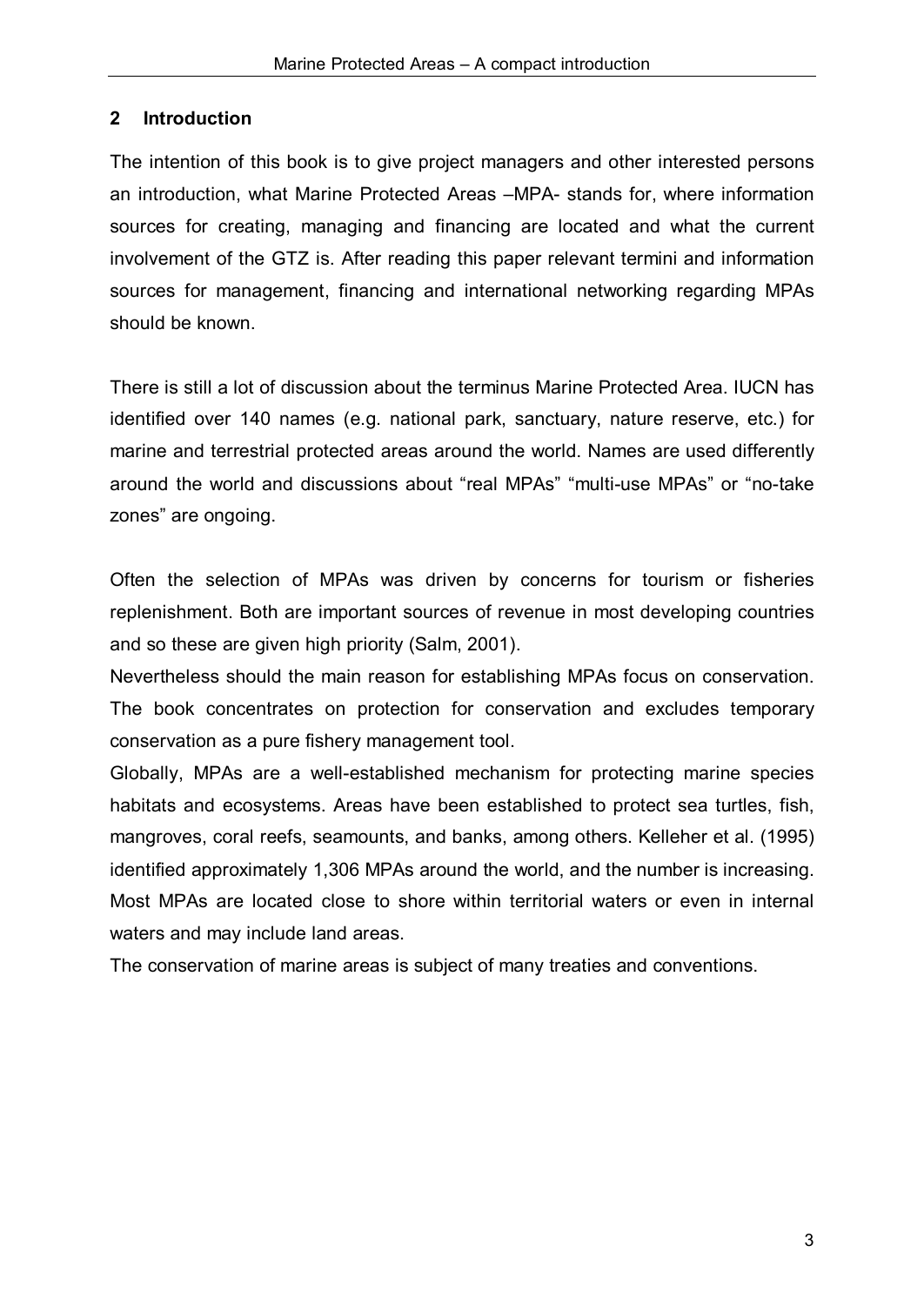## 2 Introduction

The intention of this book is to give project managers and other interested persons an introduction, what Marine Protected Areas –MPA- stands for, where information sources for creating, managing and financing are located and what the current involvement of the GTZ is. After reading this paper relevant termini and information sources for management, financing and international networking regarding MPAs should be known.

There is still a lot of discussion about the terminus Marine Protected Area. IUCN has identified over 140 names (e.g. national park, sanctuary, nature reserve, etc.) for marine and terrestrial protected areas around the world. Names are used differently around the world and discussions about "real MPAs" "multi-use MPAs" or "no-take zones" are ongoing.

Often the selection of MPAs was driven by concerns for tourism or fisheries replenishment. Both are important sources of revenue in most developing countries and so these are given high priority (Salm, 2001).

Nevertheless should the main reason for establishing MPAs focus on conservation. The book concentrates on protection for conservation and excludes temporary conservation as a pure fishery management tool.

Globally, MPAs are a well-established mechanism for protecting marine species habitats and ecosystems. Areas have been established to protect sea turtles, fish, mangroves, coral reefs, seamounts, and banks, among others. Kelleher et al. (1995) identified approximately 1,306 MPAs around the world, and the number is increasing. Most MPAs are located close to shore within territorial waters or even in internal waters and may include land areas.

The conservation of marine areas is subject of many treaties and conventions.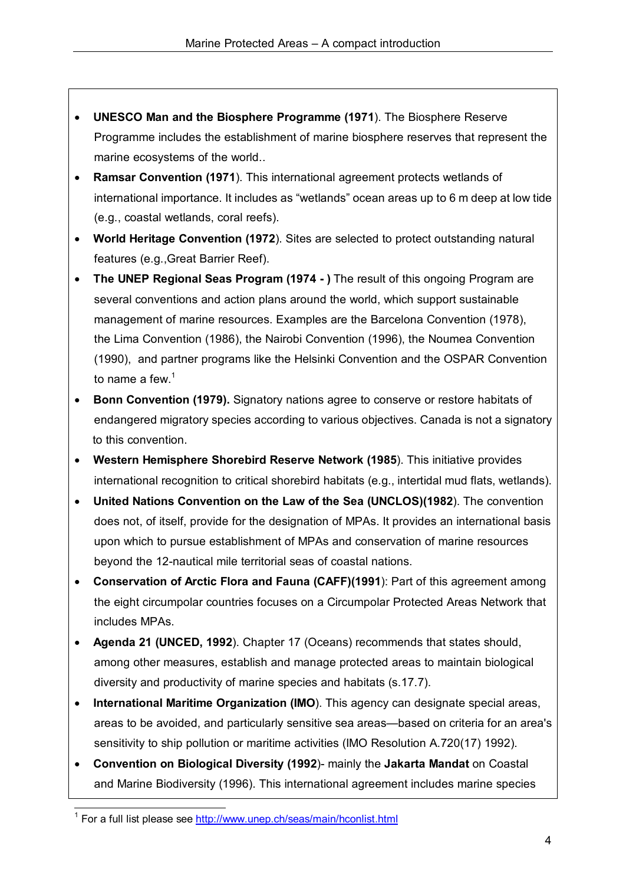- **UNESCO Man and the Biosphere Programme (1971**). The Biosphere Reserve Programme includes the establishment of marine biosphere reserves that represent the marine ecosystems of the world..
- **Ramsar Convention (1971**). This international agreement protects wetlands of international importance. It includes as "wetlands" ocean areas up to 6 m deep at low tide (e.g., coastal wetlands, coral reefs).
- **World Heritage Convention (1972**). Sites are selected to protect outstanding natural features (e.g.,Great Barrier Reef).
- **The UNEP Regional Seas Program (1974 - )** The result of this ongoing Program are several conventions and action plans around the world, which support sustainable management of marine resources. Examples are the Barcelona Convention (1978), the Lima Convention (1986), the Nairobi Convention (1996), the Noumea Convention (1990), and partner programs like the Helsinki Convention and the OSPAR Convention to name a few.[1]
- **Bonn Convention (1979).** Signatory nations agree to conserve or restore habitats of endangered migratory species according to various objectives. Canada is not a signatory to this convention.
- **Western Hemisphere Shorebird Reserve Network (1985**). This initiative provides international recognition to critical shorebird habitats (e.g., intertidal mud flats, wetlands).
- **United Nations Convention on the Law of the Sea (UNCLOS)(1982**). The convention does not, of itself, provide for the designation of MPAs. It provides an international basis upon which to pursue establishment of MPAs and conservation of marine resources beyond the 12-nautical mile territorial seas of coastal nations.
- **Conservation of Arctic Flora and Fauna (CAFF)(1991**): Part of this agreement among the eight circumpolar countries focuses on a Circumpolar Protected Areas Network that includes MPAs.
- **Agenda 21 (UNCED, 1992**). Chapter 17 (Oceans) recommends that states should, among other measures, establish and manage protected areas to maintain biological diversity and productivity of marine species and habitats (s.17.7).
- **International Maritime Organization (IMO**). This agency can designate special areas, areas to be avoided, and particularly sensitive sea areas—based on criteria for an area's sensitivity to ship pollution or maritime activities (IMO Resolution A.720(17) 1992).
- **Convention on Biological Diversity (1992**)- mainly the **Jakarta Mandat** on Coastal and Marine Biodiversity (1996). This international agreement includes marine species

[1] For a full list please see http://www.unep.ch/seas/main/hconlist.html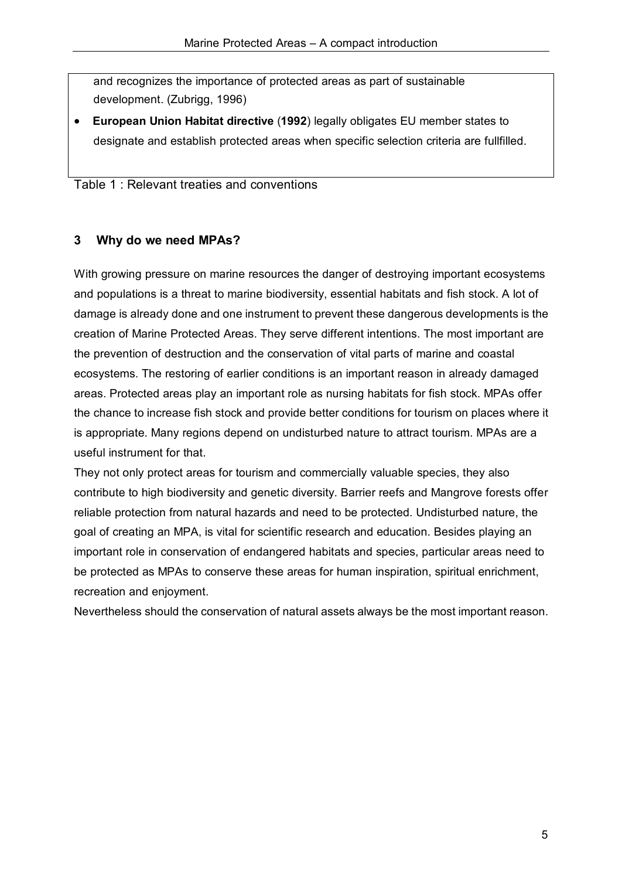and recognizes the importance of protected areas as part of sustainable development. (Zubrigg, 1996)

- **European Union Habitat directive** (**1992**) legally obligates EU member states to designate and establish protected areas when specific selection criteria are fullfilled.

Table 1 : Relevant treaties and conventions

## 3 Why do we need MPAs?

With growing pressure on marine resources the danger of destroying important ecosystems and populations is a threat to marine biodiversity, essential habitats and fish stock. A lot of damage is already done and one instrument to prevent these dangerous developments is the creation of Marine Protected Areas. They serve different intentions. The most important are the prevention of destruction and the conservation of vital parts of marine and coastal ecosystems. The restoring of earlier conditions is an important reason in already damaged areas. Protected areas play an important role as nursing habitats for fish stock. MPAs offer the chance to increase fish stock and provide better conditions for tourism on places where it is appropriate. Many regions depend on undisturbed nature to attract tourism. MPAs are a useful instrument for that.

They not only protect areas for tourism and commercially valuable species, they also contribute to high biodiversity and genetic diversity. Barrier reefs and Mangrove forests offer reliable protection from natural hazards and need to be protected. Undisturbed nature, the goal of creating an MPA, is vital for scientific research and education. Besides playing an important role in conservation of endangered habitats and species, particular areas need to be protected as MPAs to conserve these areas for human inspiration, spiritual enrichment, recreation and enjoyment.

Nevertheless should the conservation of natural assets always be the most important reason.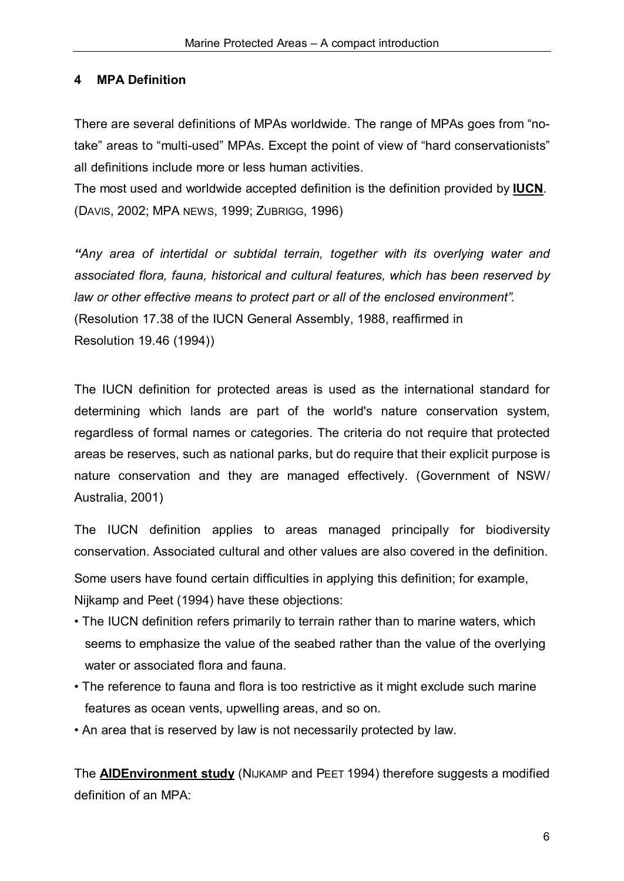## 4 MPA Definition

There are several definitions of MPAs worldwide. The range of MPAs goes from “no-take” areas to “multi-used” MPAs. Except the point of view of “hard conservationists” all definitions include more or less human activities.

The most used and worldwide accepted definition is the definition provided by **IUCN**. (DAVIS, 2002; MPA NEWS, 1999; ZUBRIGG, 1996)

***“****Any area of intertidal or subtidal terrain, together with its overlying water and associated flora, fauna, historical and cultural features, which has been reserved by law or other effective means to protect part or all of the enclosed environment”.*
(Resolution 17.38 of the IUCN General Assembly, 1988, reaffirmed in Resolution 19.46 (1994))

The IUCN definition for protected areas is used as the international standard for determining which lands are part of the world's nature conservation system, regardless of formal names or categories. The criteria do not require that protected areas be reserves, such as national parks, but do require that their explicit purpose is nature conservation and they are managed effectively. (Government of NSW/ Australia, 2001)

The IUCN definition applies to areas managed principally for biodiversity conservation. Associated cultural and other values are also covered in the definition.

Some users have found certain difficulties in applying this definition; for example, Nijkamp and Peet (1994) have these objections:

- The IUCN definition refers primarily to terrain rather than to marine waters, which seems to emphasize the value of the seabed rather than the value of the overlying water or associated flora and fauna.
- The reference to fauna and flora is too restrictive as it might exclude such marine features as ocean vents, upwelling areas, and so on.
- An area that is reserved by law is not necessarily protected by law.

The **AIDEnvironment study** (NIJKAMP and PEET 1994) therefore suggests a modified definition of an MPA: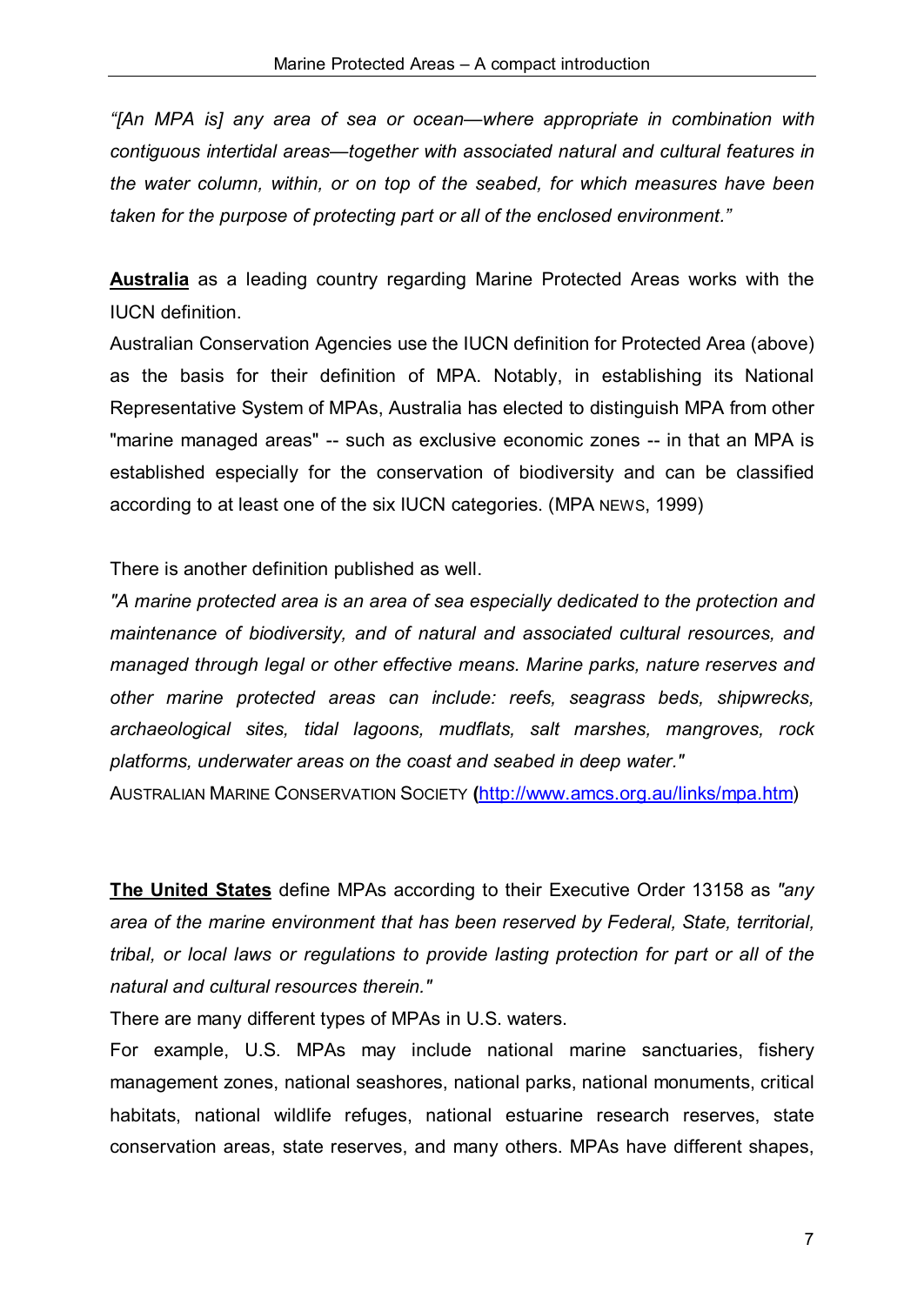*"[An MPA is] any area of sea or ocean—where appropriate in combination with contiguous intertidal areas—together with associated natural and cultural features in the water column, within, or on top of the seabed, for which measures have been taken for the purpose of protecting part or all of the enclosed environment."*

**Australia** as a leading country regarding Marine Protected Areas works with the IUCN definition.
Australian Conservation Agencies use the IUCN definition for Protected Area (above) as the basis for their definition of MPA. Notably, in establishing its National Representative System of MPAs, Australia has elected to distinguish MPA from other "marine managed areas" -- such as exclusive economic zones -- in that an MPA is established especially for the conservation of biodiversity and can be classified according to at least one of the six IUCN categories. (MPA NEWS, 1999)

There is another definition published as well.
*"A marine protected area is an area of sea especially dedicated to the protection and maintenance of biodiversity, and of natural and associated cultural resources, and managed through legal or other effective means. Marine parks, nature reserves and other marine protected areas can include: reefs, seagrass beds, shipwrecks, archaeological sites, tidal lagoons, mudflats, salt marshes, mangroves, rock platforms, underwater areas on the coast and seabed in deep water."*
AUSTRALIAN MARINE CONSERVATION SOCIETY **(**http://www.amcs.org.au/links/mpa.htm)

**The United States** define MPAs according to their Executive Order 13158 as *"any area of the marine environment that has been reserved by Federal, State, territorial, tribal, or local laws or regulations to provide lasting protection for part or all of the natural and cultural resources therein."*
There are many different types of MPAs in U.S. waters.
For example, U.S. MPAs may include national marine sanctuaries, fishery management zones, national seashores, national parks, national monuments, critical habitats, national wildlife refuges, national estuarine research reserves, state conservation areas, state reserves, and many others. MPAs have different shapes,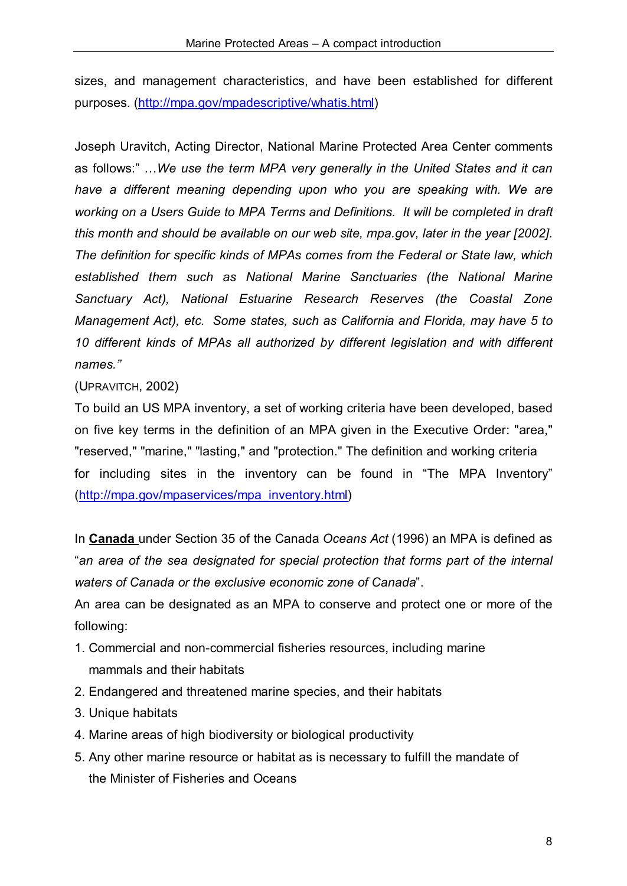sizes, and management characteristics, and have been established for different purposes. (http://mpa.gov/mpadescriptive/whatis.html)

Joseph Uravitch, Acting Director, National Marine Protected Area Center comments as follows:" …*We use the term MPA very generally in the United States and it can have a different meaning depending upon who you are speaking with. We are working on a Users Guide to MPA Terms and Definitions. It will be completed in draft this month and should be available on our web site, mpa.gov, later in the year [2002]. The definition for specific kinds of MPAs comes from the Federal or State law, which established them such as National Marine Sanctuaries (the National Marine Sanctuary Act), National Estuarine Research Reserves (the Coastal Zone Management Act), etc. Some states, such as California and Florida, may have 5 to 10 different kinds of MPAs all authorized by different legislation and with different names."*

(UPRAVITCH, 2002)

To build an US MPA inventory, a set of working criteria have been developed, based on five key terms in the definition of an MPA given in the Executive Order: "area," "reserved," "marine," "lasting," and "protection." The definition and working criteria for including sites in the inventory can be found in "The MPA Inventory" (http://mpa.gov/mpaservices/mpa_inventory.html)

In **Canada** under Section 35 of the Canada *Oceans Act* (1996) an MPA is defined as "*an area of the sea designated for special protection that forms part of the internal waters of Canada or the exclusive economic zone of Canada*".

An area can be designated as an MPA to conserve and protect one or more of the following:

1. Commercial and non-commercial fisheries resources, including marine mammals and their habitats
2. Endangered and threatened marine species, and their habitats
3. Unique habitats
4. Marine areas of high biodiversity or biological productivity
5. Any other marine resource or habitat as is necessary to fulfill the mandate of the Minister of Fisheries and Oceans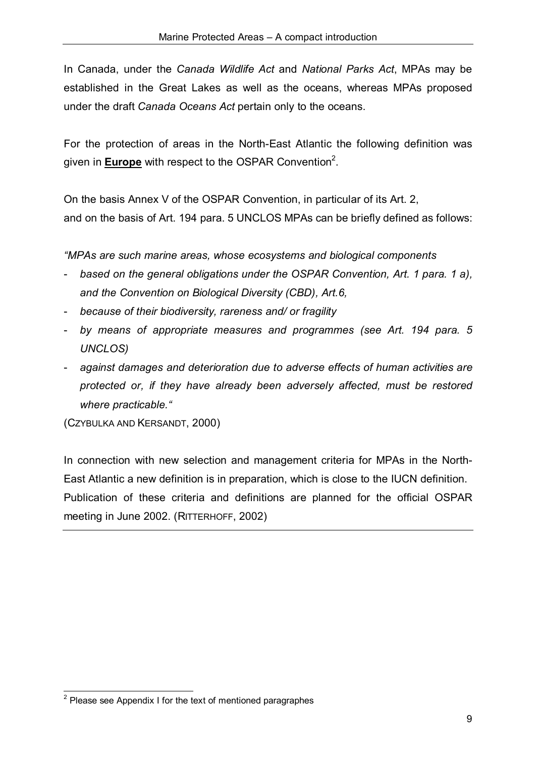In Canada, under the *Canada Wildlife Act* and *National Parks Act*, MPAs may be established in the Great Lakes as well as the oceans, whereas MPAs proposed under the draft *Canada Oceans Act* pertain only to the oceans.

For the protection of areas in the North-East Atlantic the following definition was given in **Europe** with respect to the OSPAR Convention[2].

On the basis Annex V of the OSPAR Convention, in particular of its Art. 2,
and on the basis of Art. 194 para. 5 UNCLOS MPAs can be briefly defined as follows:

*"MPAs are such marine areas, whose ecosystems and biological components*

- *based on the general obligations under the OSPAR Convention, Art. 1 para. 1 a), and the Convention on Biological Diversity (CBD), Art.6,*
- *because of their biodiversity, rareness and/ or fragility*
- *by means of appropriate measures and programmes (see Art. 194 para. 5 UNCLOS)*
- *against damages and deterioration due to adverse effects of human activities are protected or, if they have already been adversely affected, must be restored where practicable."*

(CZYBULKA AND KERSANDT, 2000)

In connection with new selection and management criteria for MPAs in the North-East Atlantic a new definition is in preparation, which is close to the IUCN definition. Publication of these criteria and definitions are planned for the official OSPAR meeting in June 2002. (RITTERHOFF, 2002)

[2] Please see Appendix I for the text of mentioned paragraphes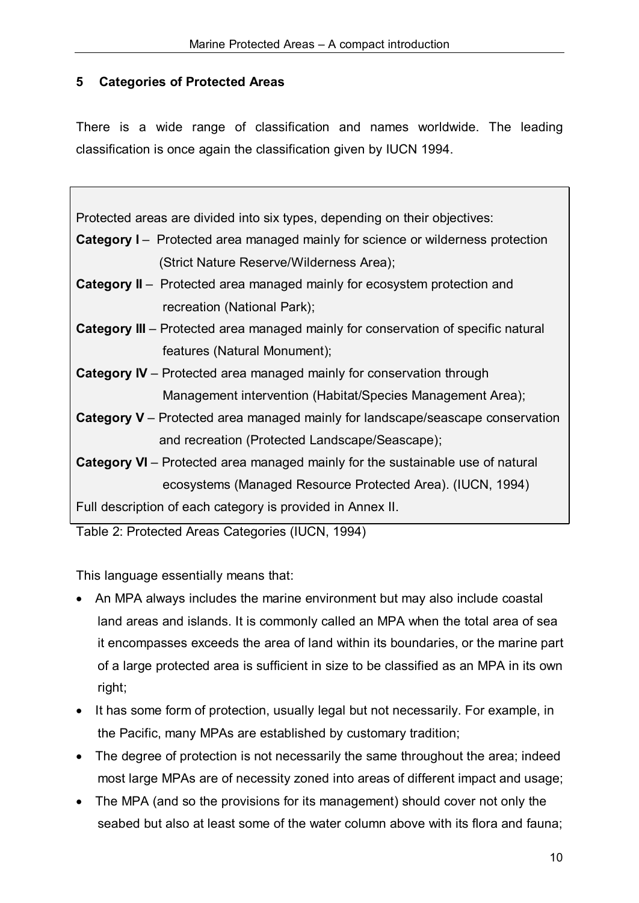## 5 Categories of Protected Areas

There is a wide range of classification and names worldwide. The leading classification is once again the classification given by IUCN 1994.

> Protected areas are divided into six types, depending on their objectives:
>
> **Category I** – Protected area managed mainly for science or wilderness protection (Strict Nature Reserve/Wilderness Area);
>
> **Category II** – Protected area managed mainly for ecosystem protection and recreation (National Park);
>
> **Category III** – Protected area managed mainly for conservation of specific natural features (Natural Monument);
>
> **Category IV** – Protected area managed mainly for conservation through Management intervention (Habitat/Species Management Area);
>
> **Category V** – Protected area managed mainly for landscape/seascape conservation and recreation (Protected Landscape/Seascape);
>
> **Category VI** – Protected area managed mainly for the sustainable use of natural ecosystems (Managed Resource Protected Area). (IUCN, 1994)
>
> Full description of each category is provided in Annex II.

Table 2: Protected Areas Categories (IUCN, 1994)

This language essentially means that:

- An MPA always includes the marine environment but may also include coastal land areas and islands. It is commonly called an MPA when the total area of sea it encompasses exceeds the area of land within its boundaries, or the marine part of a large protected area is sufficient in size to be classified as an MPA in its own right;
- It has some form of protection, usually legal but not necessarily. For example, in the Pacific, many MPAs are established by customary tradition;
- The degree of protection is not necessarily the same throughout the area; indeed most large MPAs are of necessity zoned into areas of different impact and usage;
- The MPA (and so the provisions for its management) should cover not only the seabed but also at least some of the water column above with its flora and fauna;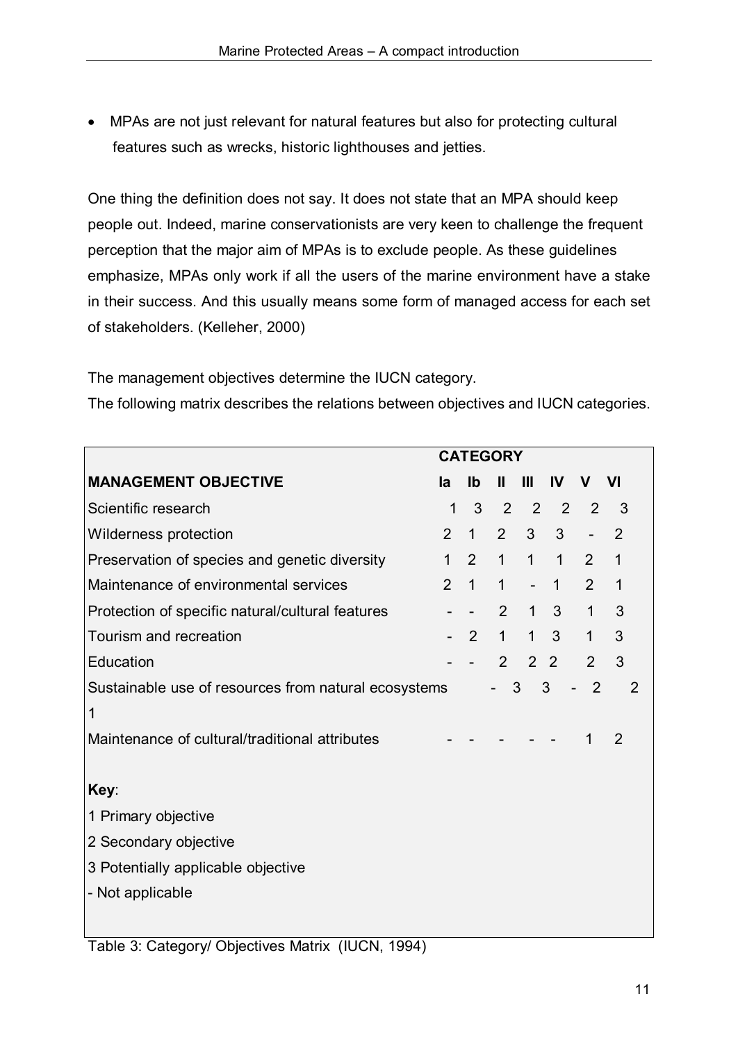- MPAs are not just relevant for natural features but also for protecting cultural features such as wrecks, historic lighthouses and jetties.

One thing the definition does not say. It does not state that an MPA should keep people out. Indeed, marine conservationists are very keen to challenge the frequent perception that the major aim of MPAs is to exclude people. As these guidelines emphasize, MPAs only work if all the users of the marine environment have a stake in their success. And this usually means some form of managed access for each set of stakeholders. (Kelleher, 2000)

The management objectives determine the IUCN category.
The following matrix describes the relations between objectives and IUCN categories.

| | CATEGORY | | | | | | |
|---|---|---|---|---|---|---|---|
| **MANAGEMENT OBJECTIVE** | **Ia** | **Ib** | **II** | **III** | **IV** | **V** | **VI** |
| Scientific research | 1 | 3 | 2 | 2 | 2 | 2 | 3 |
| Wilderness protection | 2 | 1 | 2 | 3 | 3 | - | 2 |
| Preservation of species and genetic diversity | 1 | 2 | 1 | 1 | 1 | 2 | 1 |
| Maintenance of environmental services | 2 | 1 | 1 | - | 1 | 2 | 1 |
| Protection of specific natural/cultural features | - | - | 2 | 1 | 3 | 1 | 3 |
| Tourism and recreation | - | 2 | 1 | 1 | 3 | 1 | 3 |
| Education | - | - | 2 | 2 | 2 | 2 | 3 |
| Sustainable use of resources from natural ecosystems | - | 3 | 3 | - | 2 | 2 | 1 |
| Maintenance of cultural/traditional attributes | - | - | - | - | - | 1 | 2 |

**Key**:
1 Primary objective
2 Secondary objective
3 Potentially applicable objective
- Not applicable

Table 3: Category/ Objectives Matrix (IUCN, 1994)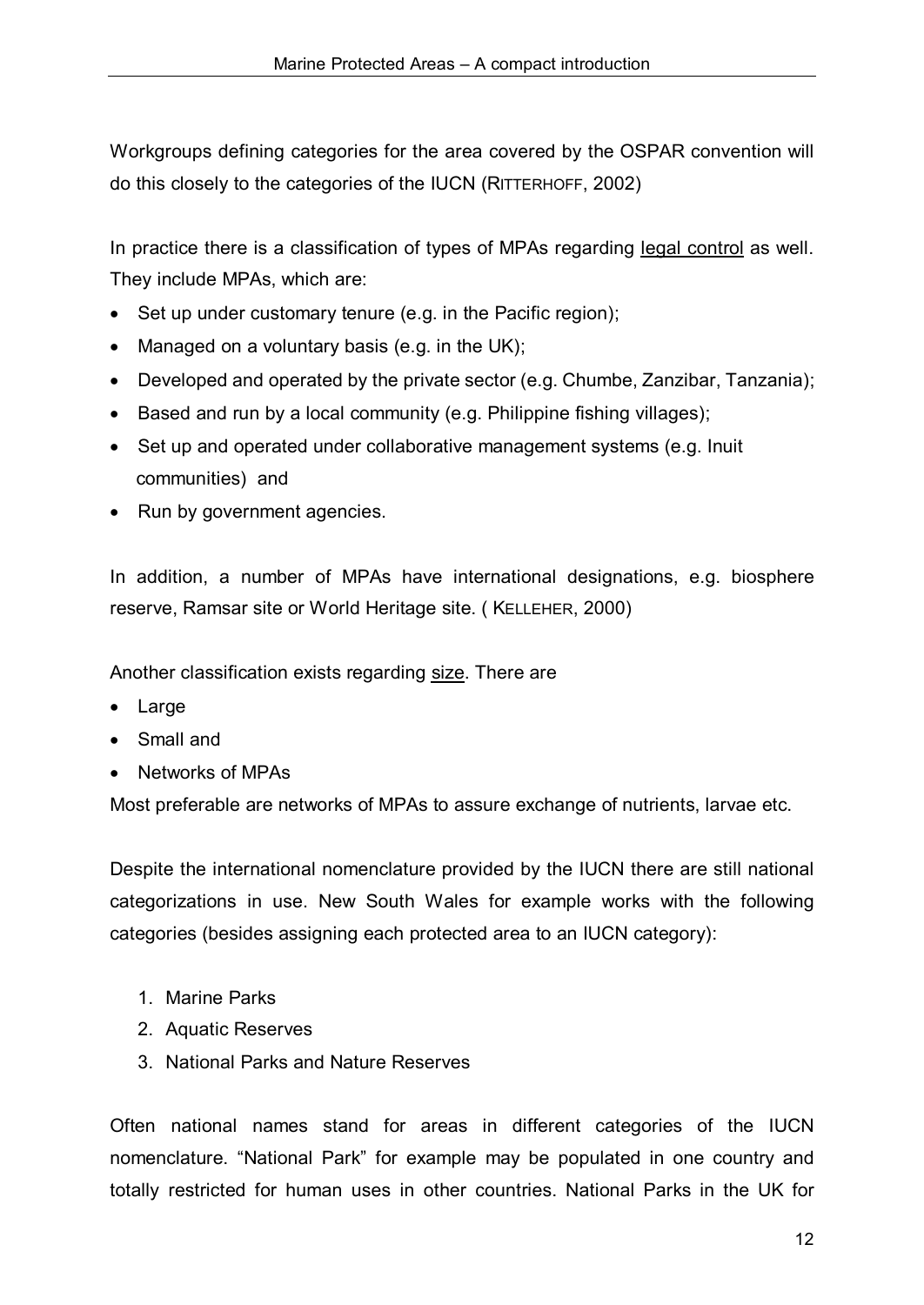Workgroups defining categories for the area covered by the OSPAR convention will do this closely to the categories of the IUCN (RITTERHOFF, 2002)

In practice there is a classification of types of MPAs regarding legal control as well. They include MPAs, which are:

- Set up under customary tenure (e.g. in the Pacific region);
- Managed on a voluntary basis (e.g. in the UK);
- Developed and operated by the private sector (e.g. Chumbe, Zanzibar, Tanzania);
- Based and run by a local community (e.g. Philippine fishing villages);
- Set up and operated under collaborative management systems (e.g. Inuit communities) and
- Run by government agencies.

In addition, a number of MPAs have international designations, e.g. biosphere reserve, Ramsar site or World Heritage site. ( KELLEHER, 2000)

Another classification exists regarding size. There are

- Large
- Small and
- Networks of MPAs

Most preferable are networks of MPAs to assure exchange of nutrients, larvae etc.

Despite the international nomenclature provided by the IUCN there are still national categorizations in use. New South Wales for example works with the following categories (besides assigning each protected area to an IUCN category):

1. Marine Parks
2. Aquatic Reserves
3. National Parks and Nature Reserves

Often national names stand for areas in different categories of the IUCN nomenclature. "National Park" for example may be populated in one country and totally restricted for human uses in other countries. National Parks in the UK for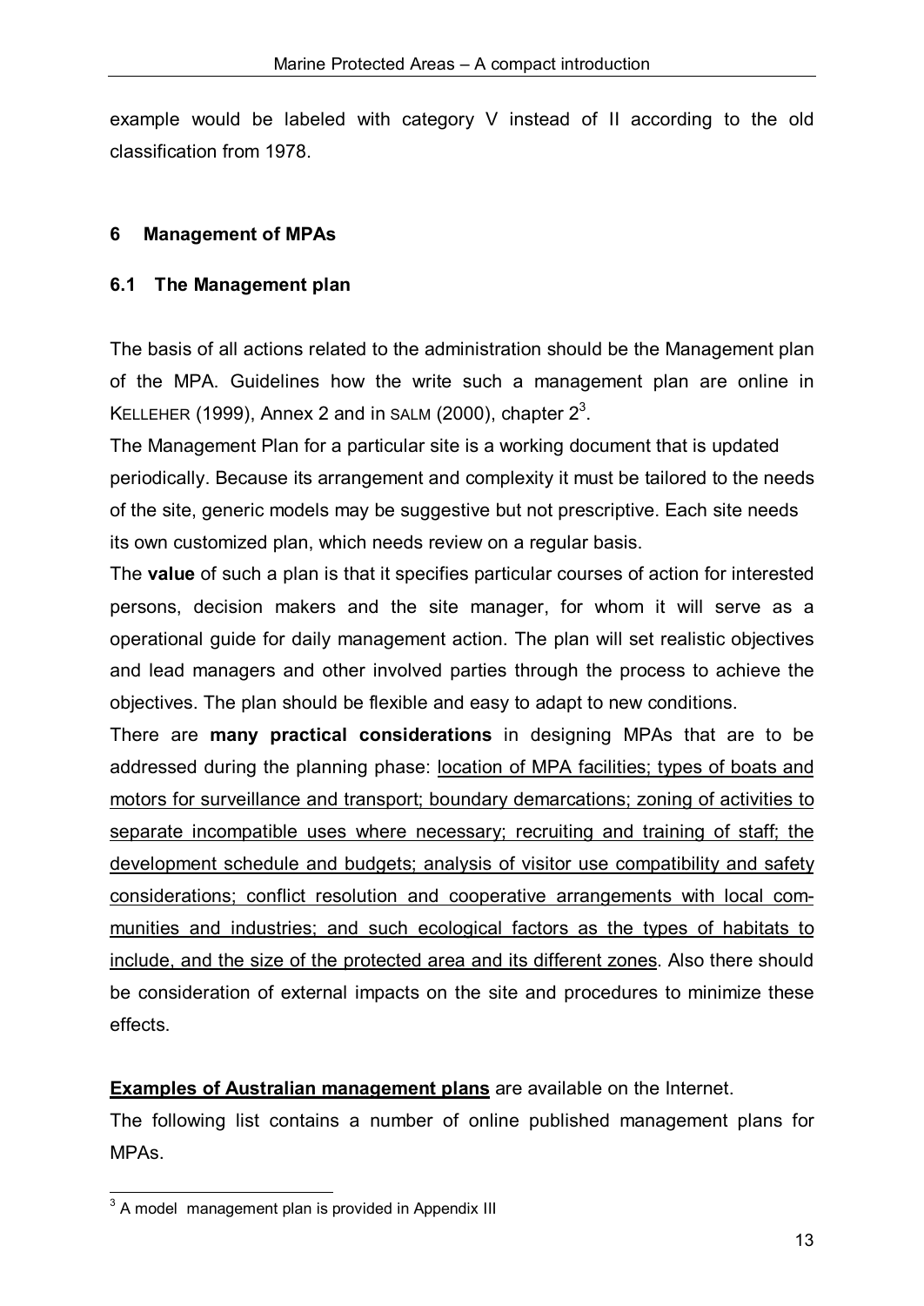example would be labeled with category V instead of II according to the old classification from 1978.

## 6 Management of MPAs

### 6.1 The Management plan

The basis of all actions related to the administration should be the Management plan of the MPA. Guidelines how the write such a management plan are online in KELLEHER (1999), Annex 2 and in SALM (2000), chapter 2[3].

The Management Plan for a particular site is a working document that is updated periodically. Because its arrangement and complexity it must be tailored to the needs of the site, generic models may be suggestive but not prescriptive. Each site needs its own customized plan, which needs review on a regular basis.

The **value** of such a plan is that it specifies particular courses of action for interested persons, decision makers and the site manager, for whom it will serve as a operational guide for daily management action. The plan will set realistic objectives and lead managers and other involved parties through the process to achieve the objectives. The plan should be flexible and easy to adapt to new conditions.

There are **many practical considerations** in designing MPAs that are to be addressed during the planning phase: <u>location of MPA facilities; types of boats and motors for surveillance and transport; boundary demarcations; zoning of activities to separate incompatible uses where necessary; recruiting and training of staff; the development schedule and budgets; analysis of visitor use compatibility and safety considerations; conflict resolution and cooperative arrangements with local communities and industries; and such ecological factors as the types of habitats to include, and the size of the protected area and its different zones</u>. Also there should be consideration of external impacts on the site and procedures to minimize these effects.

<u>**Examples of Australian management plans**</u> are available on the Internet.

The following list contains a number of online published management plans for MPAs.

[3] A model management plan is provided in Appendix III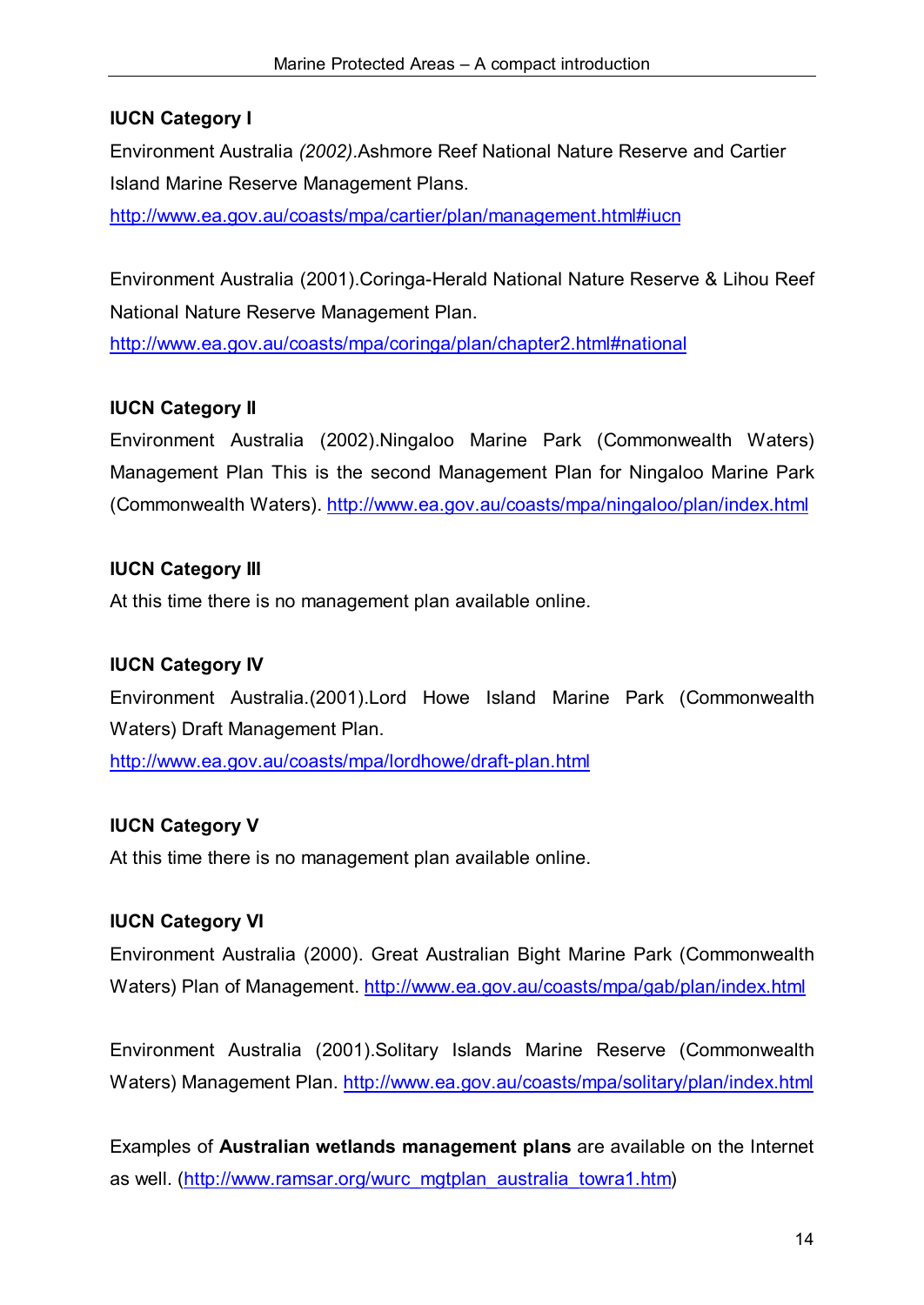**IUCN Category I**

Environment Australia *(2002)*.Ashmore Reef National Nature Reserve and Cartier Island Marine Reserve Management Plans.
http://www.ea.gov.au/coasts/mpa/cartier/plan/management.html#iucn

Environment Australia (2001).Coringa-Herald National Nature Reserve & Lihou Reef National Nature Reserve Management Plan.
http://www.ea.gov.au/coasts/mpa/coringa/plan/chapter2.html#national

**IUCN Category II**

Environment Australia (2002).Ningaloo Marine Park (Commonwealth Waters) Management Plan This is the second Management Plan for Ningaloo Marine Park (Commonwealth Waters). http://www.ea.gov.au/coasts/mpa/ningaloo/plan/index.html

**IUCN Category III**

At this time there is no management plan available online.

**IUCN Category IV**

Environment Australia.(2001).Lord Howe Island Marine Park (Commonwealth Waters) Draft Management Plan.
http://www.ea.gov.au/coasts/mpa/lordhowe/draft-plan.html

**IUCN Category V**

At this time there is no management plan available online.

**IUCN Category VI**

Environment Australia (2000). Great Australian Bight Marine Park (Commonwealth Waters) Plan of Management. http://www.ea.gov.au/coasts/mpa/gab/plan/index.html

Environment Australia (2001).Solitary Islands Marine Reserve (Commonwealth Waters) Management Plan. http://www.ea.gov.au/coasts/mpa/solitary/plan/index.html

Examples of **Australian wetlands management plans** are available on the Internet as well. (http://www.ramsar.org/wurc_mgtplan_australia_towra1.htm)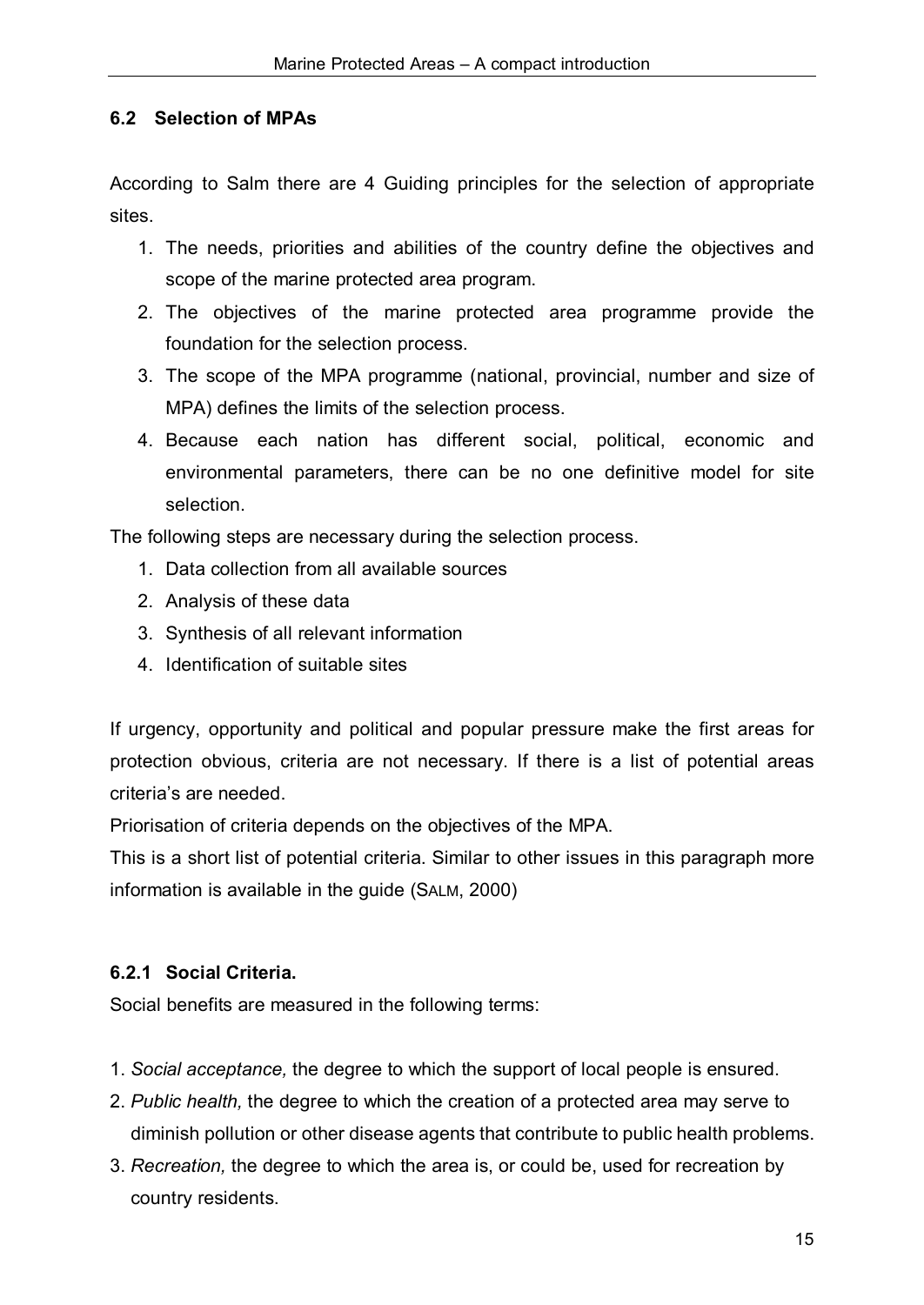## 6.2 Selection of MPAs

According to Salm there are 4 Guiding principles for the selection of appropriate sites.

1. The needs, priorities and abilities of the country define the objectives and scope of the marine protected area program.
2. The objectives of the marine protected area programme provide the foundation for the selection process.
3. The scope of the MPA programme (national, provincial, number and size of MPA) defines the limits of the selection process.
4. Because each nation has different social, political, economic and environmental parameters, there can be no one definitive model for site selection.

The following steps are necessary during the selection process.

1. Data collection from all available sources
2. Analysis of these data
3. Synthesis of all relevant information
4. Identification of suitable sites

If urgency, opportunity and political and popular pressure make the first areas for protection obvious, criteria are not necessary. If there is a list of potential areas criteria's are needed.

Priorisation of criteria depends on the objectives of the MPA.

This is a short list of potential criteria. Similar to other issues in this paragraph more information is available in the guide (SALM, 2000)

### 6.2.1 Social Criteria.

Social benefits are measured in the following terms:

1. *Social acceptance,* the degree to which the support of local people is ensured.
2. *Public health,* the degree to which the creation of a protected area may serve to diminish pollution or other disease agents that contribute to public health problems.
3. *Recreation,* the degree to which the area is, or could be, used for recreation by country residents.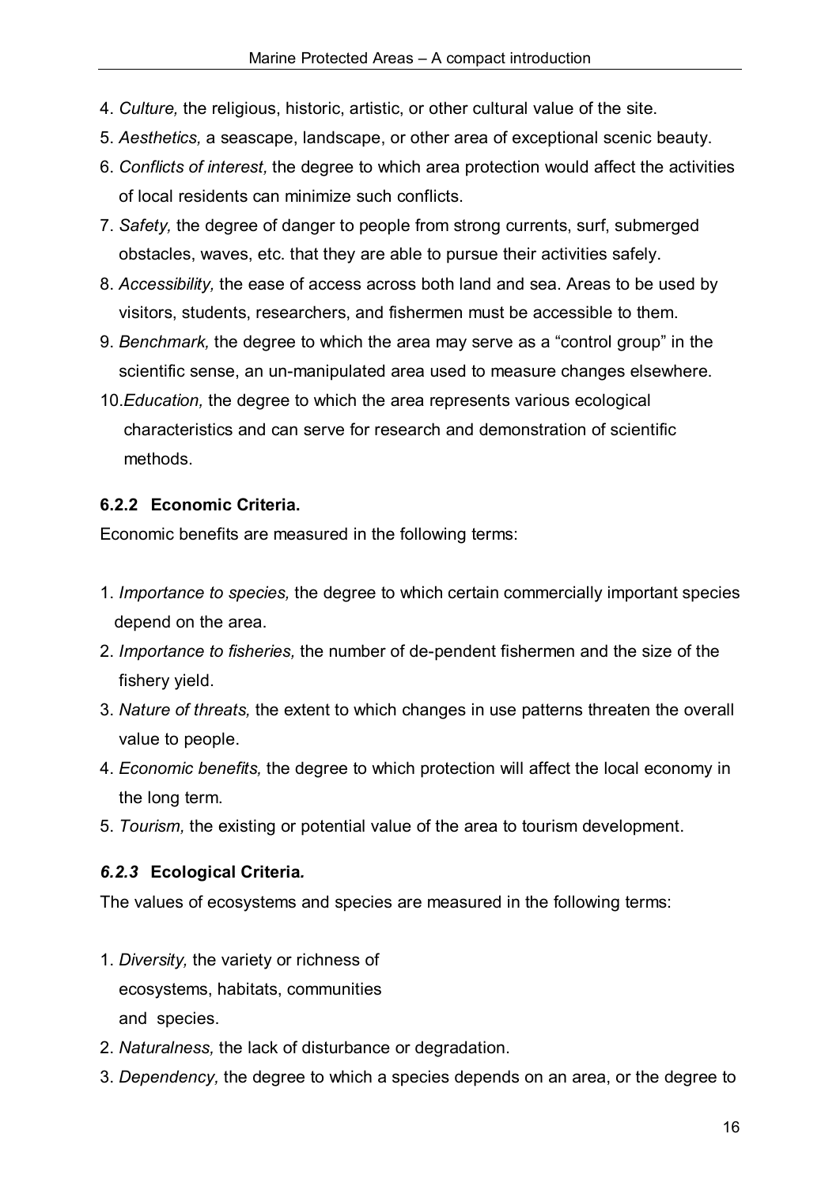4. *Culture,* the religious, historic, artistic, or other cultural value of the site.
5. *Aesthetics,* a seascape, landscape, or other area of exceptional scenic beauty.
6. *Conflicts of interest,* the degree to which area protection would affect the activities of local residents can minimize such conflicts.
7. *Safety,* the degree of danger to people from strong currents, surf, submerged obstacles, waves, etc. that they are able to pursue their activities safely.
8. *Accessibility,* the ease of access across both land and sea. Areas to be used by visitors, students, researchers, and fishermen must be accessible to them.
9. *Benchmark,* the degree to which the area may serve as a "control group" in the scientific sense, an un-manipulated area used to measure changes elsewhere.
10. *Education,* the degree to which the area represents various ecological characteristics and can serve for research and demonstration of scientific methods.

### 6.2.2 Economic Criteria.

Economic benefits are measured in the following terms:

1. *Importance to species,* the degree to which certain commercially important species depend on the area.
2. *Importance to fisheries,* the number of de-pendent fishermen and the size of the fishery yield.
3. *Nature of threats,* the extent to which changes in use patterns threaten the overall value to people.
4. *Economic benefits,* the degree to which protection will affect the local economy in the long term.
5. *Tourism,* the existing or potential value of the area to tourism development.

### *6.2.3* Ecological Criteria*.*

The values of ecosystems and species are measured in the following terms:

1. *Diversity,* the variety or richness of ecosystems, habitats, communities and species.
2. *Naturalness,* the lack of disturbance or degradation.
3. *Dependency,* the degree to which a species depends on an area, or the degree to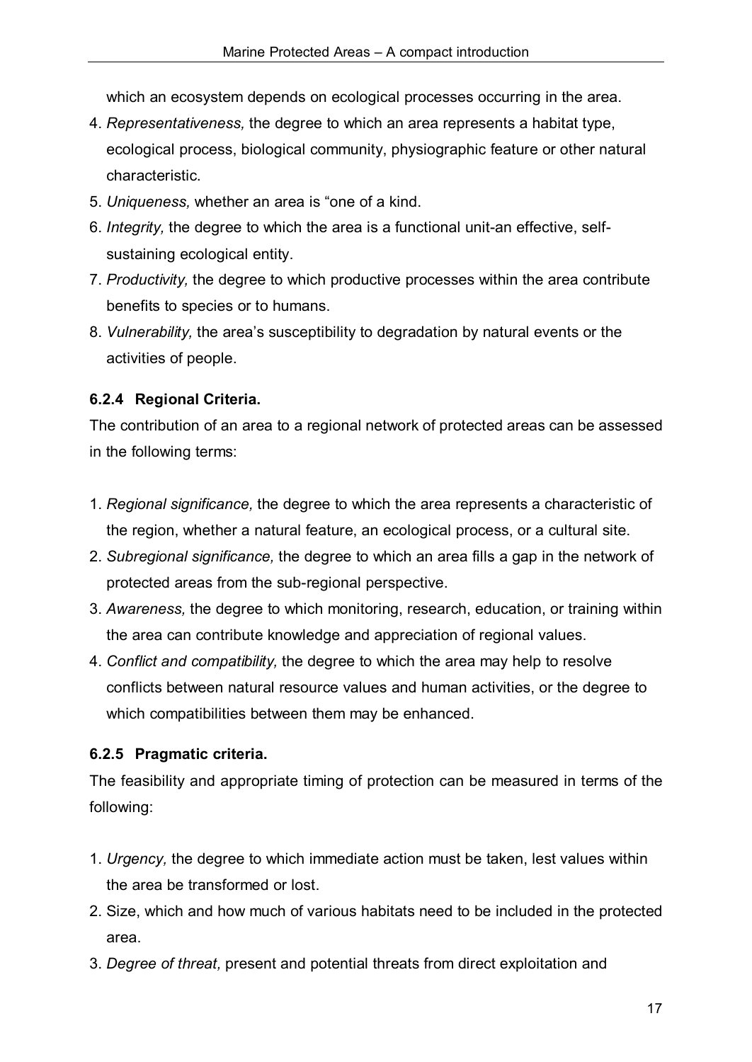which an ecosystem depends on ecological processes occurring in the area.

4. *Representativeness,* the degree to which an area represents a habitat type, ecological process, biological community, physiographic feature or other natural characteristic.
5. *Uniqueness,* whether an area is "one of a kind.
6. *Integrity,* the degree to which the area is a functional unit-an effective, self-sustaining ecological entity.
7. *Productivity,* the degree to which productive processes within the area contribute benefits to species or to humans.
8. *Vulnerability,* the area's susceptibility to degradation by natural events or the activities of people.

### 6.2.4 Regional Criteria.

The contribution of an area to a regional network of protected areas can be assessed in the following terms:

1. *Regional significance,* the degree to which the area represents a characteristic of the region, whether a natural feature, an ecological process, or a cultural site.
2. *Subregional significance,* the degree to which an area fills a gap in the network of protected areas from the sub-regional perspective.
3. *Awareness,* the degree to which monitoring, research, education, or training within the area can contribute knowledge and appreciation of regional values.
4. *Conflict and compatibility,* the degree to which the area may help to resolve conflicts between natural resource values and human activities, or the degree to which compatibilities between them may be enhanced.

### 6.2.5 Pragmatic criteria.

The feasibility and appropriate timing of protection can be measured in terms of the following:

1. *Urgency,* the degree to which immediate action must be taken, lest values within the area be transformed or lost.
2. Size, which and how much of various habitats need to be included in the protected area.
3. *Degree of threat,* present and potential threats from direct exploitation and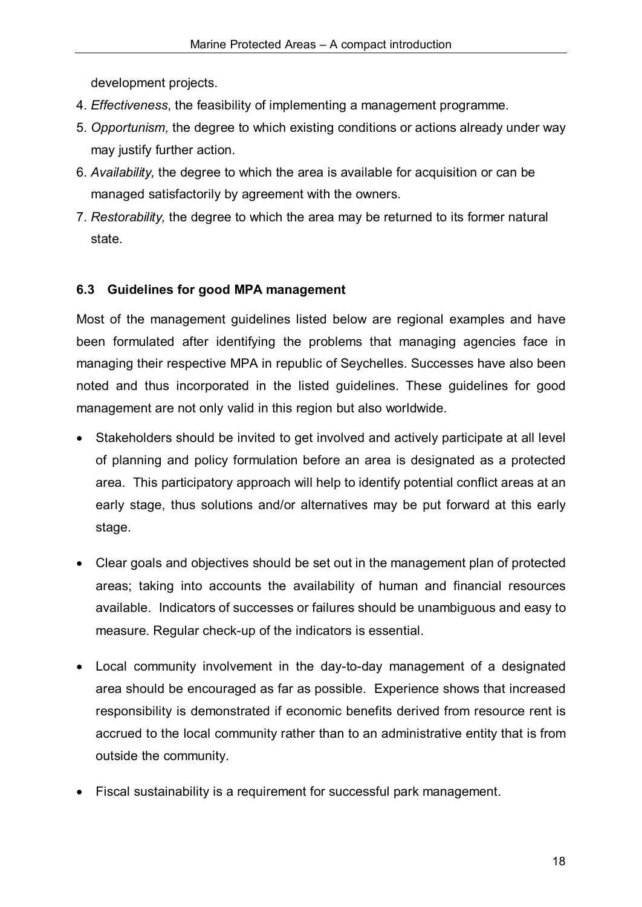development projects.

4. *Effectiveness*, the feasibility of implementing a management programme.
5. *Opportunism,* the degree to which existing conditions or actions already under way may justify further action.
6. *Availability,* the degree to which the area is available for acquisition or can be managed satisfactorily by agreement with the owners.
7. *Restorability,* the degree to which the area may be returned to its former natural state.

### 6.3 Guidelines for good MPA management

Most of the management guidelines listed below are regional examples and have been formulated after identifying the problems that managing agencies face in managing their respective MPA in republic of Seychelles. Successes have also been noted and thus incorporated in the listed guidelines. These guidelines for good management are not only valid in this region but also worldwide.

- Stakeholders should be invited to get involved and actively participate at all level of planning and policy formulation before an area is designated as a protected area. This participatory approach will help to identify potential conflict areas at an early stage, thus solutions and/or alternatives may be put forward at this early stage.

- Clear goals and objectives should be set out in the management plan of protected areas; taking into accounts the availability of human and financial resources available. Indicators of successes or failures should be unambiguous and easy to measure. Regular check-up of the indicators is essential.

- Local community involvement in the day-to-day management of a designated area should be encouraged as far as possible. Experience shows that increased responsibility is demonstrated if economic benefits derived from resource rent is accrued to the local community rather than to an administrative entity that is from outside the community.

- Fiscal sustainability is a requirement for successful park management.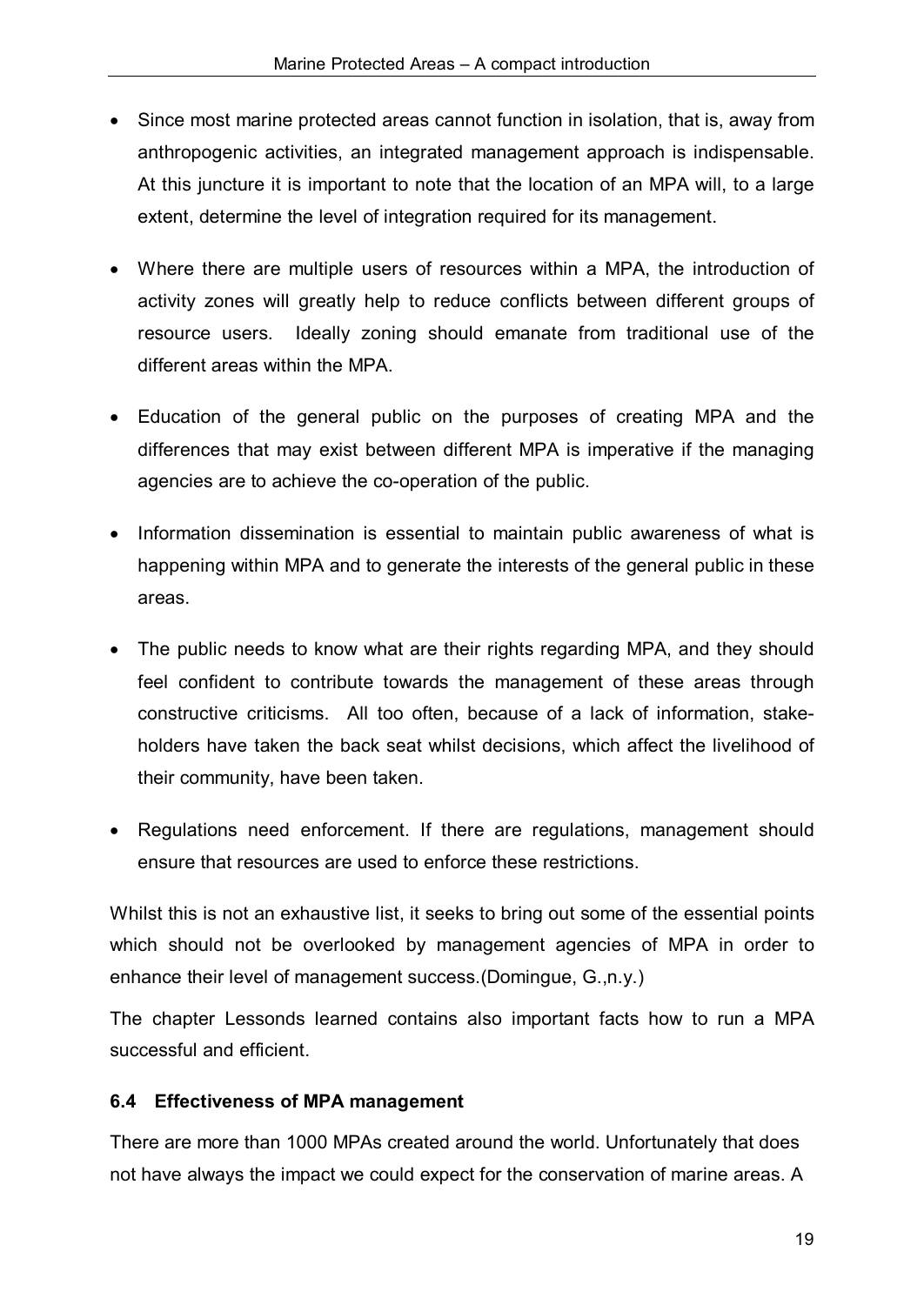- Since most marine protected areas cannot function in isolation, that is, away from anthropogenic activities, an integrated management approach is indispensable. At this juncture it is important to note that the location of an MPA will, to a large extent, determine the level of integration required for its management.

- Where there are multiple users of resources within a MPA, the introduction of activity zones will greatly help to reduce conflicts between different groups of resource users. Ideally zoning should emanate from traditional use of the different areas within the MPA.

- Education of the general public on the purposes of creating MPA and the differences that may exist between different MPA is imperative if the managing agencies are to achieve the co-operation of the public.

- Information dissemination is essential to maintain public awareness of what is happening within MPA and to generate the interests of the general public in these areas.

- The public needs to know what are their rights regarding MPA, and they should feel confident to contribute towards the management of these areas through constructive criticisms. All too often, because of a lack of information, stake-holders have taken the back seat whilst decisions, which affect the livelihood of their community, have been taken.

- Regulations need enforcement. If there are regulations, management should ensure that resources are used to enforce these restrictions.

Whilst this is not an exhaustive list, it seeks to bring out some of the essential points which should not be overlooked by management agencies of MPA in order to enhance their level of management success.(Domingue, G.,n.y.)

The chapter Lessonds learned contains also important facts how to run a MPA successful and efficient.

### 6.4 Effectiveness of MPA management

There are more than 1000 MPAs created around the world. Unfortunately that does not have always the impact we could expect for the conservation of marine areas. A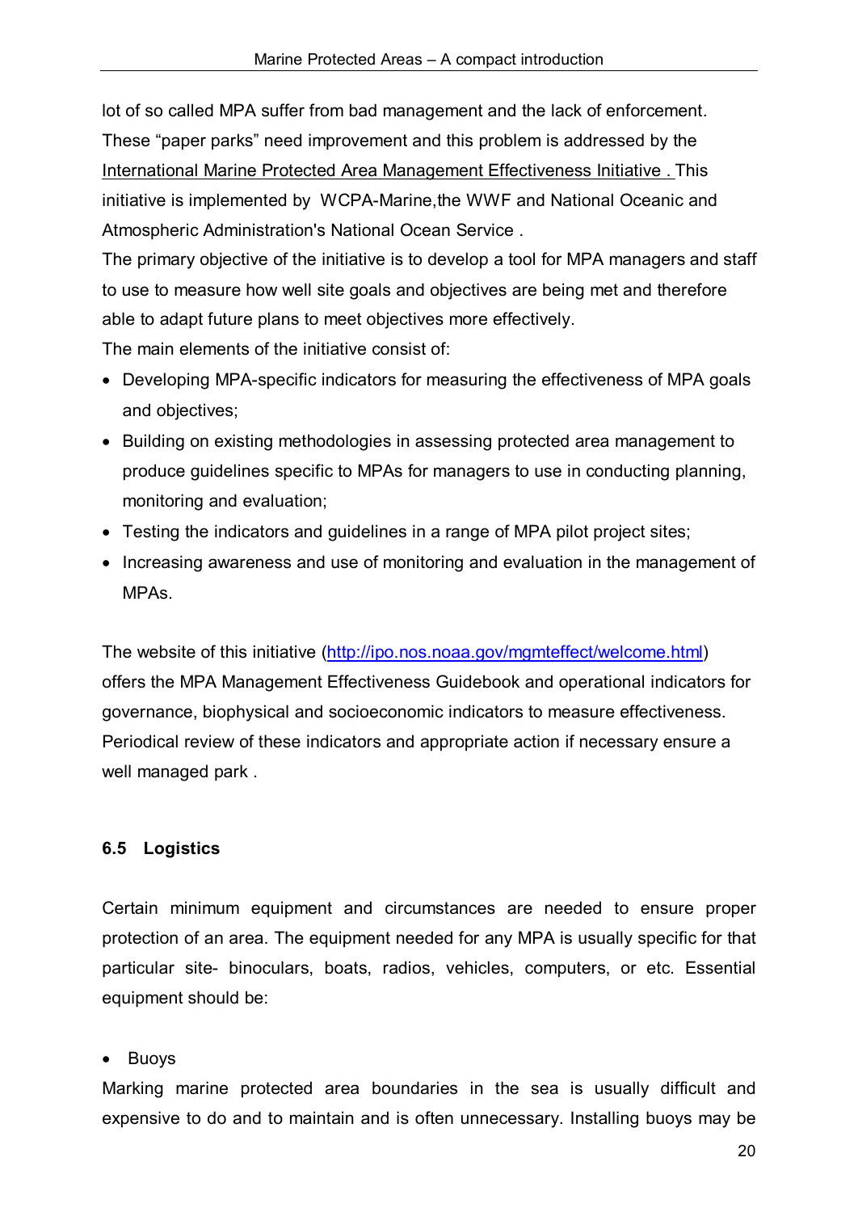lot of so called MPA suffer from bad management and the lack of enforcement. These "paper parks" need improvement and this problem is addressed by the International Marine Protected Area Management Effectiveness Initiative . This initiative is implemented by WCPA-Marine,the WWF and National Oceanic and Atmospheric Administration's National Ocean Service .

The primary objective of the initiative is to develop a tool for MPA managers and staff to use to measure how well site goals and objectives are being met and therefore able to adapt future plans to meet objectives more effectively.

The main elements of the initiative consist of:

- Developing MPA-specific indicators for measuring the effectiveness of MPA goals and objectives;
- Building on existing methodologies in assessing protected area management to produce guidelines specific to MPAs for managers to use in conducting planning, monitoring and evaluation;
- Testing the indicators and guidelines in a range of MPA pilot project sites;
- Increasing awareness and use of monitoring and evaluation in the management of MPAs.

The website of this initiative (http://ipo.nos.noaa.gov/mgmteffect/welcome.html) offers the MPA Management Effectiveness Guidebook and operational indicators for governance, biophysical and socioeconomic indicators to measure effectiveness. Periodical review of these indicators and appropriate action if necessary ensure a well managed park .

### 6.5 Logistics

Certain minimum equipment and circumstances are needed to ensure proper protection of an area. The equipment needed for any MPA is usually specific for that particular site- binoculars, boats, radios, vehicles, computers, or etc. Essential equipment should be:

- Buoys

Marking marine protected area boundaries in the sea is usually difficult and expensive to do and to maintain and is often unnecessary. Installing buoys may be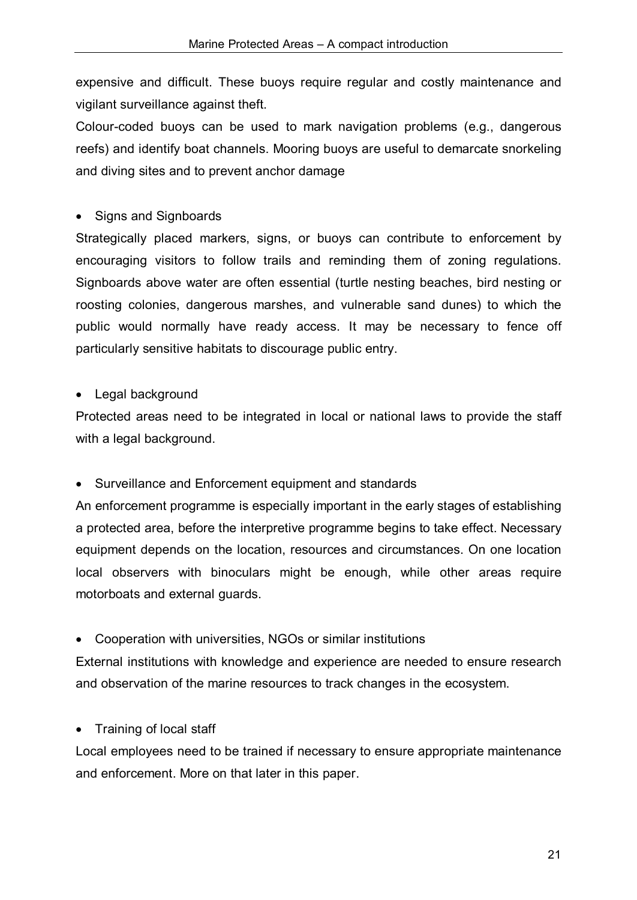expensive and difficult. These buoys require regular and costly maintenance and vigilant surveillance against theft.

Colour-coded buoys can be used to mark navigation problems (e.g., dangerous reefs) and identify boat channels. Mooring buoys are useful to demarcate snorkeling and diving sites and to prevent anchor damage

- Signs and Signboards

Strategically placed markers, signs, or buoys can contribute to enforcement by encouraging visitors to follow trails and reminding them of zoning regulations. Signboards above water are often essential (turtle nesting beaches, bird nesting or roosting colonies, dangerous marshes, and vulnerable sand dunes) to which the public would normally have ready access. It may be necessary to fence off particularly sensitive habitats to discourage public entry.

- Legal background

Protected areas need to be integrated in local or national laws to provide the staff with a legal background.

- Surveillance and Enforcement equipment and standards

An enforcement programme is especially important in the early stages of establishing a protected area, before the interpretive programme begins to take effect. Necessary equipment depends on the location, resources and circumstances. On one location local observers with binoculars might be enough, while other areas require motorboats and external guards.

- Cooperation with universities, NGOs or similar institutions

External institutions with knowledge and experience are needed to ensure research and observation of the marine resources to track changes in the ecosystem.

- Training of local staff

Local employees need to be trained if necessary to ensure appropriate maintenance and enforcement. More on that later in this paper.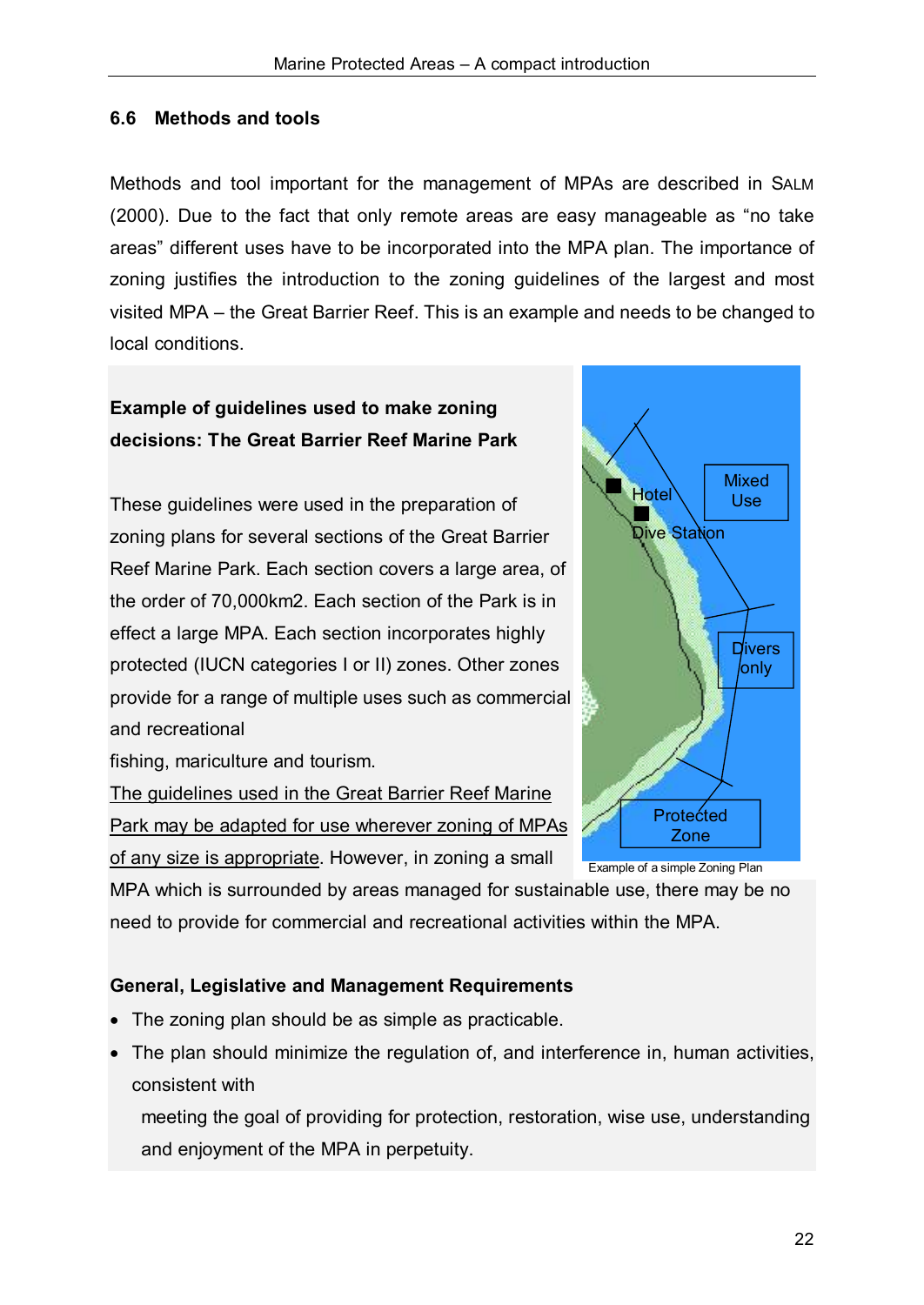### 6.6 Methods and tools

Methods and tool important for the management of MPAs are described in SALM (2000). Due to the fact that only remote areas are easy manageable as "no take areas" different uses have to be incorporated into the MPA plan. The importance of zoning justifies the introduction to the zoning guidelines of the largest and most visited MPA – the Great Barrier Reef. This is an example and needs to be changed to local conditions.

**Example of guidelines used to make zoning decisions: The Great Barrier Reef Marine Park**

These guidelines were used in the preparation of zoning plans for several sections of the Great Barrier Reef Marine Park. Each section covers a large area, of the order of 70,000km2. Each section of the Park is in effect a large MPA. Each section incorporates highly protected (IUCN categories I or II) zones. Other zones provide for a range of multiple uses such as commercial and recreational fishing, mariculture and tourism. The guidelines used in the Great Barrier Reef Marine Park may be adapted for use wherever zoning of MPAs of any size is appropriate. However, in zoning a small MPA which is surrounded by areas managed for sustainable use, there may be no need to provide for commercial and recreational activities within the MPA.

Example of a simple Zoning Plan

**General, Legislative and Management Requirements**

- The zoning plan should be as simple as practicable.
- The plan should minimize the regulation of, and interference in, human activities, consistent with meeting the goal of providing for protection, restoration, wise use, understanding and enjoyment of the MPA in perpetuity.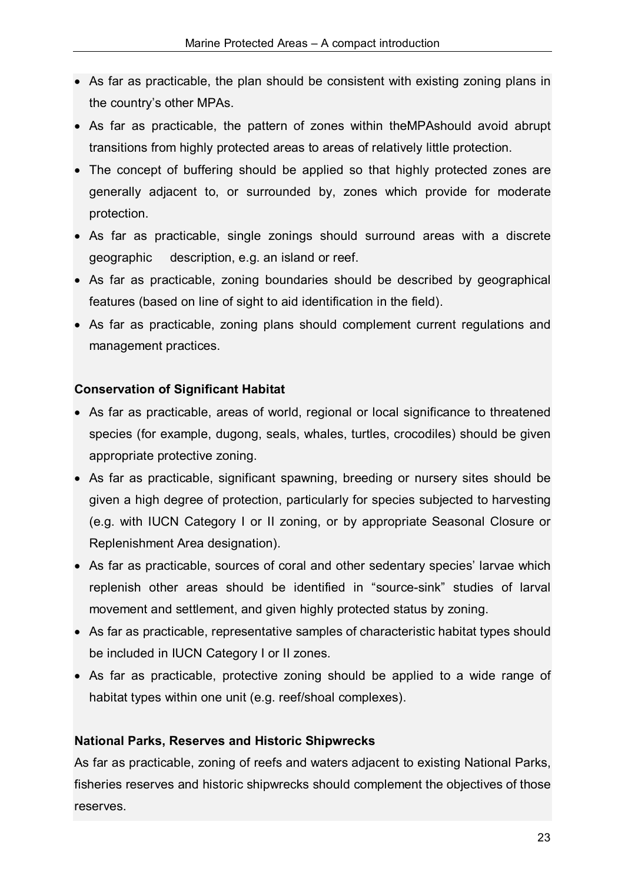- As far as practicable, the plan should be consistent with existing zoning plans in the country's other MPAs.
- As far as practicable, the pattern of zones within theMPAshould avoid abrupt transitions from highly protected areas to areas of relatively little protection.
- The concept of buffering should be applied so that highly protected zones are generally adjacent to, or surrounded by, zones which provide for moderate protection.
- As far as practicable, single zonings should surround areas with a discrete geographic description, e.g. an island or reef.
- As far as practicable, zoning boundaries should be described by geographical features (based on line of sight to aid identification in the field).
- As far as practicable, zoning plans should complement current regulations and management practices.

**Conservation of Significant Habitat**

- As far as practicable, areas of world, regional or local significance to threatened species (for example, dugong, seals, whales, turtles, crocodiles) should be given appropriate protective zoning.
- As far as practicable, significant spawning, breeding or nursery sites should be given a high degree of protection, particularly for species subjected to harvesting (e.g. with IUCN Category I or II zoning, or by appropriate Seasonal Closure or Replenishment Area designation).
- As far as practicable, sources of coral and other sedentary species' larvae which replenish other areas should be identified in "source-sink" studies of larval movement and settlement, and given highly protected status by zoning.
- As far as practicable, representative samples of characteristic habitat types should be included in IUCN Category I or II zones.
- As far as practicable, protective zoning should be applied to a wide range of habitat types within one unit (e.g. reef/shoal complexes).

**National Parks, Reserves and Historic Shipwrecks**

As far as practicable, zoning of reefs and waters adjacent to existing National Parks, fisheries reserves and historic shipwrecks should complement the objectives of those reserves.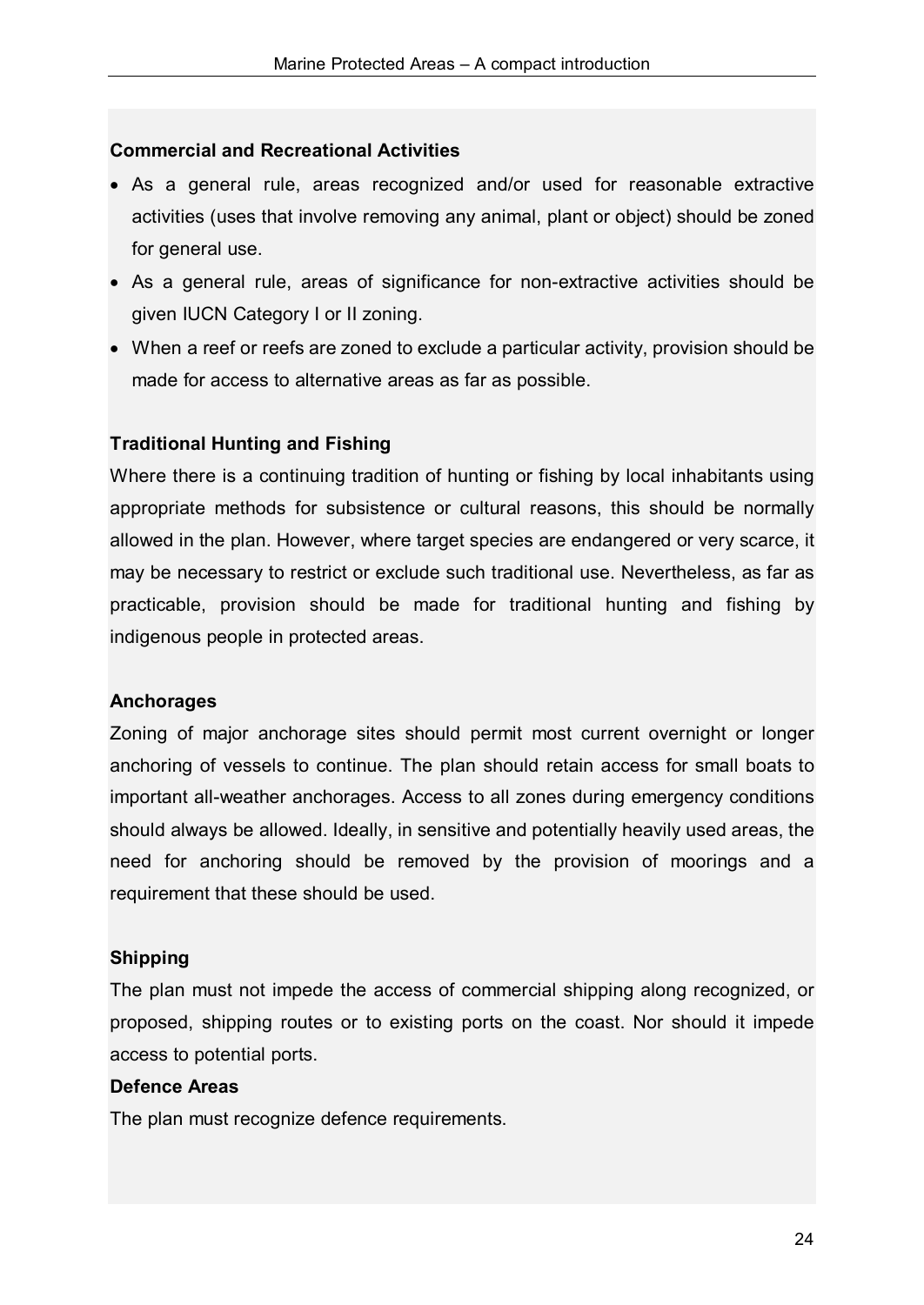**Commercial and Recreational Activities**

- As a general rule, areas recognized and/or used for reasonable extractive activities (uses that involve removing any animal, plant or object) should be zoned for general use.
- As a general rule, areas of significance for non-extractive activities should be given IUCN Category I or II zoning.
- When a reef or reefs are zoned to exclude a particular activity, provision should be made for access to alternative areas as far as possible.

**Traditional Hunting and Fishing**

Where there is a continuing tradition of hunting or fishing by local inhabitants using appropriate methods for subsistence or cultural reasons, this should be normally allowed in the plan. However, where target species are endangered or very scarce, it may be necessary to restrict or exclude such traditional use. Nevertheless, as far as practicable, provision should be made for traditional hunting and fishing by indigenous people in protected areas.

**Anchorages**

Zoning of major anchorage sites should permit most current overnight or longer anchoring of vessels to continue. The plan should retain access for small boats to important all-weather anchorages. Access to all zones during emergency conditions should always be allowed. Ideally, in sensitive and potentially heavily used areas, the need for anchoring should be removed by the provision of moorings and a requirement that these should be used.

**Shipping**

The plan must not impede the access of commercial shipping along recognized, or proposed, shipping routes or to existing ports on the coast. Nor should it impede access to potential ports.

**Defence Areas**

The plan must recognize defence requirements.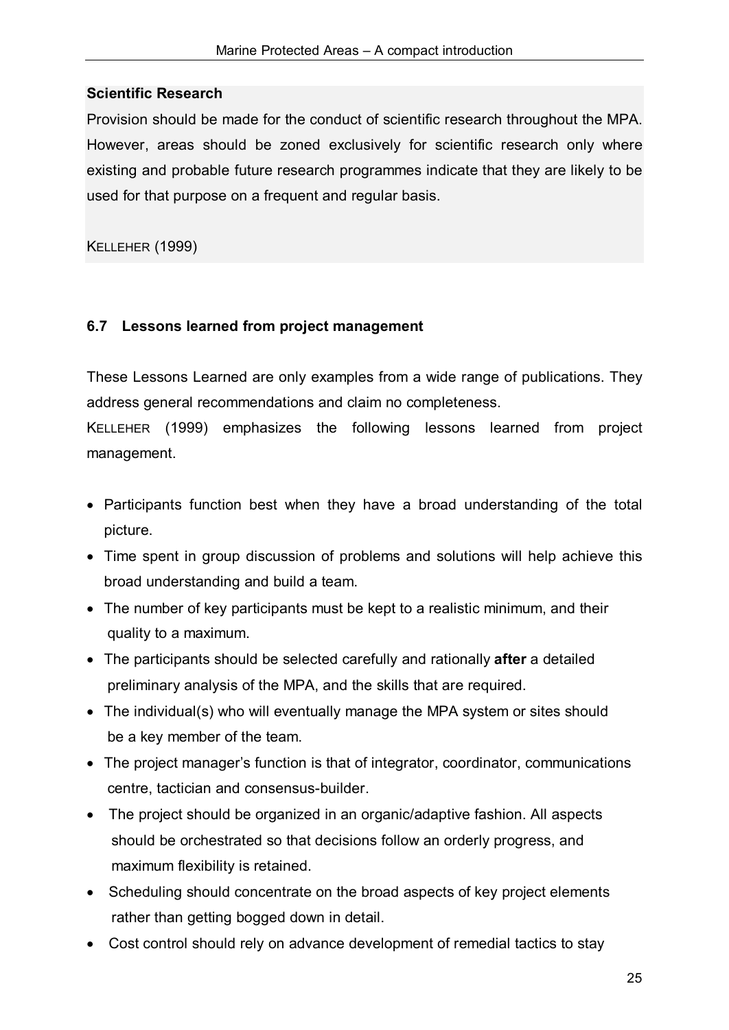**Scientific Research**

Provision should be made for the conduct of scientific research throughout the MPA. However, areas should be zoned exclusively for scientific research only where existing and probable future research programmes indicate that they are likely to be used for that purpose on a frequent and regular basis.

KELLEHER (1999)

### 6.7 Lessons learned from project management

These Lessons Learned are only examples from a wide range of publications. They address general recommendations and claim no completeness.

KELLEHER (1999) emphasizes the following lessons learned from project management.

- Participants function best when they have a broad understanding of the total picture.
- Time spent in group discussion of problems and solutions will help achieve this broad understanding and build a team.
- The number of key participants must be kept to a realistic minimum, and their quality to a maximum.
- The participants should be selected carefully and rationally **after** a detailed preliminary analysis of the MPA, and the skills that are required.
- The individual(s) who will eventually manage the MPA system or sites should be a key member of the team.
- The project manager's function is that of integrator, coordinator, communications centre, tactician and consensus-builder.
- The project should be organized in an organic/adaptive fashion. All aspects should be orchestrated so that decisions follow an orderly progress, and maximum flexibility is retained.
- Scheduling should concentrate on the broad aspects of key project elements rather than getting bogged down in detail.
- Cost control should rely on advance development of remedial tactics to stay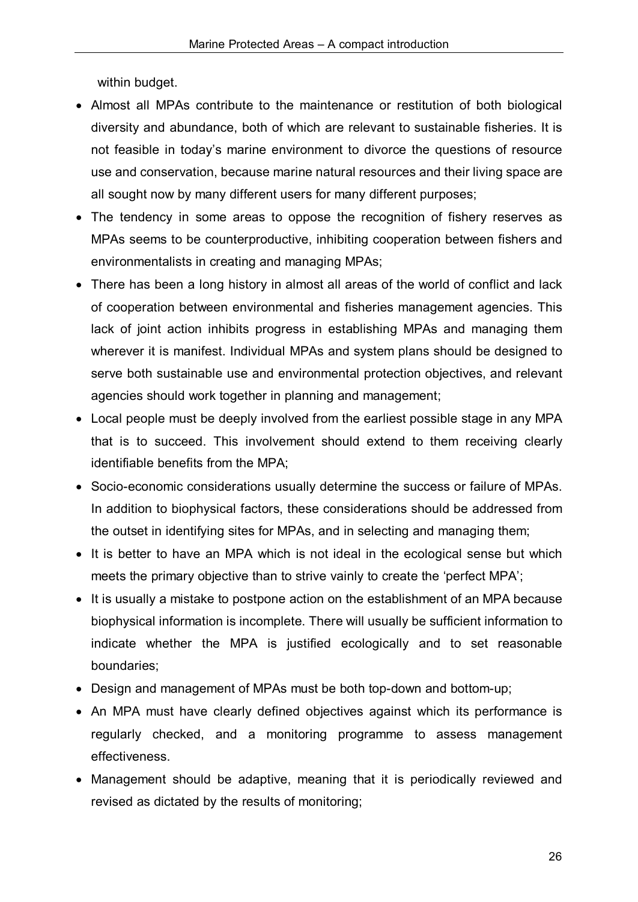within budget.

- Almost all MPAs contribute to the maintenance or restitution of both biological diversity and abundance, both of which are relevant to sustainable fisheries. It is not feasible in today's marine environment to divorce the questions of resource use and conservation, because marine natural resources and their living space are all sought now by many different users for many different purposes;
- The tendency in some areas to oppose the recognition of fishery reserves as MPAs seems to be counterproductive, inhibiting cooperation between fishers and environmentalists in creating and managing MPAs;
- There has been a long history in almost all areas of the world of conflict and lack of cooperation between environmental and fisheries management agencies. This lack of joint action inhibits progress in establishing MPAs and managing them wherever it is manifest. Individual MPAs and system plans should be designed to serve both sustainable use and environmental protection objectives, and relevant agencies should work together in planning and management;
- Local people must be deeply involved from the earliest possible stage in any MPA that is to succeed. This involvement should extend to them receiving clearly identifiable benefits from the MPA;
- Socio-economic considerations usually determine the success or failure of MPAs. In addition to biophysical factors, these considerations should be addressed from the outset in identifying sites for MPAs, and in selecting and managing them;
- It is better to have an MPA which is not ideal in the ecological sense but which meets the primary objective than to strive vainly to create the 'perfect MPA';
- It is usually a mistake to postpone action on the establishment of an MPA because biophysical information is incomplete. There will usually be sufficient information to indicate whether the MPA is justified ecologically and to set reasonable boundaries;
- Design and management of MPAs must be both top-down and bottom-up;
- An MPA must have clearly defined objectives against which its performance is regularly checked, and a monitoring programme to assess management effectiveness.
- Management should be adaptive, meaning that it is periodically reviewed and revised as dictated by the results of monitoring;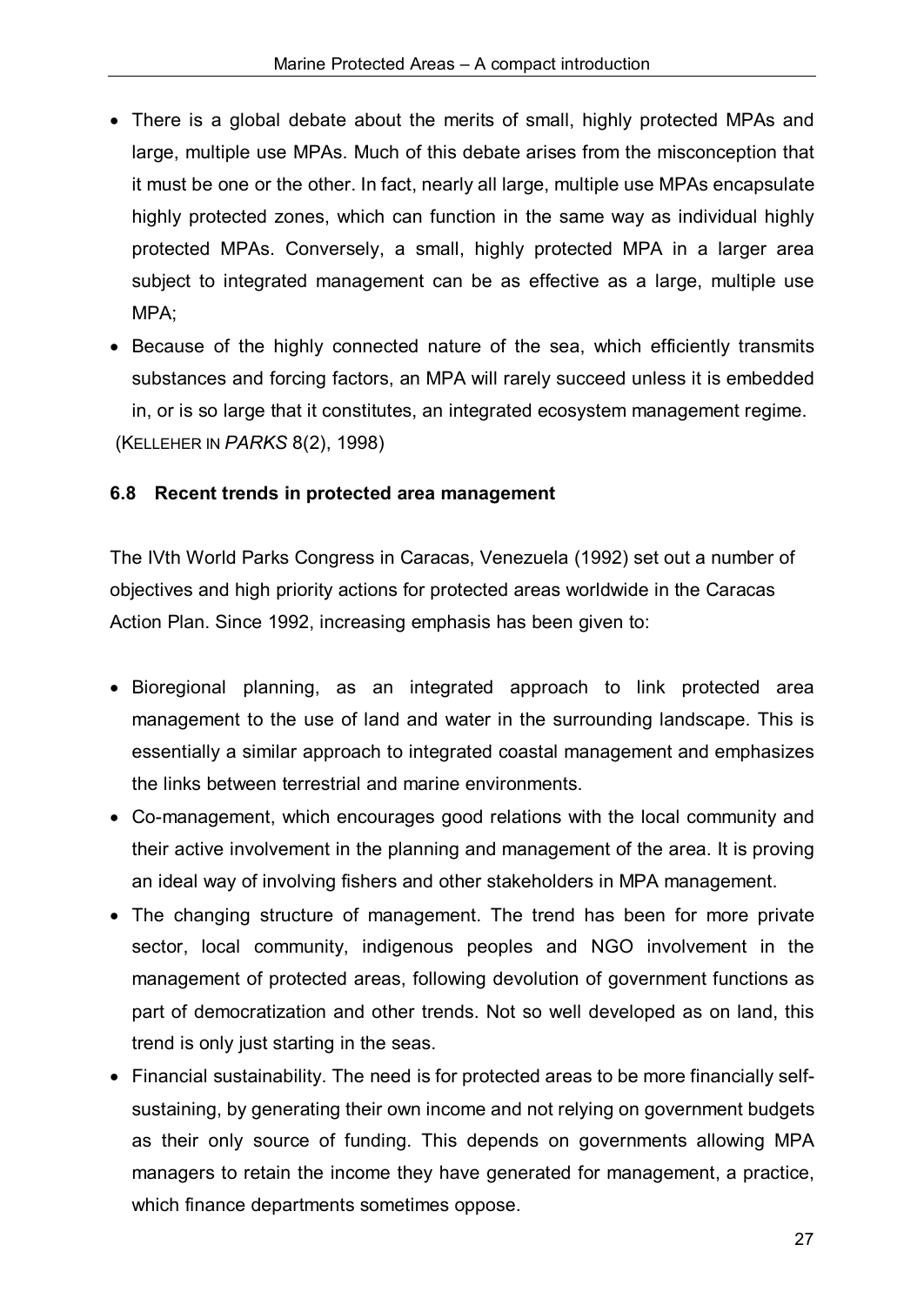- There is a global debate about the merits of small, highly protected MPAs and large, multiple use MPAs. Much of this debate arises from the misconception that it must be one or the other. In fact, nearly all large, multiple use MPAs encapsulate highly protected zones, which can function in the same way as individual highly protected MPAs. Conversely, a small, highly protected MPA in a larger area subject to integrated management can be as effective as a large, multiple use MPA;
- Because of the highly connected nature of the sea, which efficiently transmits substances and forcing factors, an MPA will rarely succeed unless it is embedded in, or is so large that it constitutes, an integrated ecosystem management regime.

(KELLEHER IN *PARKS* 8(2), 1998)

### 6.8 Recent trends in protected area management

The IVth World Parks Congress in Caracas, Venezuela (1992) set out a number of objectives and high priority actions for protected areas worldwide in the Caracas Action Plan. Since 1992, increasing emphasis has been given to:

- Bioregional planning, as an integrated approach to link protected area management to the use of land and water in the surrounding landscape. This is essentially a similar approach to integrated coastal management and emphasizes the links between terrestrial and marine environments.
- Co-management, which encourages good relations with the local community and their active involvement in the planning and management of the area. It is proving an ideal way of involving fishers and other stakeholders in MPA management.
- The changing structure of management. The trend has been for more private sector, local community, indigenous peoples and NGO involvement in the management of protected areas, following devolution of government functions as part of democratization and other trends. Not so well developed as on land, this trend is only just starting in the seas.
- Financial sustainability. The need is for protected areas to be more financially self-sustaining, by generating their own income and not relying on government budgets as their only source of funding. This depends on governments allowing MPA managers to retain the income they have generated for management, a practice, which finance departments sometimes oppose.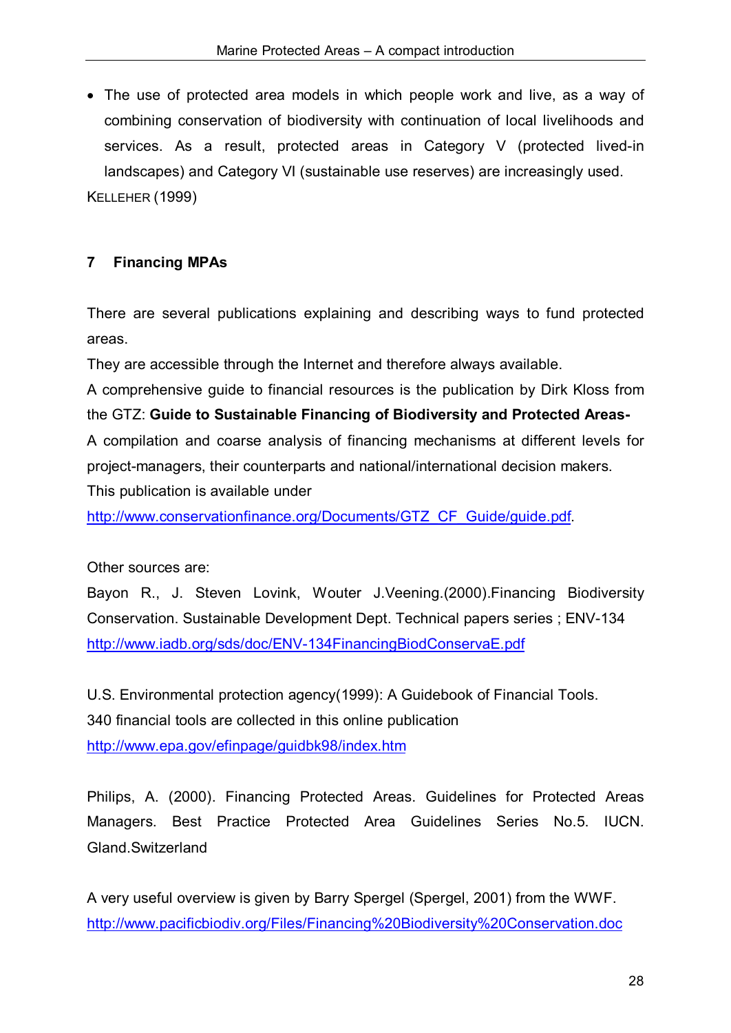- The use of protected area models in which people work and live, as a way of combining conservation of biodiversity with continuation of local livelihoods and services. As a result, protected areas in Category V (protected lived-in landscapes) and Category VI (sustainable use reserves) are increasingly used.

KELLEHER (1999)

## 7 Financing MPAs

There are several publications explaining and describing ways to fund protected areas.

They are accessible through the Internet and therefore always available.

A comprehensive guide to financial resources is the publication by Dirk Kloss from the GTZ: **Guide to Sustainable Financing of Biodiversity and Protected Areas-**

A compilation and coarse analysis of financing mechanisms at different levels for project-managers, their counterparts and national/international decision makers.

This publication is available under

http://www.conservationfinance.org/Documents/GTZ_CF_Guide/guide.pdf.

Other sources are:

Bayon R., J. Steven Lovink, Wouter J.Veening.(2000).Financing Biodiversity Conservation. Sustainable Development Dept. Technical papers series ; ENV-134

http://www.iadb.org/sds/doc/ENV-134FinancingBiodConservaE.pdf

U.S. Environmental protection agency(1999): A Guidebook of Financial Tools.

340 financial tools are collected in this online publication

http://www.epa.gov/efinpage/guidbk98/index.htm

Philips, A. (2000). Financing Protected Areas. Guidelines for Protected Areas Managers. Best Practice Protected Area Guidelines Series No.5. IUCN. Gland.Switzerland

A very useful overview is given by Barry Spergel (Spergel, 2001) from the WWF.

http://www.pacificbiodiv.org/Files/Financing%20Biodiversity%20Conservation.doc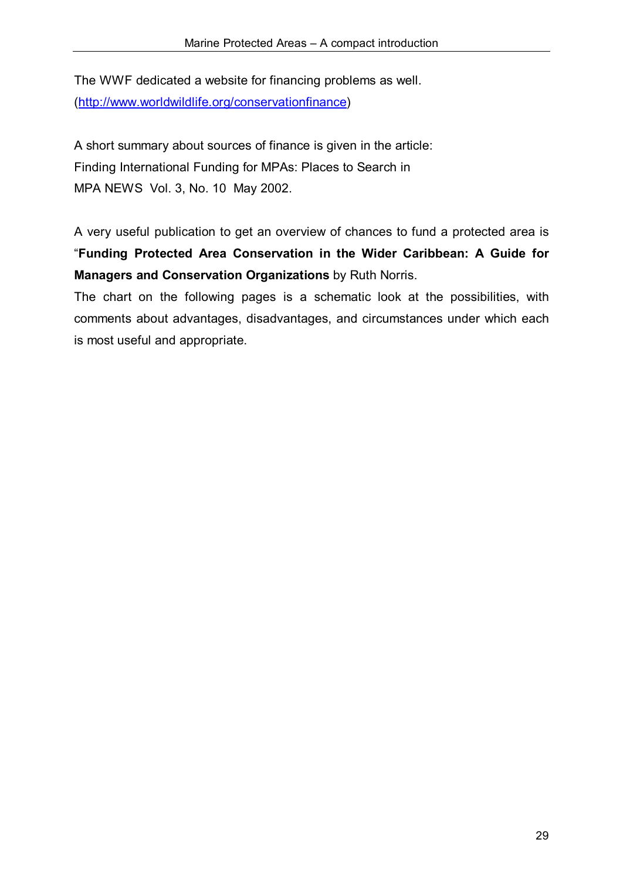The WWF dedicated a website for financing problems as well. (http://www.worldwildlife.org/conservationfinance)

A short summary about sources of finance is given in the article:
Finding International Funding for MPAs: Places to Search in
MPA NEWS Vol. 3, No. 10 May 2002.

A very useful publication to get an overview of chances to fund a protected area is "**Funding Protected Area Conservation in the Wider Caribbean: A Guide for Managers and Conservation Organizations** by Ruth Norris.
The chart on the following pages is a schematic look at the possibilities, with comments about advantages, disadvantages, and circumstances under which each is most useful and appropriate.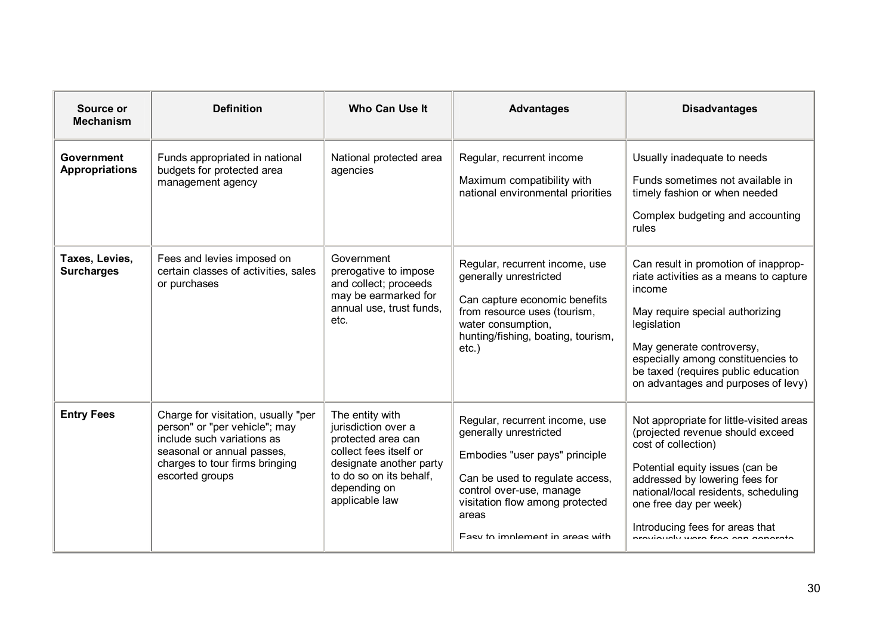| Source or Mechanism | Definition | Who Can Use It | Advantages | Disadvantages |
|---|---|---|---|---|
| **Government Appropriations** | Funds appropriated in national budgets for protected area management agency | National protected area agencies | Regular, recurrent income<br><br>Maximum compatibility with national environmental priorities | Usually inadequate to needs<br><br>Funds sometimes not available in timely fashion or when needed<br><br>Complex budgeting and accounting rules |
| **Taxes, Levies, Surcharges** | Fees and levies imposed on certain classes of activities, sales or purchases | Government prerogative to impose and collect; proceeds may be earmarked for annual use, trust funds, etc. | Regular, recurrent income, use generally unrestricted<br><br>Can capture economic benefits from resource uses (tourism, water consumption, hunting/fishing, boating, tourism, etc.) | Can result in promotion of inappropriate activities as a means to capture income<br><br>May require special authorizing legislation<br><br>May generate controversy, especially among constituencies to be taxed (requires public education on advantages and purposes of levy) |
| **Entry Fees** | Charge for visitation, usually "per person" or "per vehicle"; may include such variations as seasonal or annual passes, charges to tour firms bringing escorted groups | The entity with jurisdiction over a protected area can collect fees itself or designate another party to do so on its behalf, depending on applicable law | Regular, recurrent income, use generally unrestricted<br><br>Embodies "user pays" principle<br><br>Can be used to regulate access, control over-use, manage visitation flow among protected areas<br><br>Easy to implement in areas with | Not appropriate for little-visited areas (projected revenue should exceed cost of collection)<br><br>Potential equity issues (can be addressed by lowering fees for national/local residents, scheduling one free day per week)<br><br>Introducing fees for areas that previously were free can generate |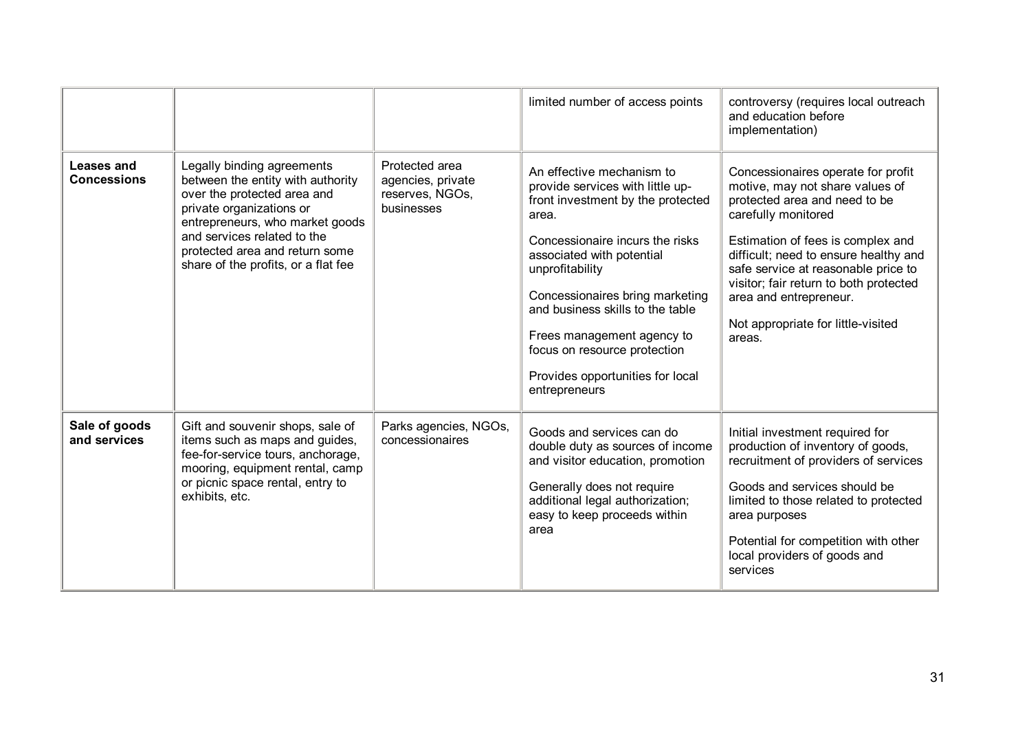| | | | | |
|---|---|---|---|---|
| | | | limited number of access points | controversy (requires local outreach and education before implementation) |
| **Leases and Concessions** | Legally binding agreements between the entity with authority over the protected area and private organizations or entrepreneurs, who market goods and services related to the protected area and return some share of the profits, or a flat fee | Protected area agencies, private reserves, NGOs, businesses | An effective mechanism to provide services with little up-front investment by the protected area.<br><br>Concessionaire incurs the risks associated with potential unprofitability<br><br>Concessionaires bring marketing and business skills to the table<br><br>Frees management agency to focus on resource protection<br><br>Provides opportunities for local entrepreneurs | Concessionaires operate for profit motive, may not share values of protected area and need to be carefully monitored<br><br>Estimation of fees is complex and difficult; need to ensure healthy and safe service at reasonable price to visitor; fair return to both protected area and entrepreneur.<br><br>Not appropriate for little-visited areas. |
| **Sale of goods and services** | Gift and souvenir shops, sale of items such as maps and guides, fee-for-service tours, anchorage, mooring, equipment rental, camp or picnic space rental, entry to exhibits, etc. | Parks agencies, NGOs, concessionaires | Goods and services can do double duty as sources of income and visitor education, promotion<br><br>Generally does not require additional legal authorization; easy to keep proceeds within area | Initial investment required for production of inventory of goods, recruitment of providers of services<br><br>Goods and services should be limited to those related to protected area purposes<br><br>Potential for competition with other local providers of goods and services |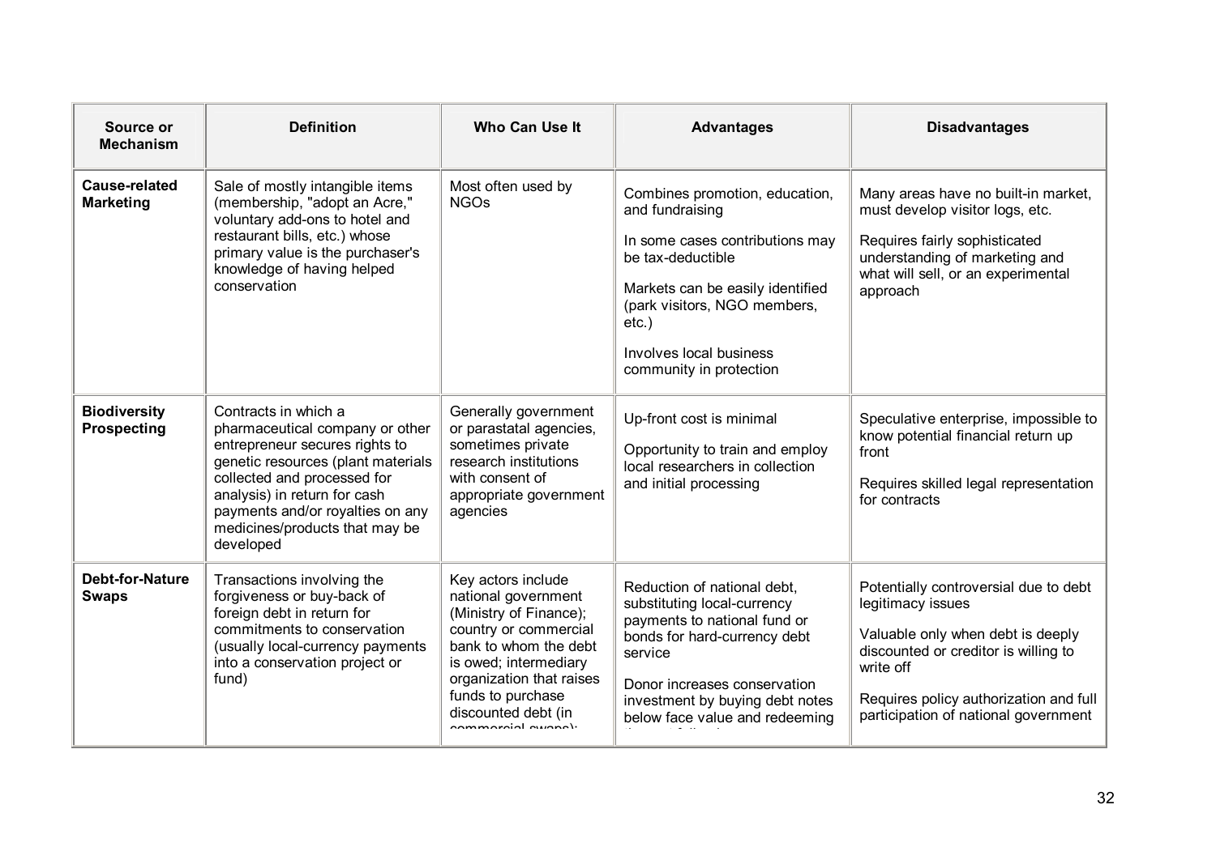| Source or Mechanism | Definition | Who Can Use It | Advantages | Disadvantages |
|---|---|---|---|---|
| **Cause-related Marketing** | Sale of mostly intangible items (membership, "adopt an Acre," voluntary add-ons to hotel and restaurant bills, etc.) whose primary value is the purchaser's knowledge of having helped conservation | Most often used by NGOs | Combines promotion, education, and fundraising<br><br>In some cases contributions may be tax-deductible<br><br>Markets can be easily identified (park visitors, NGO members, etc.)<br><br>Involves local business community in protection | Many areas have no built-in market, must develop visitor logs, etc.<br><br>Requires fairly sophisticated understanding of marketing and what will sell, or an experimental approach |
| **Biodiversity Prospecting** | Contracts in which a pharmaceutical company or other entrepreneur secures rights to genetic resources (plant materials collected and processed for analysis) in return for cash payments and/or royalties on any medicines/products that may be developed | Generally government or parastatal agencies, sometimes private research institutions with consent of appropriate government agencies | Up-front cost is minimal<br><br>Opportunity to train and employ local researchers in collection and initial processing | Speculative enterprise, impossible to know potential financial return up front<br><br>Requires skilled legal representation for contracts |
| **Debt-for-Nature Swaps** | Transactions involving the forgiveness or buy-back of foreign debt in return for commitments to conservation (usually local-currency payments into a conservation project or fund) | Key actors include national government (Ministry of Finance); country or commercial bank to whom the debt is owed; intermediary organization that raises funds to purchase discounted debt (in commercial swaps); | Reduction of national debt, substituting local-currency payments to national fund or bonds for hard-currency debt service<br><br>Donor increases conservation investment by buying debt notes below face value and redeeming | Potentially controversial due to debt legitimacy issues<br><br>Valuable only when debt is deeply discounted or creditor is willing to write off<br><br>Requires policy authorization and full participation of national government |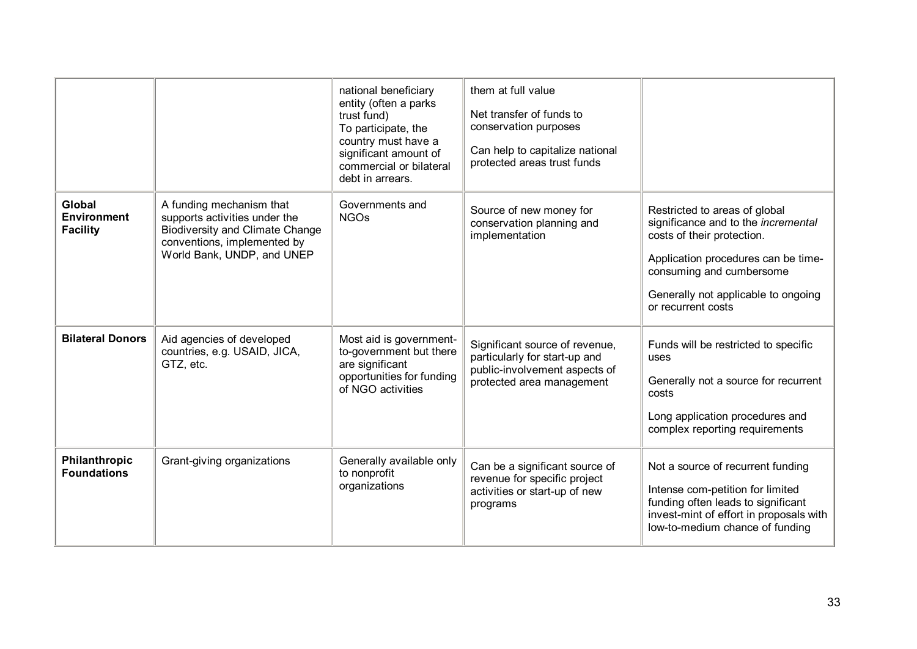| | | | | |
|---|---|---|---|---|
| | | national beneficiary entity (often a parks trust fund)<br>To participate, the country must have a significant amount of commercial or bilateral debt in arrears. | them at full value<br><br>Net transfer of funds to conservation purposes<br><br>Can help to capitalize national protected areas trust funds | |
| **Global Environment Facility** | A funding mechanism that supports activities under the Biodiversity and Climate Change conventions, implemented by World Bank, UNDP, and UNEP | Governments and NGOs | Source of new money for conservation planning and implementation | Restricted to areas of global significance and to the *incremental* costs of their protection.<br><br>Application procedures can be time-consuming and cumbersome<br><br>Generally not applicable to ongoing or recurrent costs |
| **Bilateral Donors** | Aid agencies of developed countries, e.g. USAID, JICA, GTZ, etc. | Most aid is government-to-government but there are significant opportunities for funding of NGO activities | Significant source of revenue, particularly for start-up and public-involvement aspects of protected area management | Funds will be restricted to specific uses<br><br>Generally not a source for recurrent costs<br><br>Long application procedures and complex reporting requirements |
| **Philanthropic Foundations** | Grant-giving organizations | Generally available only to nonprofit organizations | Can be a significant source of revenue for specific project activities or start-up of new programs | Not a source of recurrent funding<br><br>Intense com-petition for limited funding often leads to significant invest-mint of effort in proposals with low-to-medium chance of funding |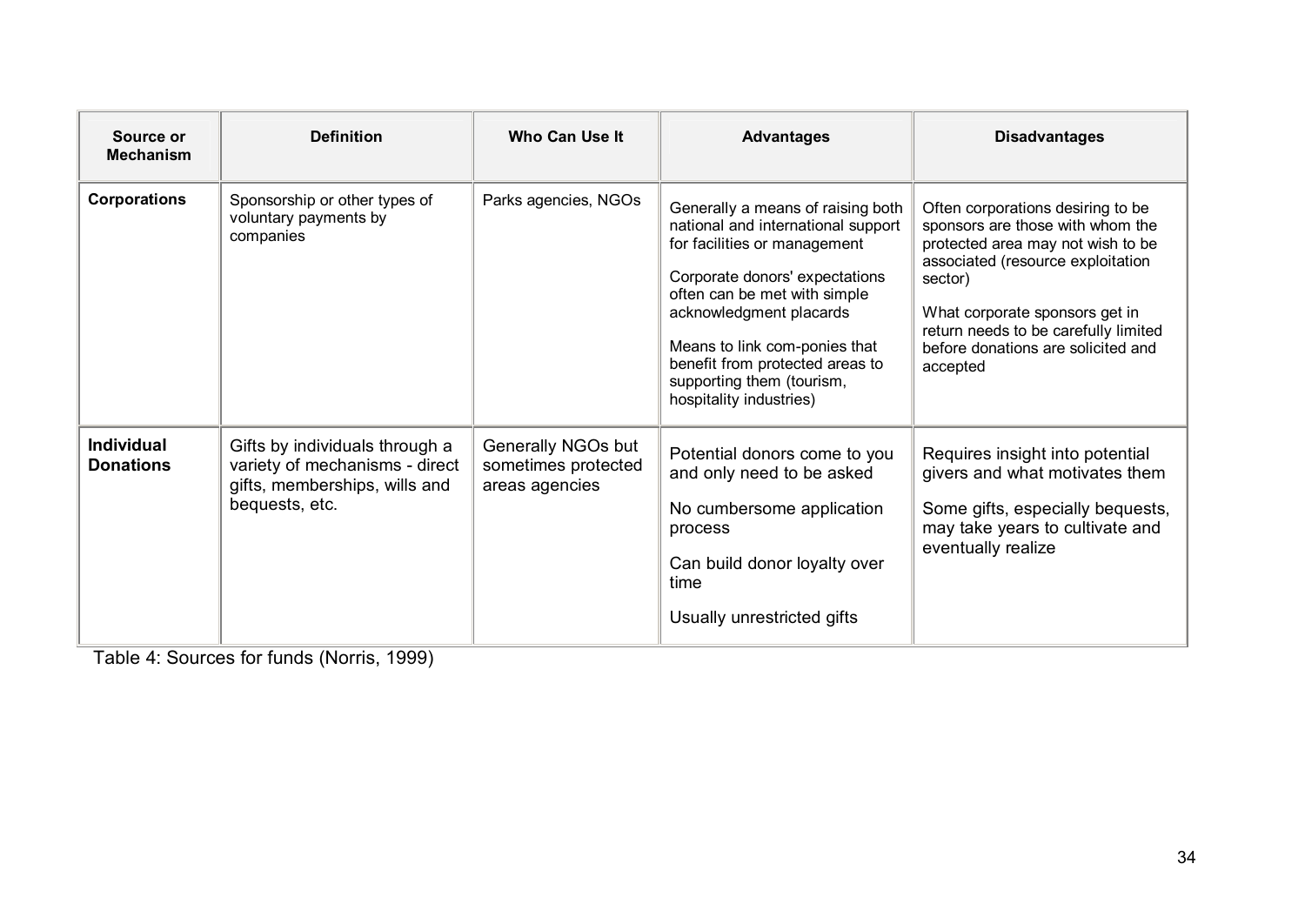| Source or Mechanism | Definition | Who Can Use It | Advantages | Disadvantages |
|---|---|---|---|---|
| **Corporations** | Sponsorship or other types of voluntary payments by companies | Parks agencies, NGOs | Generally a means of raising both national and international support for facilities or management<br><br>Corporate donors' expectations often can be met with simple acknowledgment placards<br><br>Means to link com-ponies that benefit from protected areas to supporting them (tourism, hospitality industries) | Often corporations desiring to be sponsors are those with whom the protected area may not wish to be associated (resource exploitation sector)<br><br>What corporate sponsors get in return needs to be carefully limited before donations are solicited and accepted |
| **Individual Donations** | Gifts by individuals through a variety of mechanisms - direct gifts, memberships, wills and bequests, etc. | Generally NGOs but sometimes protected areas agencies | Potential donors come to you and only need to be asked<br><br>No cumbersome application process<br><br>Can build donor loyalty over time<br><br>Usually unrestricted gifts | Requires insight into potential givers and what motivates them<br><br>Some gifts, especially bequests, may take years to cultivate and eventually realize |

Table 4: Sources for funds (Norris, 1999)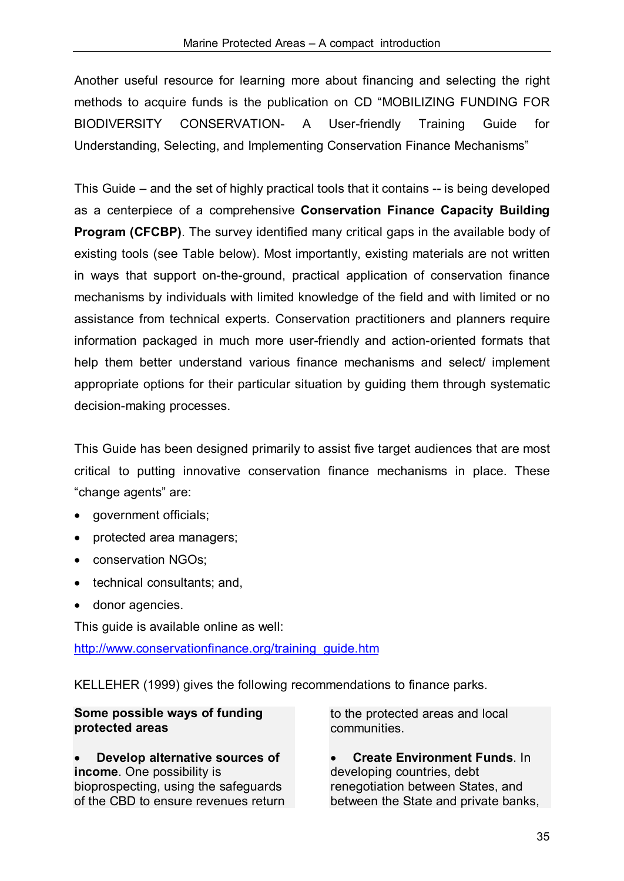Another useful resource for learning more about financing and selecting the right methods to acquire funds is the publication on CD "MOBILIZING FUNDING FOR BIODIVERSITY CONSERVATION- A User-friendly Training Guide for Understanding, Selecting, and Implementing Conservation Finance Mechanisms"

This Guide – and the set of highly practical tools that it contains -- is being developed as a centerpiece of a comprehensive **Conservation Finance Capacity Building Program (CFCBP)**. The survey identified many critical gaps in the available body of existing tools (see Table below). Most importantly, existing materials are not written in ways that support on-the-ground, practical application of conservation finance mechanisms by individuals with limited knowledge of the field and with limited or no assistance from technical experts. Conservation practitioners and planners require information packaged in much more user-friendly and action-oriented formats that help them better understand various finance mechanisms and select/ implement appropriate options for their particular situation by guiding them through systematic decision-making processes.

This Guide has been designed primarily to assist five target audiences that are most critical to putting innovative conservation finance mechanisms in place. These "change agents" are:

- government officials;
- protected area managers;
- conservation NGOs;
- technical consultants; and,
- donor agencies.

This guide is available online as well:
http://www.conservationfinance.org/training_guide.htm

KELLEHER (1999) gives the following recommendations to finance parks.

**Some possible ways of funding protected areas**

- **Develop alternative sources of income**. One possibility is bioprospecting, using the safeguards of the CBD to ensure revenues return to the protected areas and local communities.
- **Create Environment Funds**. In developing countries, debt renegotiation between States, and between the State and private banks,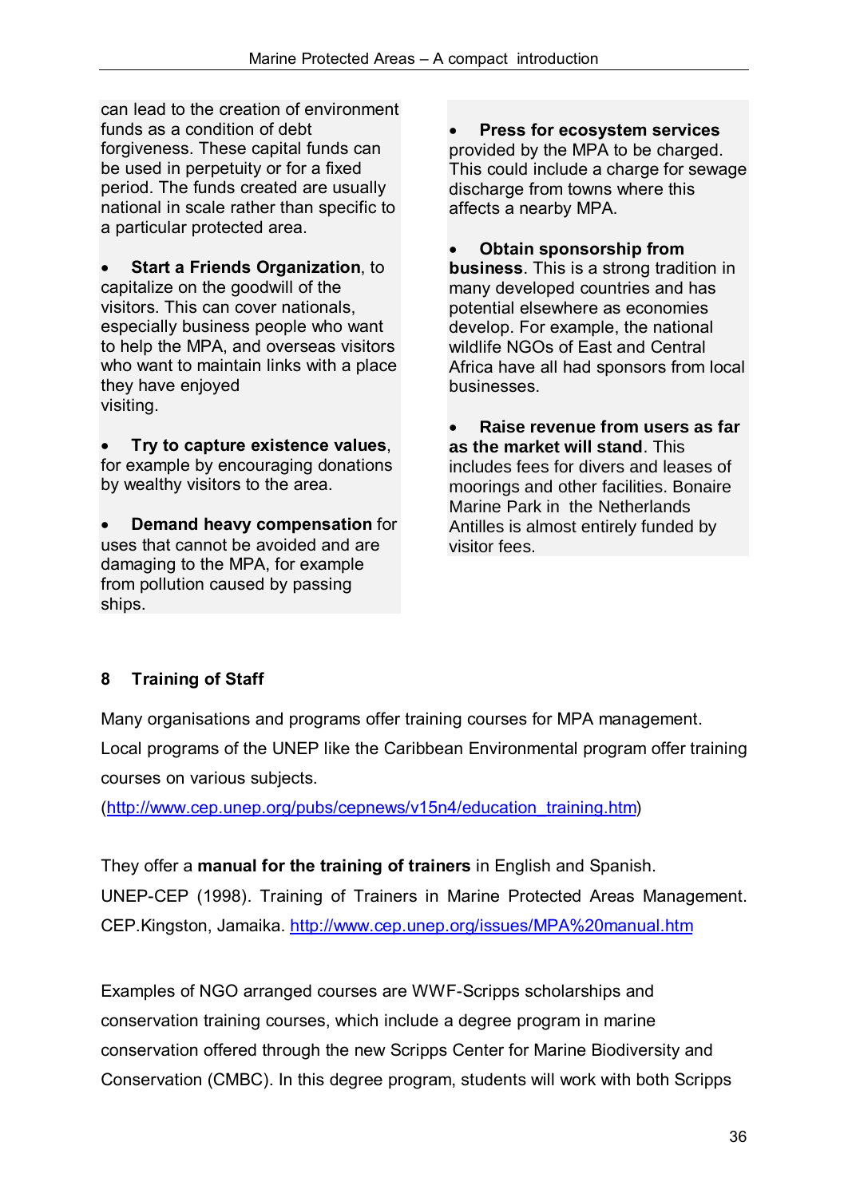can lead to the creation of environment funds as a condition of debt forgiveness. These capital funds can be used in perpetuity or for a fixed period. The funds created are usually national in scale rather than specific to a particular protected area.

- **Start a Friends Organization**, to capitalize on the goodwill of the visitors. This can cover nationals, especially business people who want to help the MPA, and overseas visitors who want to maintain links with a place they have enjoyed visiting.

- **Try to capture existence values**, for example by encouraging donations by wealthy visitors to the area.

- **Demand heavy compensation** for uses that cannot be avoided and are damaging to the MPA, for example from pollution caused by passing ships.

- **Press for ecosystem services** provided by the MPA to be charged. This could include a charge for sewage discharge from towns where this affects a nearby MPA.

- **Obtain sponsorship from business**. This is a strong tradition in many developed countries and has potential elsewhere as economies develop. For example, the national wildlife NGOs of East and Central Africa have all had sponsors from local businesses.

- **Raise revenue from users as far as the market will stand**. This includes fees for divers and leases of moorings and other facilities. Bonaire Marine Park in the Netherlands Antilles is almost entirely funded by visitor fees.

## 8 Training of Staff

Many organisations and programs offer training courses for MPA management. Local programs of the UNEP like the Caribbean Environmental program offer training courses on various subjects.
(http://www.cep.unep.org/pubs/cepnews/v15n4/education_training.htm)

They offer a **manual for the training of trainers** in English and Spanish.
UNEP-CEP (1998). Training of Trainers in Marine Protected Areas Management. CEP.Kingston, Jamaika. http://www.cep.unep.org/issues/MPA%20manual.htm

Examples of NGO arranged courses are WWF-Scripps scholarships and conservation training courses, which include a degree program in marine conservation offered through the new Scripps Center for Marine Biodiversity and Conservation (CMBC). In this degree program, students will work with both Scripps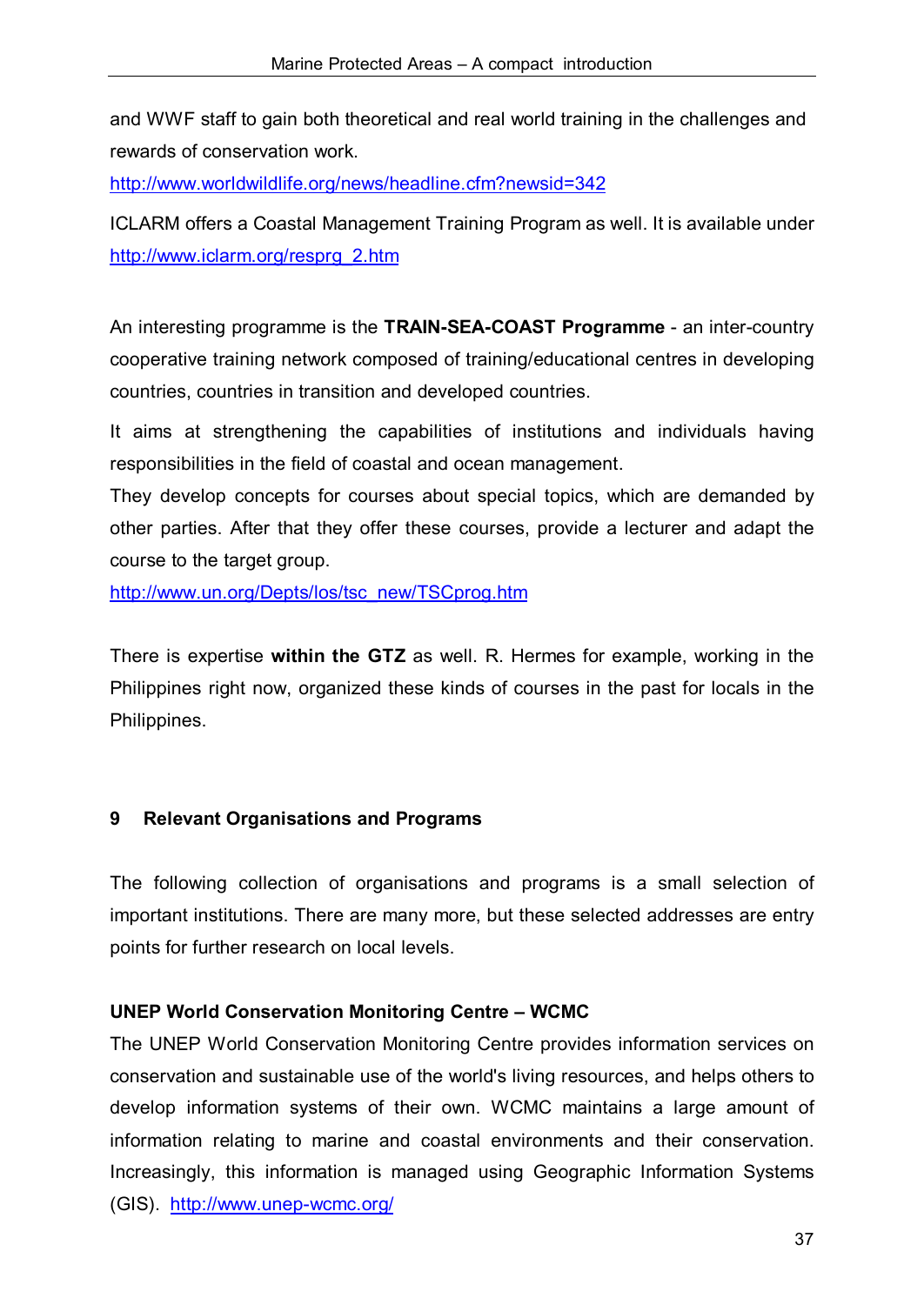and WWF staff to gain both theoretical and real world training in the challenges and rewards of conservation work.

http://www.worldwildlife.org/news/headline.cfm?newsid=342

ICLARM offers a Coastal Management Training Program as well. It is available under http://www.iclarm.org/resprg_2.htm

An interesting programme is the **TRAIN-SEA-COAST Programme** - an inter-country cooperative training network composed of training/educational centres in developing countries, countries in transition and developed countries.

It aims at strengthening the capabilities of institutions and individuals having responsibilities in the field of coastal and ocean management.

They develop concepts for courses about special topics, which are demanded by other parties. After that they offer these courses, provide a lecturer and adapt the course to the target group.

http://www.un.org/Depts/los/tsc_new/TSCprog.htm

There is expertise **within the GTZ** as well. R. Hermes for example, working in the Philippines right now, organized these kinds of courses in the past for locals in the Philippines.

## 9 Relevant Organisations and Programs

The following collection of organisations and programs is a small selection of important institutions. There are many more, but these selected addresses are entry points for further research on local levels.

**UNEP World Conservation Monitoring Centre – WCMC**

The UNEP World Conservation Monitoring Centre provides information services on conservation and sustainable use of the world's living resources, and helps others to develop information systems of their own. WCMC maintains a large amount of information relating to marine and coastal environments and their conservation. Increasingly, this information is managed using Geographic Information Systems (GIS). http://www.unep-wcmc.org/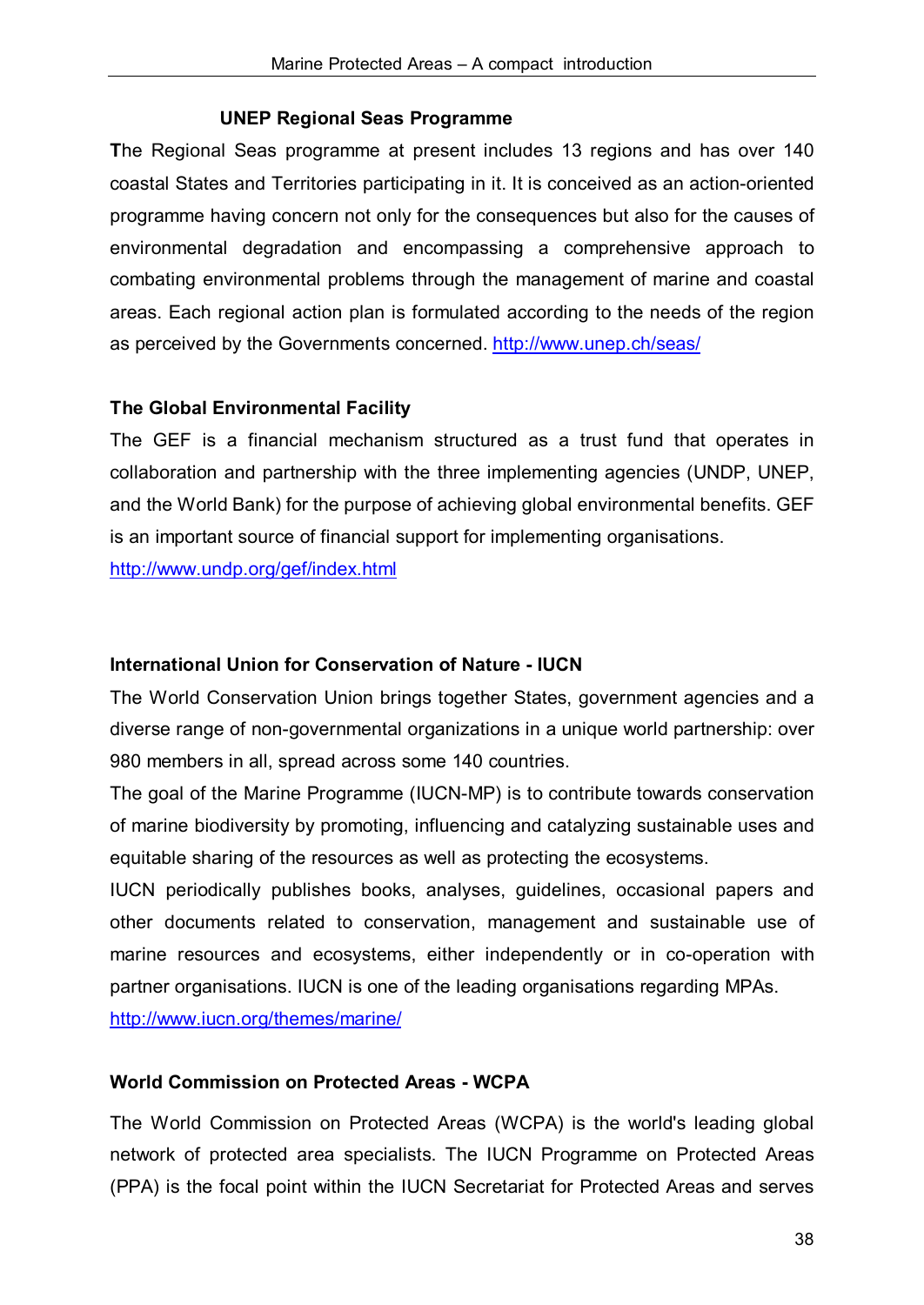### UNEP Regional Seas Programme

The Regional Seas programme at present includes 13 regions and has over 140 coastal States and Territories participating in it. It is conceived as an action-oriented programme having concern not only for the consequences but also for the causes of environmental degradation and encompassing a comprehensive approach to combating environmental problems through the management of marine and coastal areas. Each regional action plan is formulated according to the needs of the region as perceived by the Governments concerned. http://www.unep.ch/seas/

### The Global Environmental Facility

The GEF is a financial mechanism structured as a trust fund that operates in collaboration and partnership with the three implementing agencies (UNDP, UNEP, and the World Bank) for the purpose of achieving global environmental benefits. GEF is an important source of financial support for implementing organisations.
http://www.undp.org/gef/index.html

### International Union for Conservation of Nature - IUCN

The World Conservation Union brings together States, government agencies and a diverse range of non-governmental organizations in a unique world partnership: over 980 members in all, spread across some 140 countries.

The goal of the Marine Programme (IUCN-MP) is to contribute towards conservation of marine biodiversity by promoting, influencing and catalyzing sustainable uses and equitable sharing of the resources as well as protecting the ecosystems.

IUCN periodically publishes books, analyses, guidelines, occasional papers and other documents related to conservation, management and sustainable use of marine resources and ecosystems, either independently or in co-operation with partner organisations. IUCN is one of the leading organisations regarding MPAs.
http://www.iucn.org/themes/marine/

### World Commission on Protected Areas - WCPA

The World Commission on Protected Areas (WCPA) is the world's leading global network of protected area specialists. The IUCN Programme on Protected Areas (PPA) is the focal point within the IUCN Secretariat for Protected Areas and serves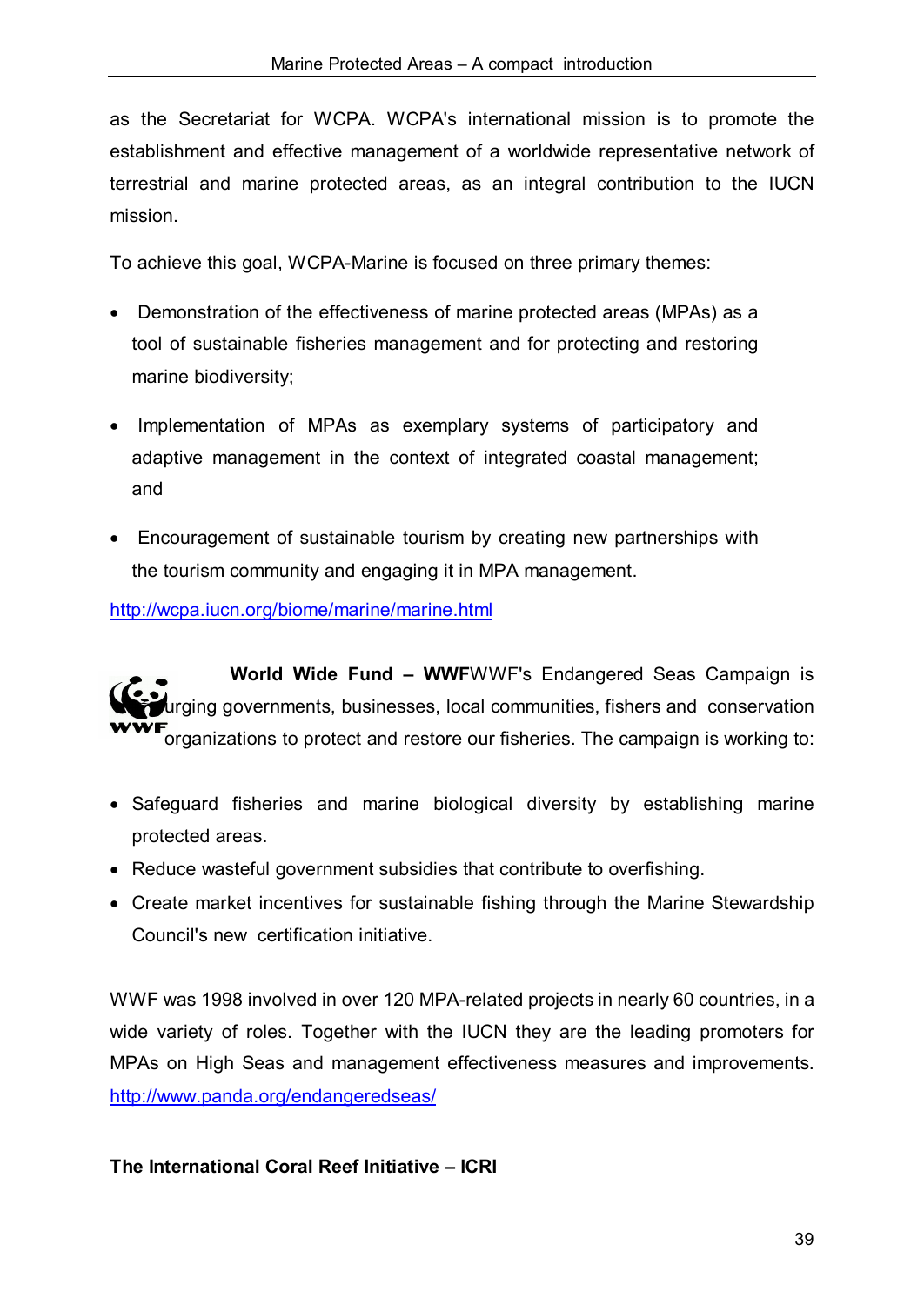as the Secretariat for WCPA. WCPA's international mission is to promote the establishment and effective management of a worldwide representative network of terrestrial and marine protected areas, as an integral contribution to the IUCN mission.

To achieve this goal, WCPA-Marine is focused on three primary themes:

- Demonstration of the effectiveness of marine protected areas (MPAs) as a tool of sustainable fisheries management and for protecting and restoring marine biodiversity;
- Implementation of MPAs as exemplary systems of participatory and adaptive management in the context of integrated coastal management; and
- Encouragement of sustainable tourism by creating new partnerships with the tourism community and engaging it in MPA management.

http://wcpa.iucn.org/biome/marine/marine.html

**World Wide Fund – WWF**WWF's Endangered Seas Campaign is urging governments, businesses, local communities, fishers and conservation organizations to protect and restore our fisheries. The campaign is working to:

- Safeguard fisheries and marine biological diversity by establishing marine protected areas.
- Reduce wasteful government subsidies that contribute to overfishing.
- Create market incentives for sustainable fishing through the Marine Stewardship Council's new certification initiative.

WWF was 1998 involved in over 120 MPA-related projects in nearly 60 countries, in a wide variety of roles. Together with the IUCN they are the leading promoters for MPAs on High Seas and management effectiveness measures and improvements. http://www.panda.org/endangeredseas/

**The International Coral Reef Initiative – ICRI**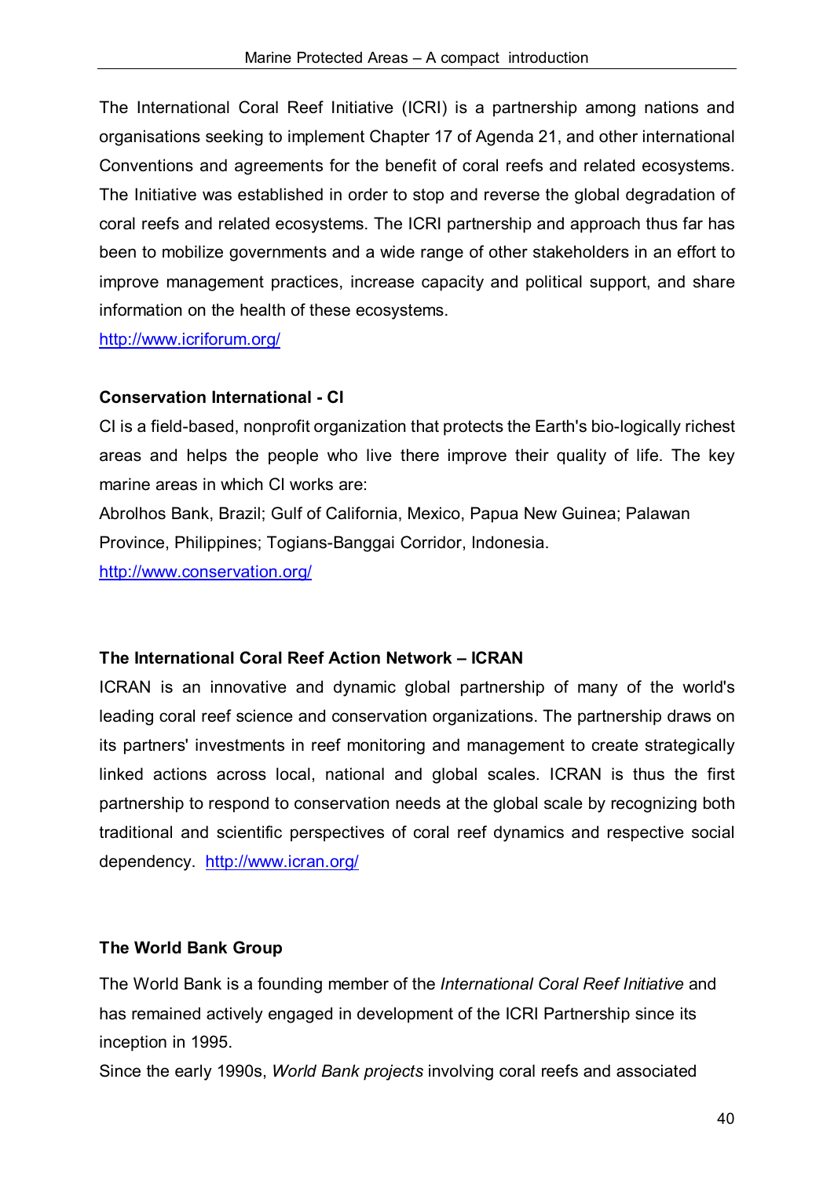The International Coral Reef Initiative (ICRI) is a partnership among nations and organisations seeking to implement Chapter 17 of Agenda 21, and other international Conventions and agreements for the benefit of coral reefs and related ecosystems. The Initiative was established in order to stop and reverse the global degradation of coral reefs and related ecosystems. The ICRI partnership and approach thus far has been to mobilize governments and a wide range of other stakeholders in an effort to improve management practices, increase capacity and political support, and share information on the health of these ecosystems.

http://www.icriforum.org/

**Conservation International - CI**

CI is a field-based, nonprofit organization that protects the Earth's bio-logically richest areas and helps the people who live there improve their quality of life. The key marine areas in which CI works are:

Abrolhos Bank, Brazil; Gulf of California, Mexico, Papua New Guinea; Palawan Province, Philippines; Togians-Banggai Corridor, Indonesia.

http://www.conservation.org/

**The International Coral Reef Action Network – ICRAN**

ICRAN is an innovative and dynamic global partnership of many of the world's leading coral reef science and conservation organizations. The partnership draws on its partners' investments in reef monitoring and management to create strategically linked actions across local, national and global scales. ICRAN is thus the first partnership to respond to conservation needs at the global scale by recognizing both traditional and scientific perspectives of coral reef dynamics and respective social dependency. http://www.icran.org/

**The World Bank Group**

The World Bank is a founding member of the *International Coral Reef Initiative* and has remained actively engaged in development of the ICRI Partnership since its inception in 1995.

Since the early 1990s, *World Bank projects* involving coral reefs and associated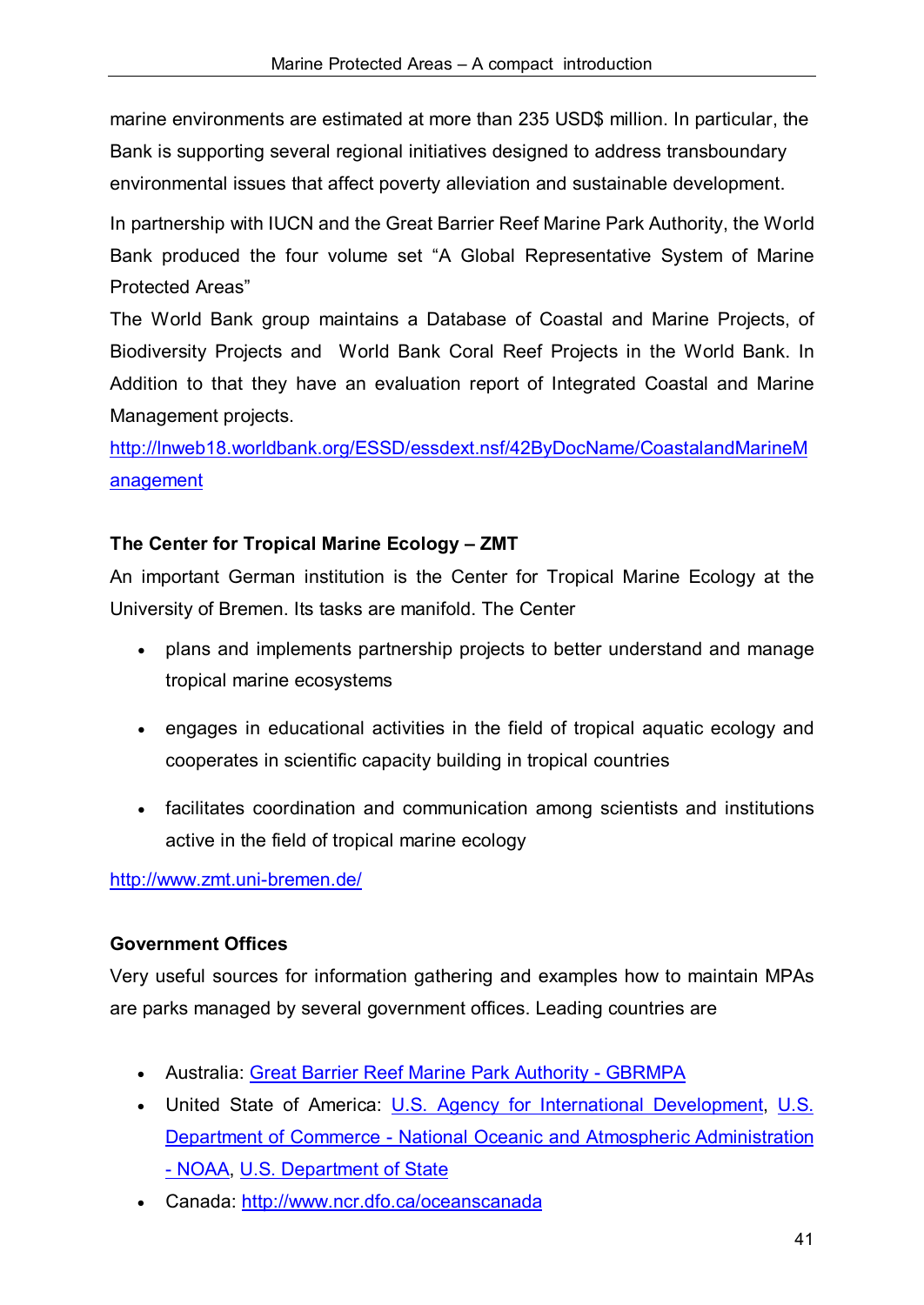marine environments are estimated at more than 235 USD$ million. In particular, the Bank is supporting several regional initiatives designed to address transboundary environmental issues that affect poverty alleviation and sustainable development.

In partnership with IUCN and the Great Barrier Reef Marine Park Authority, the World Bank produced the four volume set "A Global Representative System of Marine Protected Areas"

The World Bank group maintains a Database of Coastal and Marine Projects, of Biodiversity Projects and World Bank Coral Reef Projects in the World Bank. In Addition to that they have an evaluation report of Integrated Coastal and Marine Management projects.

http://lnweb18.worldbank.org/ESSD/essdext.nsf/42ByDocName/CoastalandMarineManagement

### The Center for Tropical Marine Ecology – ZMT

An important German institution is the Center for Tropical Marine Ecology at the University of Bremen. Its tasks are manifold. The Center

- plans and implements partnership projects to better understand and manage tropical marine ecosystems
- engages in educational activities in the field of tropical aquatic ecology and cooperates in scientific capacity building in tropical countries
- facilitates coordination and communication among scientists and institutions active in the field of tropical marine ecology

http://www.zmt.uni-bremen.de/

### Government Offices

Very useful sources for information gathering and examples how to maintain MPAs are parks managed by several government offices. Leading countries are

- Australia: Great Barrier Reef Marine Park Authority - GBRMPA
- United State of America: U.S. Agency for International Development, U.S. Department of Commerce - National Oceanic and Atmospheric Administration - NOAA, U.S. Department of State
- Canada: http://www.ncr.dfo.ca/oceanscanada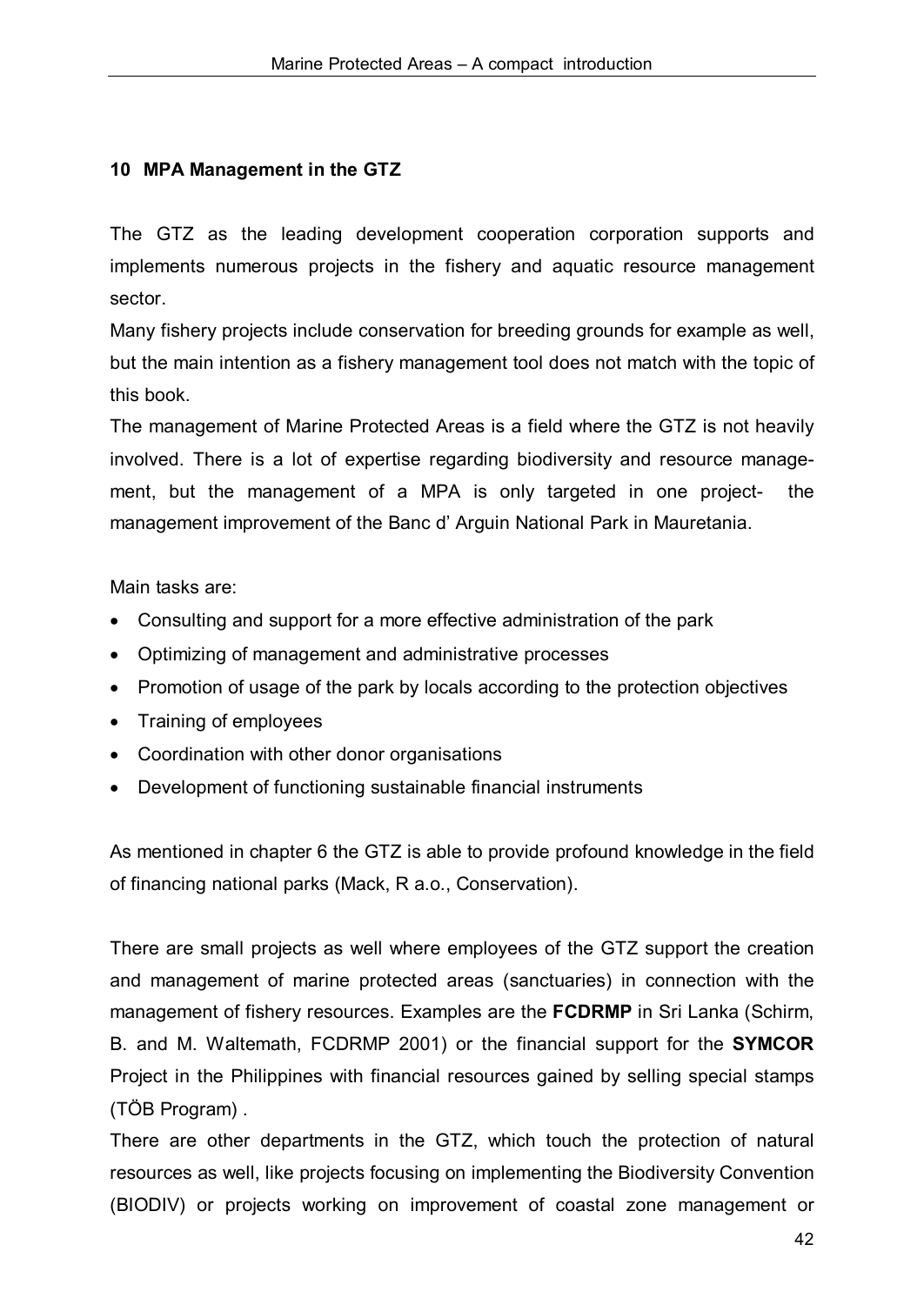## 10 MPA Management in the GTZ

The GTZ as the leading development cooperation corporation supports and implements numerous projects in the fishery and aquatic resource management sector.

Many fishery projects include conservation for breeding grounds for example as well, but the main intention as a fishery management tool does not match with the topic of this book.

The management of Marine Protected Areas is a field where the GTZ is not heavily involved. There is a lot of expertise regarding biodiversity and resource management, but the management of a MPA is only targeted in one project- the management improvement of the Banc d' Arguin National Park in Mauretania.

Main tasks are:

- Consulting and support for a more effective administration of the park
- Optimizing of management and administrative processes
- Promotion of usage of the park by locals according to the protection objectives
- Training of employees
- Coordination with other donor organisations
- Development of functioning sustainable financial instruments

As mentioned in chapter 6 the GTZ is able to provide profound knowledge in the field of financing national parks (Mack, R a.o., Conservation).

There are small projects as well where employees of the GTZ support the creation and management of marine protected areas (sanctuaries) in connection with the management of fishery resources. Examples are the **FCDRMP** in Sri Lanka (Schirm, B. and M. Waltemath, FCDRMP 2001) or the financial support for the **SYMCOR** Project in the Philippines with financial resources gained by selling special stamps (TÖB Program) .

There are other departments in the GTZ, which touch the protection of natural resources as well, like projects focusing on implementing the Biodiversity Convention (BIODIV) or projects working on improvement of coastal zone management or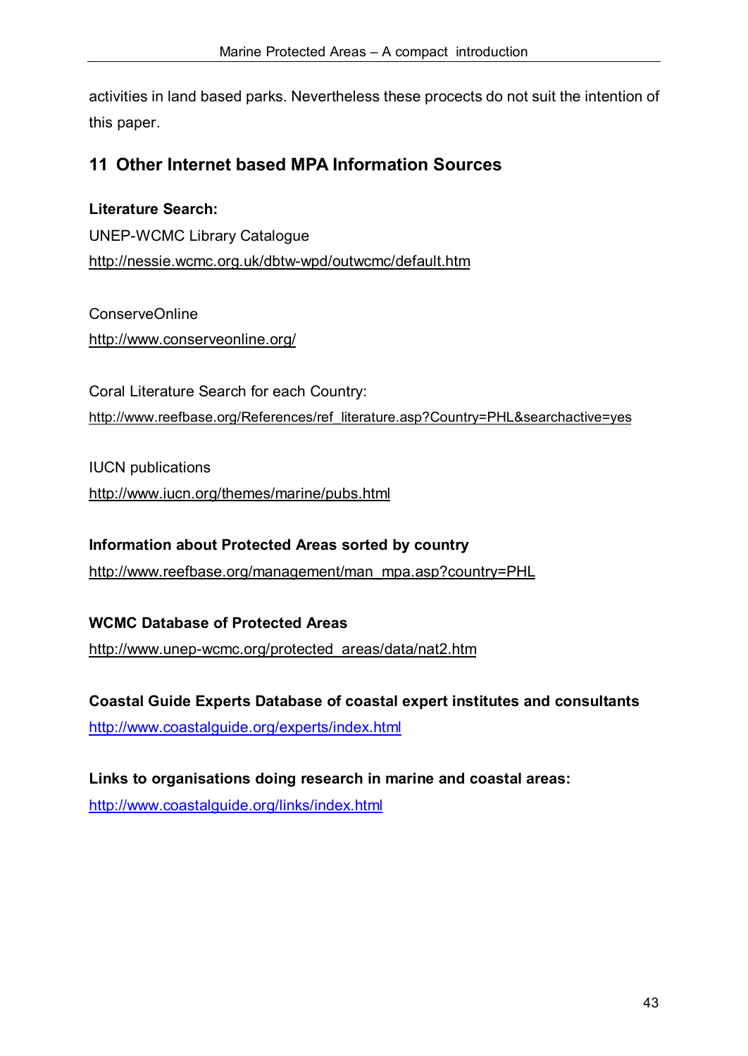activities in land based parks. Nevertheless these procects do not suit the intention of this paper.

## 11 Other Internet based MPA Information Sources

**Literature Search:**

UNEP-WCMC Library Catalogue
http://nessie.wcmc.org.uk/dbtw-wpd/outwcmc/default.htm

ConserveOnline
http://www.conserveonline.org/

Coral Literature Search for each Country:
http://www.reefbase.org/References/ref_literature.asp?Country=PHL&searchactive=yes

IUCN publications
http://www.iucn.org/themes/marine/pubs.html

**Information about Protected Areas sorted by country**
http://www.reefbase.org/management/man_mpa.asp?country=PHL

**WCMC Database of Protected Areas**
http://www.unep-wcmc.org/protected_areas/data/nat2.htm

**Coastal Guide Experts Database of coastal expert institutes and consultants**
http://www.coastalguide.org/experts/index.html

**Links to organisations doing research in marine and coastal areas:**
http://www.coastalguide.org/links/index.html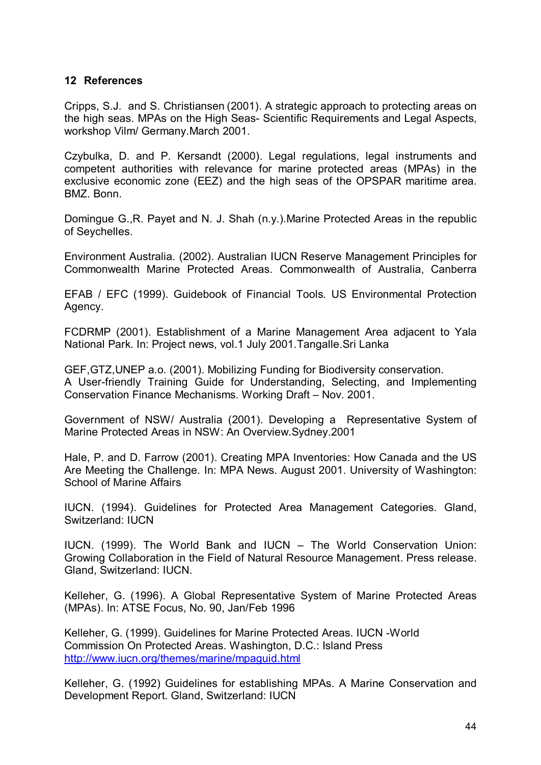## 12 References

Cripps, S.J. and S. Christiansen (2001). A strategic approach to protecting areas on the high seas. MPAs on the High Seas- Scientific Requirements and Legal Aspects, workshop Vilm/ Germany.March 2001.

Czybulka, D. and P. Kersandt (2000). Legal regulations, legal instruments and competent authorities with relevance for marine protected areas (MPAs) in the exclusive economic zone (EEZ) and the high seas of the OPSPAR maritime area. BMZ. Bonn.

Domingue G.,R. Payet and N. J. Shah (n.y.).Marine Protected Areas in the republic of Seychelles.

Environment Australia. (2002). Australian IUCN Reserve Management Principles for Commonwealth Marine Protected Areas. Commonwealth of Australia, Canberra

EFAB / EFC (1999). Guidebook of Financial Tools. US Environmental Protection Agency.

FCDRMP (2001). Establishment of a Marine Management Area adjacent to Yala National Park. In: Project news, vol.1 July 2001.Tangalle.Sri Lanka

GEF,GTZ,UNEP a.o. (2001). Mobilizing Funding for Biodiversity conservation.
A User-friendly Training Guide for Understanding, Selecting, and Implementing Conservation Finance Mechanisms. Working Draft – Nov. 2001.

Government of NSW/ Australia (2001). Developing a Representative System of Marine Protected Areas in NSW: An Overview.Sydney.2001

Hale, P. and D. Farrow (2001). Creating MPA Inventories: How Canada and the US Are Meeting the Challenge. In: MPA News. August 2001. University of Washington: School of Marine Affairs

IUCN. (1994). Guidelines for Protected Area Management Categories. Gland, Switzerland: IUCN

IUCN. (1999). The World Bank and IUCN – The World Conservation Union: Growing Collaboration in the Field of Natural Resource Management. Press release. Gland, Switzerland: IUCN.

Kelleher, G. (1996). A Global Representative System of Marine Protected Areas (MPAs). In: ATSE Focus, No. 90, Jan/Feb 1996

Kelleher, G. (1999). Guidelines for Marine Protected Areas. IUCN -World Commission On Protected Areas. Washington, D.C.: Island Press
http://www.iucn.org/themes/marine/mpaguid.html

Kelleher, G. (1992) Guidelines for establishing MPAs. A Marine Conservation and Development Report. Gland, Switzerland: IUCN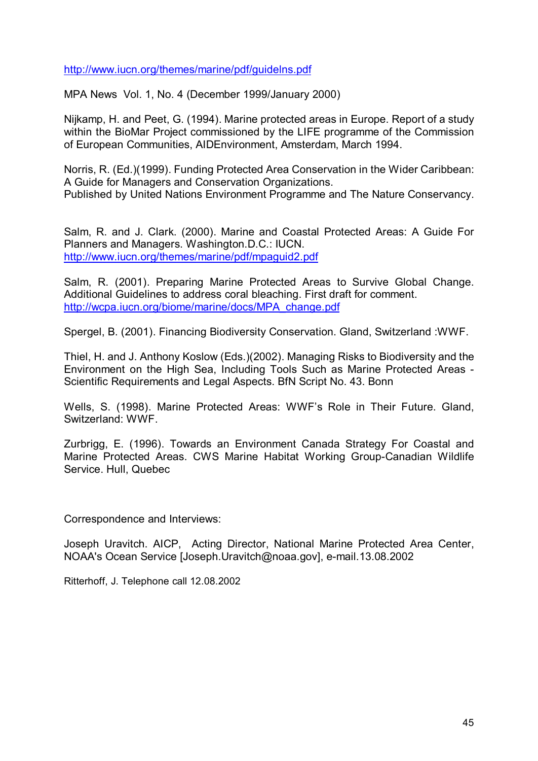http://www.iucn.org/themes/marine/pdf/guidelns.pdf

MPA News Vol. 1, No. 4 (December 1999/January 2000)

Nijkamp, H. and Peet, G. (1994). Marine protected areas in Europe. Report of a study within the BioMar Project commissioned by the LIFE programme of the Commission of European Communities, AIDEnvironment, Amsterdam, March 1994.

Norris, R. (Ed.)(1999). Funding Protected Area Conservation in the Wider Caribbean: A Guide for Managers and Conservation Organizations.
Published by United Nations Environment Programme and The Nature Conservancy.

Salm, R. and J. Clark. (2000). Marine and Coastal Protected Areas: A Guide For Planners and Managers. Washington.D.C.: IUCN.
http://www.iucn.org/themes/marine/pdf/mpaguid2.pdf

Salm, R. (2001). Preparing Marine Protected Areas to Survive Global Change. Additional Guidelines to address coral bleaching. First draft for comment.
http://wcpa.iucn.org/biome/marine/docs/MPA_change.pdf

Spergel, B. (2001). Financing Biodiversity Conservation. Gland, Switzerland :WWF.

Thiel, H. and J. Anthony Koslow (Eds.)(2002). Managing Risks to Biodiversity and the Environment on the High Sea, Including Tools Such as Marine Protected Areas - Scientific Requirements and Legal Aspects. BfN Script No. 43. Bonn

Wells, S. (1998). Marine Protected Areas: WWF's Role in Their Future. Gland, Switzerland: WWF.

Zurbrigg, E. (1996). Towards an Environment Canada Strategy For Coastal and Marine Protected Areas. CWS Marine Habitat Working Group-Canadian Wildlife Service. Hull, Quebec

Correspondence and Interviews:

Joseph Uravitch. AICP, Acting Director, National Marine Protected Area Center, NOAA's Ocean Service [Joseph.Uravitch@noaa.gov], e-mail.13.08.2002

Ritterhoff, J. Telephone call 12.08.2002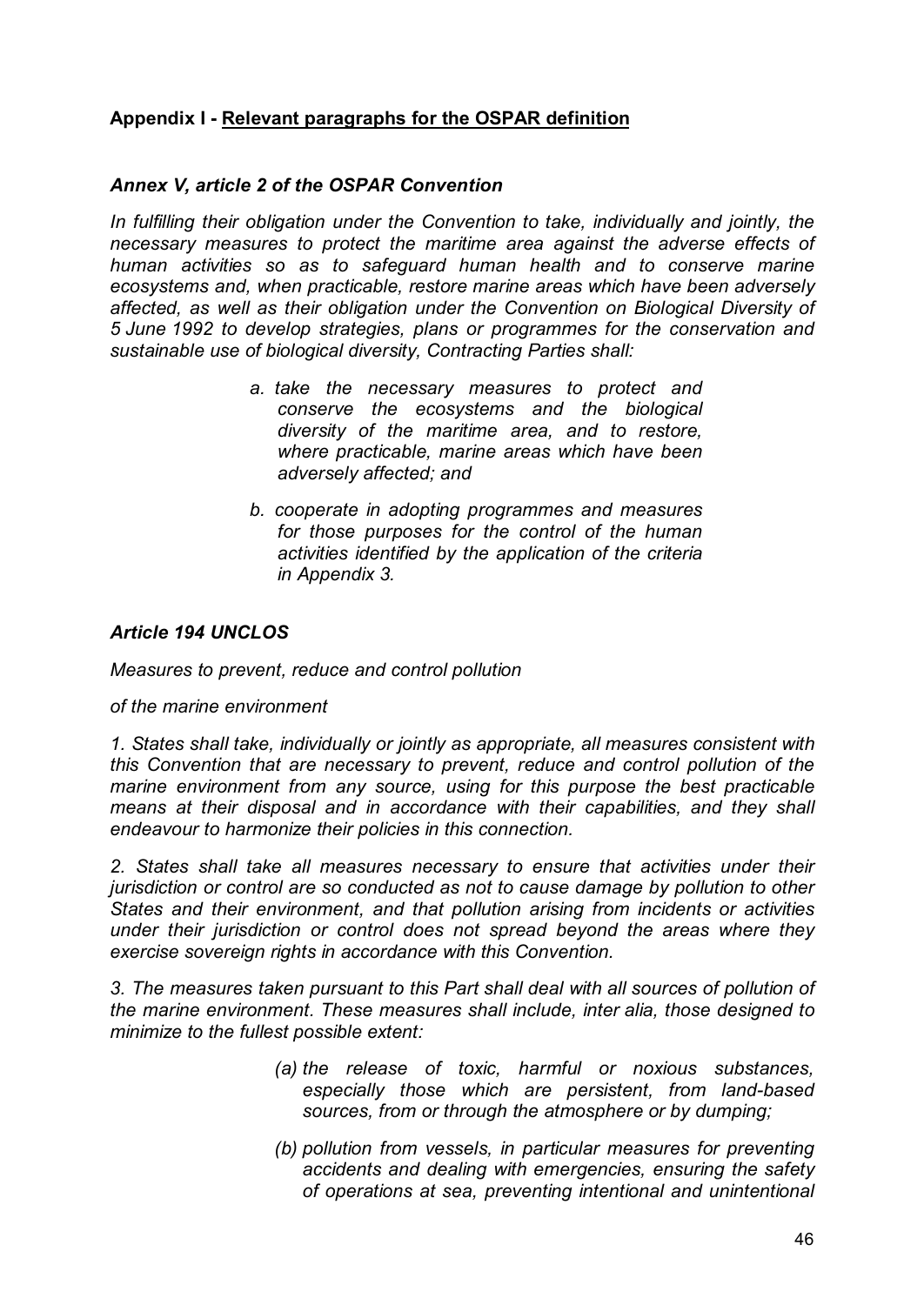## Appendix I - Relevant paragraphs for the OSPAR definition

### *Annex V, article 2 of the OSPAR Convention*

*In fulfilling their obligation under the Convention to take, individually and jointly, the necessary measures to protect the maritime area against the adverse effects of human activities so as to safeguard human health and to conserve marine ecosystems and, when practicable, restore marine areas which have been adversely affected, as well as their obligation under the Convention on Biological Diversity of 5 June 1992 to develop strategies, plans or programmes for the conservation and sustainable use of biological diversity, Contracting Parties shall:*

> *a. take the necessary measures to protect and conserve the ecosystems and the biological diversity of the maritime area, and to restore, where practicable, marine areas which have been adversely affected; and*
>
> *b. cooperate in adopting programmes and measures for those purposes for the control of the human activities identified by the application of the criteria in Appendix 3.*

### *Article 194 UNCLOS*

*Measures to prevent, reduce and control pollution*

*of the marine environment*

*1. States shall take, individually or jointly as appropriate, all measures consistent with this Convention that are necessary to prevent, reduce and control pollution of the marine environment from any source, using for this purpose the best practicable means at their disposal and in accordance with their capabilities, and they shall endeavour to harmonize their policies in this connection.*

*2. States shall take all measures necessary to ensure that activities under their jurisdiction or control are so conducted as not to cause damage by pollution to other States and their environment, and that pollution arising from incidents or activities under their jurisdiction or control does not spread beyond the areas where they exercise sovereign rights in accordance with this Convention.*

*3. The measures taken pursuant to this Part shall deal with all sources of pollution of the marine environment. These measures shall include, inter alia, those designed to minimize to the fullest possible extent:*

> *(a) the release of toxic, harmful or noxious substances, especially those which are persistent, from land-based sources, from or through the atmosphere or by dumping;*
>
> *(b) pollution from vessels, in particular measures for preventing accidents and dealing with emergencies, ensuring the safety of operations at sea, preventing intentional and unintentional*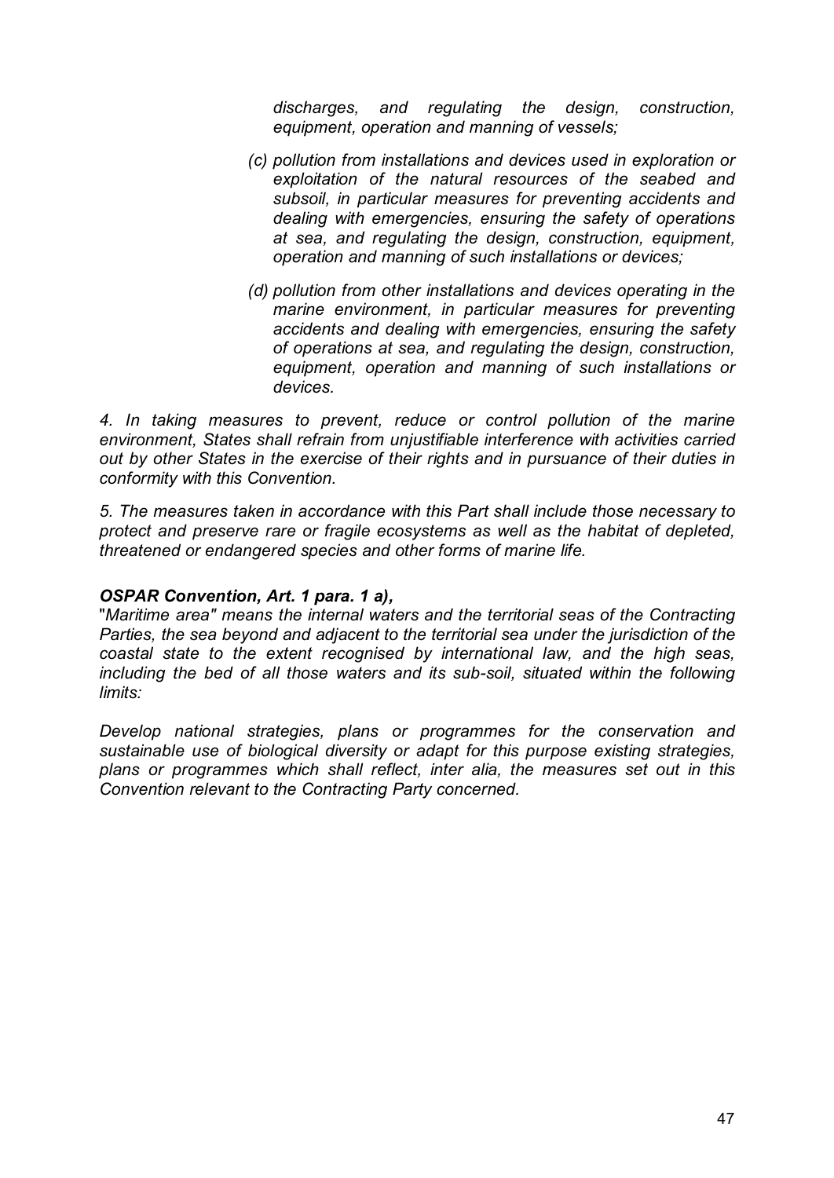*discharges, and regulating the design, construction, equipment, operation and manning of vessels;*

*(c) pollution from installations and devices used in exploration or exploitation of the natural resources of the seabed and subsoil, in particular measures for preventing accidents and dealing with emergencies, ensuring the safety of operations at sea, and regulating the design, construction, equipment, operation and manning of such installations or devices;*

*(d) pollution from other installations and devices operating in the marine environment, in particular measures for preventing accidents and dealing with emergencies, ensuring the safety of operations at sea, and regulating the design, construction, equipment, operation and manning of such installations or devices.*

*4. In taking measures to prevent, reduce or control pollution of the marine environment, States shall refrain from unjustifiable interference with activities carried out by other States in the exercise of their rights and in pursuance of their duties in conformity with this Convention.*

*5. The measures taken in accordance with this Part shall include those necessary to protect and preserve rare or fragile ecosystems as well as the habitat of depleted, threatened or endangered species and other forms of marine life.*

***OSPAR Convention, Art. 1 para. 1 a),***

"*Maritime area" means the internal waters and the territorial seas of the Contracting Parties, the sea beyond and adjacent to the territorial sea under the jurisdiction of the coastal state to the extent recognised by international law, and the high seas, including the bed of all those waters and its sub-soil, situated within the following limits:*

*Develop national strategies, plans or programmes for the conservation and sustainable use of biological diversity or adapt for this purpose existing strategies, plans or programmes which shall reflect, inter alia, the measures set out in this Convention relevant to the Contracting Party concerned.*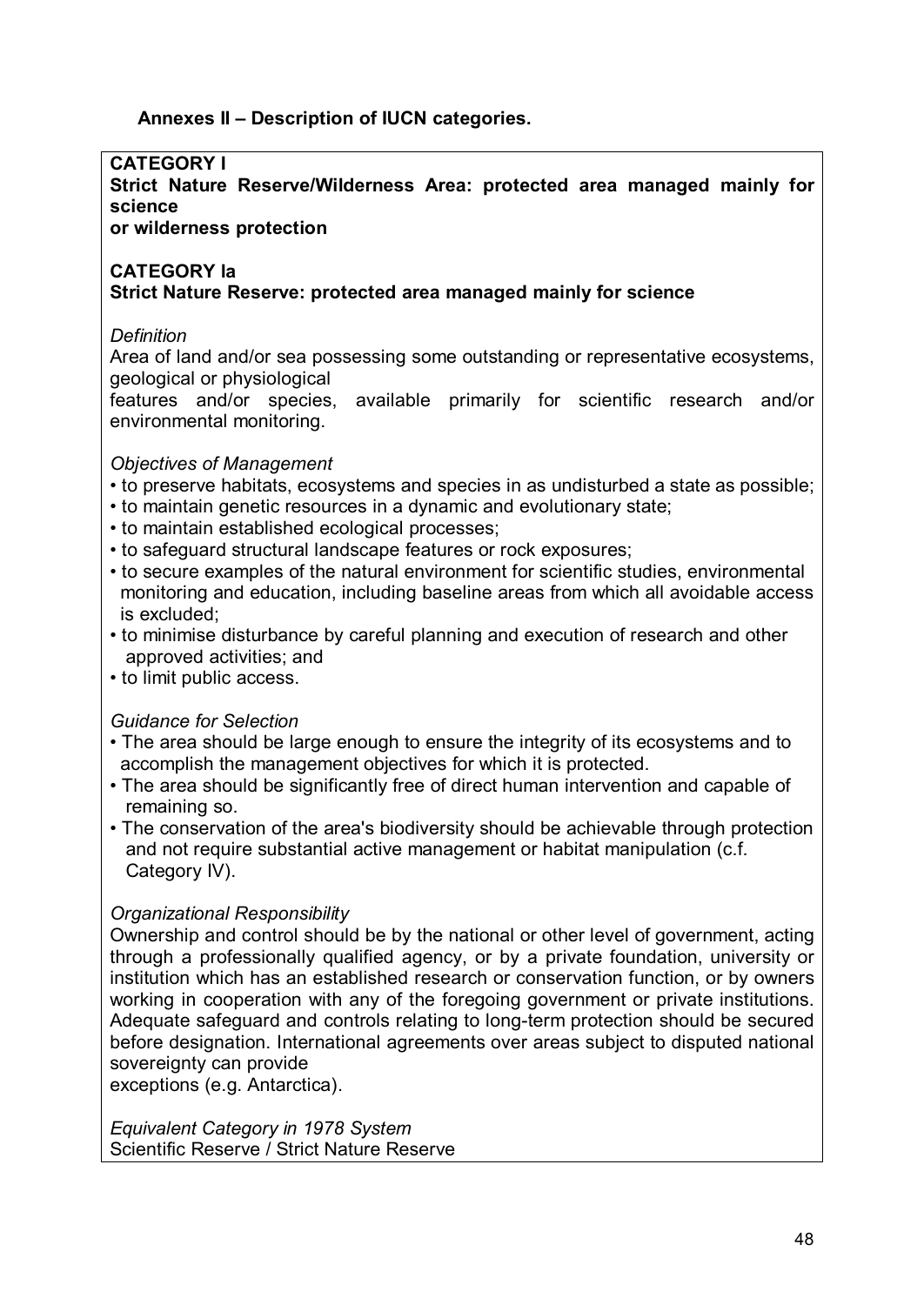**Annexes II – Description of IUCN categories.**

**CATEGORY I**
**Strict Nature Reserve/Wilderness Area: protected area managed mainly for science or wilderness protection**

**CATEGORY Ia**
**Strict Nature Reserve: protected area managed mainly for science**

*Definition*
Area of land and/or sea possessing some outstanding or representative ecosystems, geological or physiological features and/or species, available primarily for scientific research and/or environmental monitoring.

*Objectives of Management*

- to preserve habitats, ecosystems and species in as undisturbed a state as possible;
- to maintain genetic resources in a dynamic and evolutionary state;
- to maintain established ecological processes;
- to safeguard structural landscape features or rock exposures;
- to secure examples of the natural environment for scientific studies, environmental monitoring and education, including baseline areas from which all avoidable access is excluded;
- to minimise disturbance by careful planning and execution of research and other approved activities; and
- to limit public access.

*Guidance for Selection*

- The area should be large enough to ensure the integrity of its ecosystems and to accomplish the management objectives for which it is protected.
- The area should be significantly free of direct human intervention and capable of remaining so.
- The conservation of the area's biodiversity should be achievable through protection and not require substantial active management or habitat manipulation (c.f. Category IV).

*Organizational Responsibility*
Ownership and control should be by the national or other level of government, acting through a professionally qualified agency, or by a private foundation, university or institution which has an established research or conservation function, or by owners working in cooperation with any of the foregoing government or private institutions. Adequate safeguard and controls relating to long-term protection should be secured before designation. International agreements over areas subject to disputed national sovereignty can provide exceptions (e.g. Antarctica).

*Equivalent Category in 1978 System*
Scientific Reserve / Strict Nature Reserve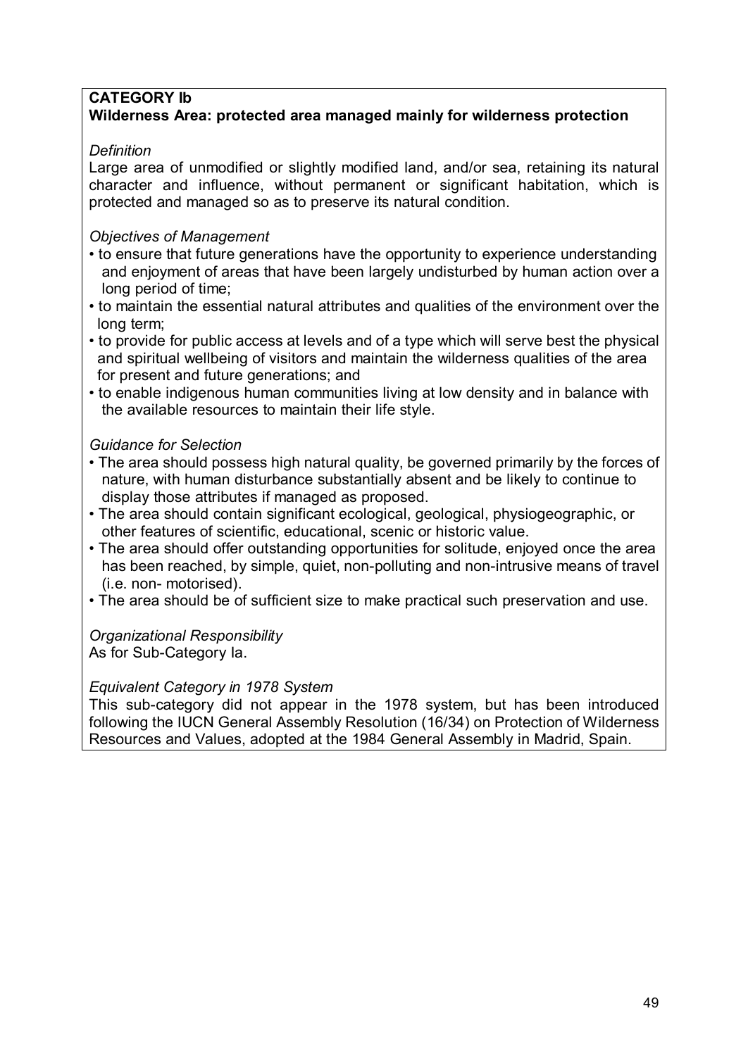**CATEGORY Ib**
**Wilderness Area: protected area managed mainly for wilderness protection**

*Definition*
Large area of unmodified or slightly modified land, and/or sea, retaining its natural character and influence, without permanent or significant habitation, which is protected and managed so as to preserve its natural condition.

*Objectives of Management*

- to ensure that future generations have the opportunity to experience understanding and enjoyment of areas that have been largely undisturbed by human action over a long period of time;
- to maintain the essential natural attributes and qualities of the environment over the long term;
- to provide for public access at levels and of a type which will serve best the physical and spiritual wellbeing of visitors and maintain the wilderness qualities of the area for present and future generations; and
- to enable indigenous human communities living at low density and in balance with the available resources to maintain their life style.

*Guidance for Selection*

- The area should possess high natural quality, be governed primarily by the forces of nature, with human disturbance substantially absent and be likely to continue to display those attributes if managed as proposed.
- The area should contain significant ecological, geological, physiogeographic, or other features of scientific, educational, scenic or historic value.
- The area should offer outstanding opportunities for solitude, enjoyed once the area has been reached, by simple, quiet, non-polluting and non-intrusive means of travel (i.e. non- motorised).
- The area should be of sufficient size to make practical such preservation and use.

*Organizational Responsibility*
As for Sub-Category Ia.

*Equivalent Category in 1978 System*
This sub-category did not appear in the 1978 system, but has been introduced following the IUCN General Assembly Resolution (16/34) on Protection of Wilderness Resources and Values, adopted at the 1984 General Assembly in Madrid, Spain.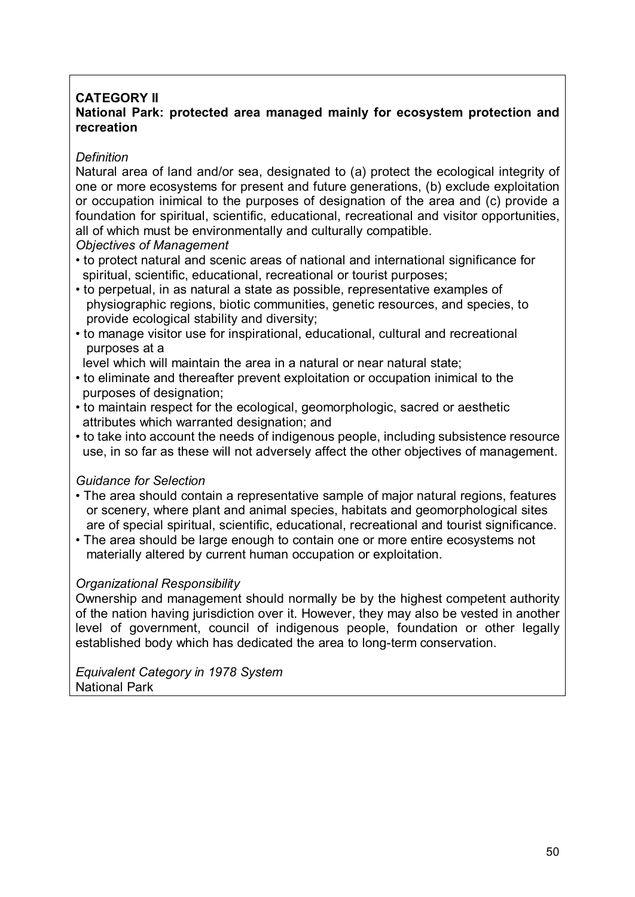**CATEGORY II**

**National Park: protected area managed mainly for ecosystem protection and recreation**

*Definition*

Natural area of land and/or sea, designated to (a) protect the ecological integrity of one or more ecosystems for present and future generations, (b) exclude exploitation or occupation inimical to the purposes of designation of the area and (c) provide a foundation for spiritual, scientific, educational, recreational and visitor opportunities, all of which must be environmentally and culturally compatible.

*Objectives of Management*

- to protect natural and scenic areas of national and international significance for spiritual, scientific, educational, recreational or tourist purposes;
- to perpetual, in as natural a state as possible, representative examples of physiographic regions, biotic communities, genetic resources, and species, to provide ecological stability and diversity;
- to manage visitor use for inspirational, educational, cultural and recreational purposes at a level which will maintain the area in a natural or near natural state;
- to eliminate and thereafter prevent exploitation or occupation inimical to the purposes of designation;
- to maintain respect for the ecological, geomorphologic, sacred or aesthetic attributes which warranted designation; and
- to take into account the needs of indigenous people, including subsistence resource use, in so far as these will not adversely affect the other objectives of management.

*Guidance for Selection*

- The area should contain a representative sample of major natural regions, features or scenery, where plant and animal species, habitats and geomorphological sites are of special spiritual, scientific, educational, recreational and tourist significance.
- The area should be large enough to contain one or more entire ecosystems not materially altered by current human occupation or exploitation.

*Organizational Responsibility*

Ownership and management should normally be by the highest competent authority of the nation having jurisdiction over it. However, they may also be vested in another level of government, council of indigenous people, foundation or other legally established body which has dedicated the area to long-term conservation.

*Equivalent Category in 1978 System*

National Park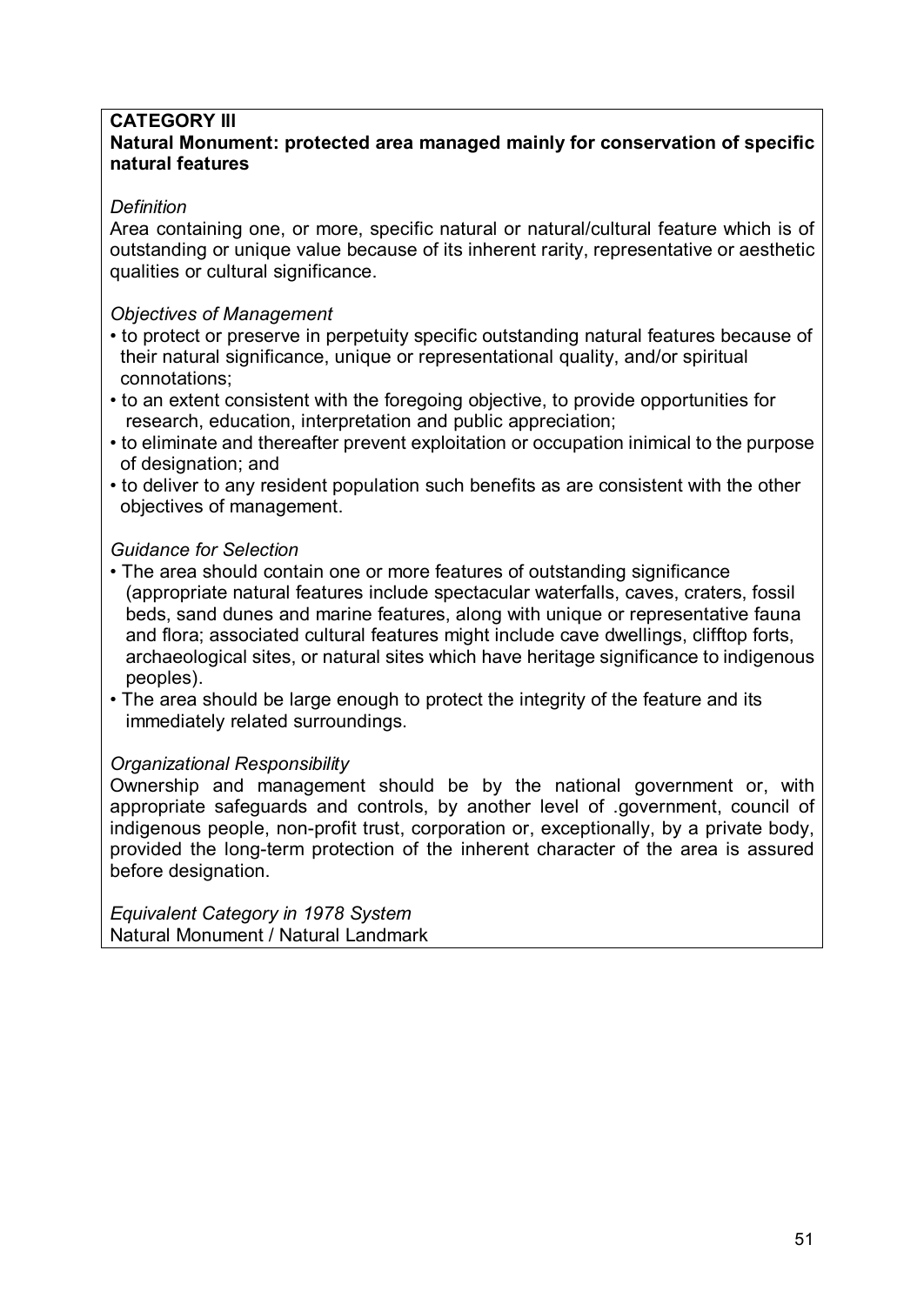**CATEGORY III**

**Natural Monument: protected area managed mainly for conservation of specific natural features**

*Definition*

Area containing one, or more, specific natural or natural/cultural feature which is of outstanding or unique value because of its inherent rarity, representative or aesthetic qualities or cultural significance.

*Objectives of Management*

- to protect or preserve in perpetuity specific outstanding natural features because of their natural significance, unique or representational quality, and/or spiritual connotations;
- to an extent consistent with the foregoing objective, to provide opportunities for research, education, interpretation and public appreciation;
- to eliminate and thereafter prevent exploitation or occupation inimical to the purpose of designation; and
- to deliver to any resident population such benefits as are consistent with the other objectives of management.

*Guidance for Selection*

- The area should contain one or more features of outstanding significance (appropriate natural features include spectacular waterfalls, caves, craters, fossil beds, sand dunes and marine features, along with unique or representative fauna and flora; associated cultural features might include cave dwellings, clifftop forts, archaeological sites, or natural sites which have heritage significance to indigenous peoples).
- The area should be large enough to protect the integrity of the feature and its immediately related surroundings.

*Organizational Responsibility*

Ownership and management should be by the national government or, with appropriate safeguards and controls, by another level of .government, council of indigenous people, non-profit trust, corporation or, exceptionally, by a private body, provided the long-term protection of the inherent character of the area is assured before designation.

*Equivalent Category in 1978 System*

Natural Monument / Natural Landmark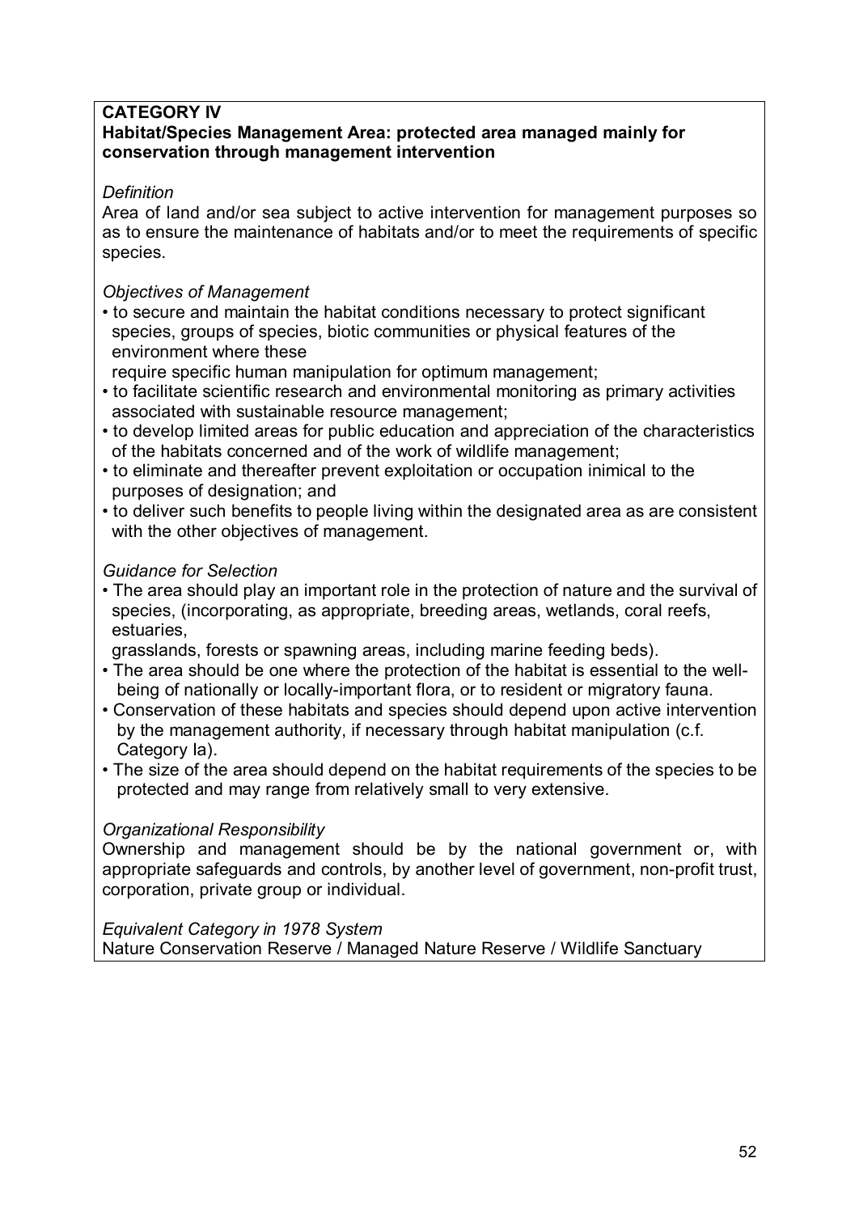**CATEGORY IV**

**Habitat/Species Management Area: protected area managed mainly for conservation through management intervention**

*Definition*

Area of land and/or sea subject to active intervention for management purposes so as to ensure the maintenance of habitats and/or to meet the requirements of specific species.

*Objectives of Management*

- to secure and maintain the habitat conditions necessary to protect significant species, groups of species, biotic communities or physical features of the environment where these require specific human manipulation for optimum management;
- to facilitate scientific research and environmental monitoring as primary activities associated with sustainable resource management;
- to develop limited areas for public education and appreciation of the characteristics of the habitats concerned and of the work of wildlife management;
- to eliminate and thereafter prevent exploitation or occupation inimical to the purposes of designation; and
- to deliver such benefits to people living within the designated area as are consistent with the other objectives of management.

*Guidance for Selection*

- The area should play an important role in the protection of nature and the survival of species, (incorporating, as appropriate, breeding areas, wetlands, coral reefs, estuaries, grasslands, forests or spawning areas, including marine feeding beds).
- The area should be one where the protection of the habitat is essential to the well-being of nationally or locally-important flora, or to resident or migratory fauna.
- Conservation of these habitats and species should depend upon active intervention by the management authority, if necessary through habitat manipulation (c.f. Category Ia).
- The size of the area should depend on the habitat requirements of the species to be protected and may range from relatively small to very extensive.

*Organizational Responsibility*

Ownership and management should be by the national government or, with appropriate safeguards and controls, by another level of government, non-profit trust, corporation, private group or individual.

*Equivalent Category in 1978 System*

Nature Conservation Reserve / Managed Nature Reserve / Wildlife Sanctuary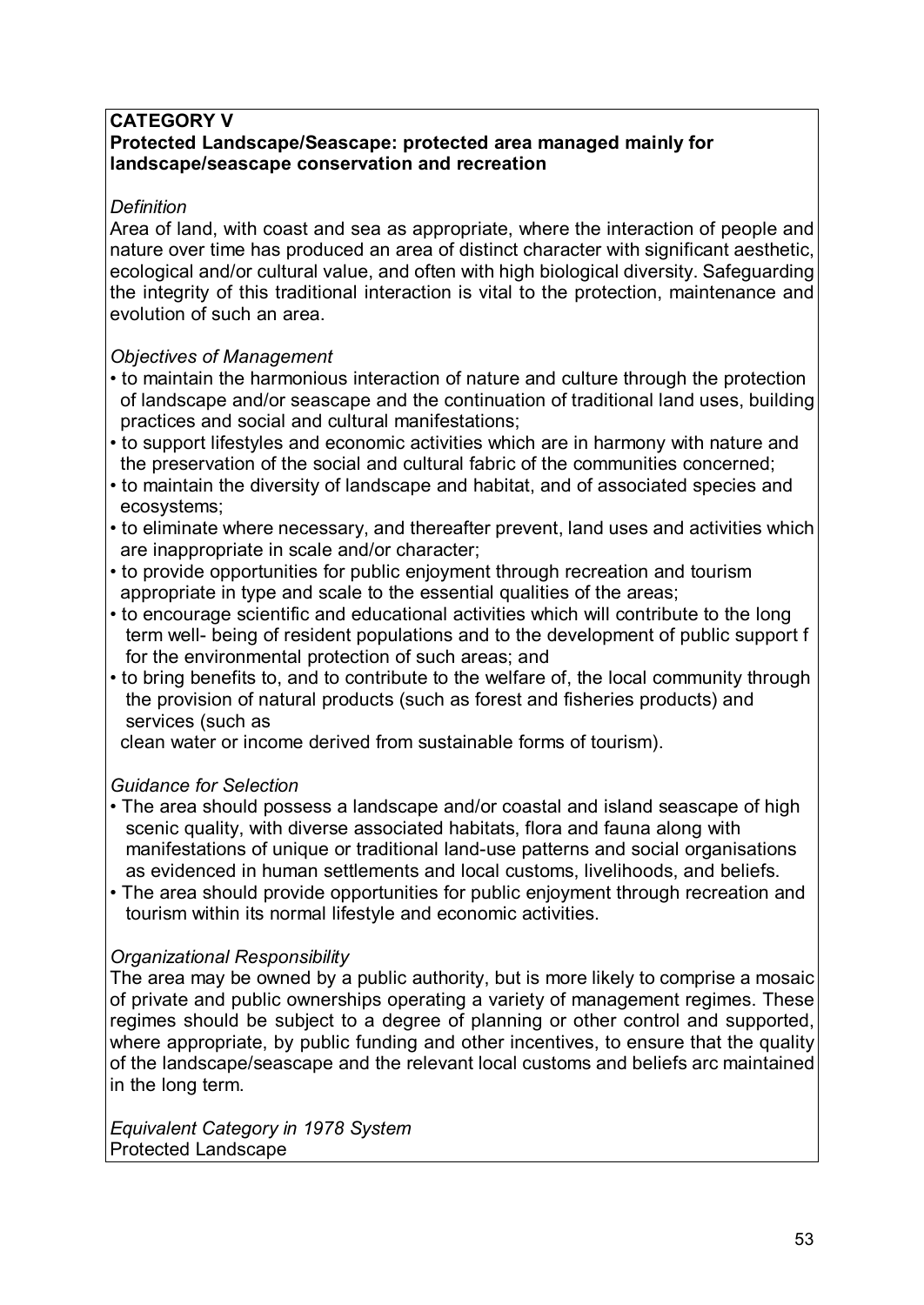**CATEGORY V**
**Protected Landscape/Seascape: protected area managed mainly for landscape/seascape conservation and recreation**

*Definition*
Area of land, with coast and sea as appropriate, where the interaction of people and nature over time has produced an area of distinct character with significant aesthetic, ecological and/or cultural value, and often with high biological diversity. Safeguarding the integrity of this traditional interaction is vital to the protection, maintenance and evolution of such an area.

*Objectives of Management*

- to maintain the harmonious interaction of nature and culture through the protection of landscape and/or seascape and the continuation of traditional land uses, building practices and social and cultural manifestations;
- to support lifestyles and economic activities which are in harmony with nature and the preservation of the social and cultural fabric of the communities concerned;
- to maintain the diversity of landscape and habitat, and of associated species and ecosystems;
- to eliminate where necessary, and thereafter prevent, land uses and activities which are inappropriate in scale and/or character;
- to provide opportunities for public enjoyment through recreation and tourism appropriate in type and scale to the essential qualities of the areas;
- to encourage scientific and educational activities which will contribute to the long term well- being of resident populations and to the development of public support f for the environmental protection of such areas; and
- to bring benefits to, and to contribute to the welfare of, the local community through the provision of natural products (such as forest and fisheries products) and services (such as clean water or income derived from sustainable forms of tourism).

*Guidance for Selection*

- The area should possess a landscape and/or coastal and island seascape of high scenic quality, with diverse associated habitats, flora and fauna along with manifestations of unique or traditional land-use patterns and social organisations as evidenced in human settlements and local customs, livelihoods, and beliefs.
- The area should provide opportunities for public enjoyment through recreation and tourism within its normal lifestyle and economic activities.

*Organizational Responsibility*
The area may be owned by a public authority, but is more likely to comprise a mosaic of private and public ownerships operating a variety of management regimes. These regimes should be subject to a degree of planning or other control and supported, where appropriate, by public funding and other incentives, to ensure that the quality of the landscape/seascape and the relevant local customs and beliefs arc maintained in the long term.

*Equivalent Category in 1978 System*
Protected Landscape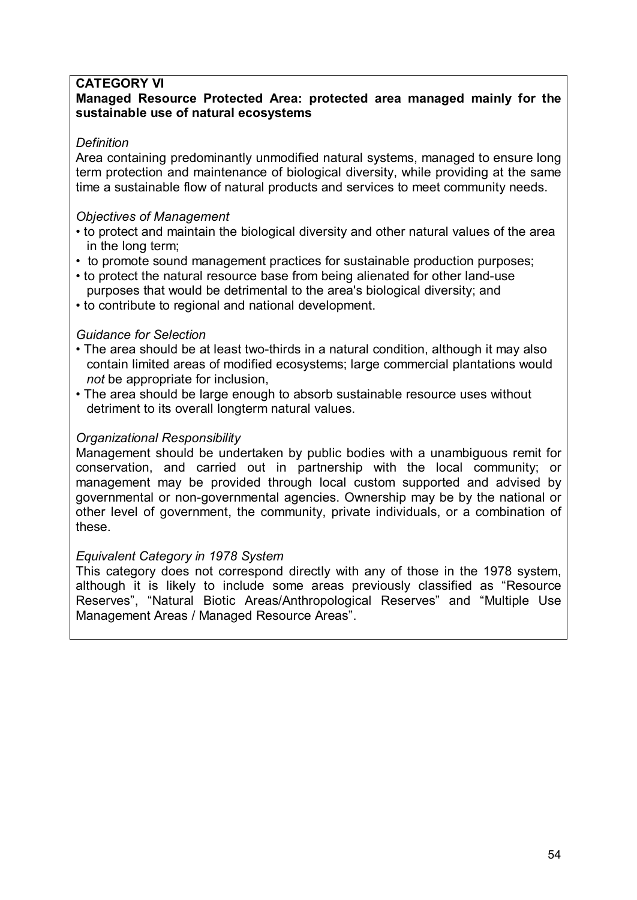**CATEGORY VI**

**Managed Resource Protected Area: protected area managed mainly for the sustainable use of natural ecosystems**

*Definition*

Area containing predominantly unmodified natural systems, managed to ensure long term protection and maintenance of biological diversity, while providing at the same time a sustainable flow of natural products and services to meet community needs.

*Objectives of Management*

- to protect and maintain the biological diversity and other natural values of the area in the long term;
- to promote sound management practices for sustainable production purposes;
- to protect the natural resource base from being alienated for other land-use purposes that would be detrimental to the area's biological diversity; and
- to contribute to regional and national development.

*Guidance for Selection*

- The area should be at least two-thirds in a natural condition, although it may also contain limited areas of modified ecosystems; large commercial plantations would *not* be appropriate for inclusion,
- The area should be large enough to absorb sustainable resource uses without detriment to its overall longterm natural values.

*Organizational Responsibility*

Management should be undertaken by public bodies with a unambiguous remit for conservation, and carried out in partnership with the local community; or management may be provided through local custom supported and advised by governmental or non-governmental agencies. Ownership may be by the national or other level of government, the community, private individuals, or a combination of these.

*Equivalent Category in 1978 System*

This category does not correspond directly with any of those in the 1978 system, although it is likely to include some areas previously classified as "Resource Reserves", "Natural Biotic Areas/Anthropological Reserves" and "Multiple Use Management Areas / Managed Resource Areas".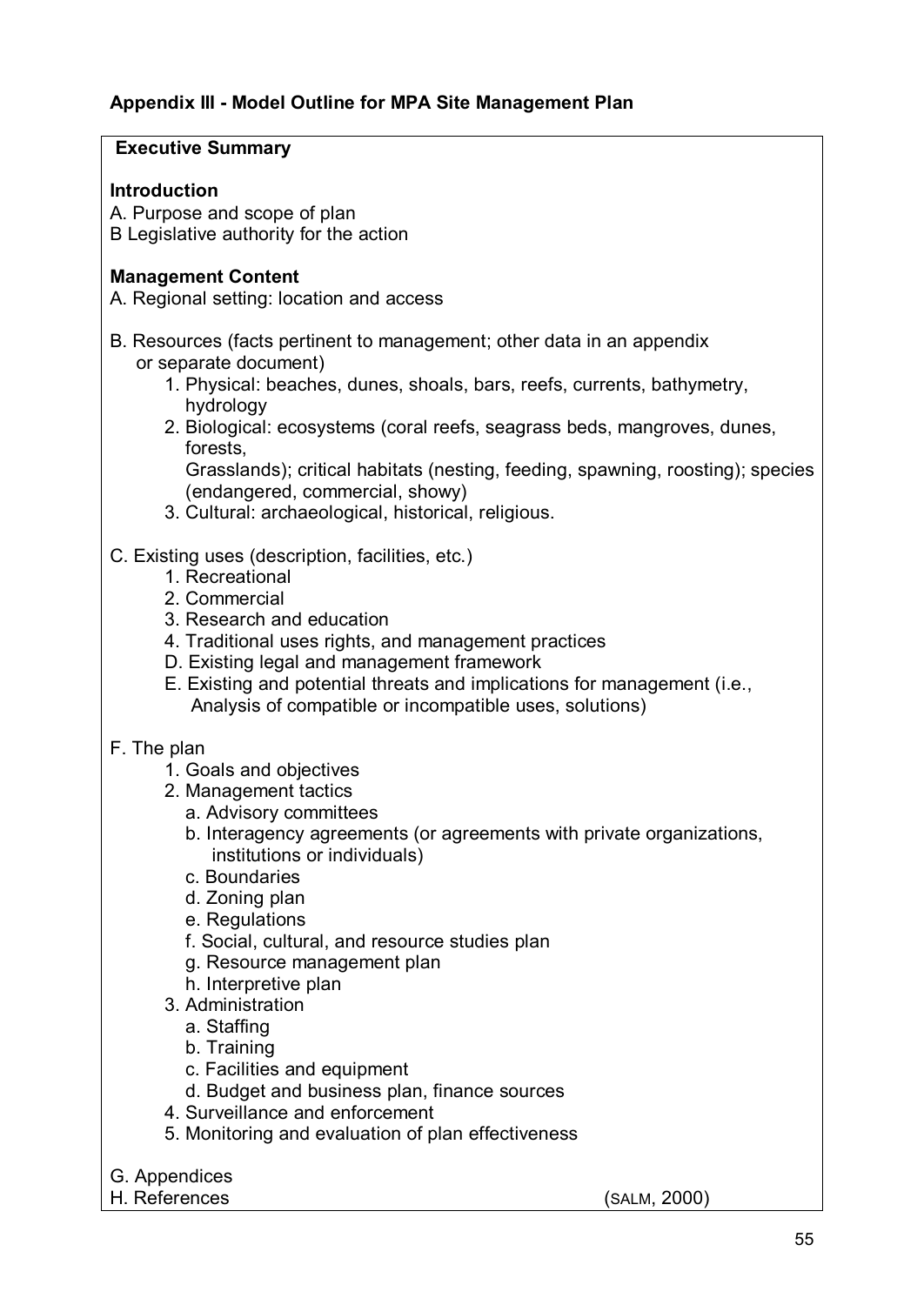**Appendix III - Model Outline for MPA Site Management Plan**

**Executive Summary**

**Introduction**

A. Purpose and scope of plan
B Legislative authority for the action

**Management Content**

A. Regional setting: location and access

B. Resources (facts pertinent to management; other data in an appendix or separate document)
1. Physical: beaches, dunes, shoals, bars, reefs, currents, bathymetry, hydrology
2. Biological: ecosystems (coral reefs, seagrass beds, mangroves, dunes, forests, Grasslands); critical habitats (nesting, feeding, spawning, roosting); species (endangered, commercial, showy)
3. Cultural: archaeological, historical, religious.

C. Existing uses (description, facilities, etc.)
1. Recreational
2. Commercial
3. Research and education
4. Traditional uses rights, and management practices

D. Existing legal and management framework

E. Existing and potential threats and implications for management (i.e., Analysis of compatible or incompatible uses, solutions)

F. The plan
1. Goals and objectives
2. Management tactics
   a. Advisory committees
   b. Interagency agreements (or agreements with private organizations, institutions or individuals)
   c. Boundaries
   d. Zoning plan
   e. Regulations
   f. Social, cultural, and resource studies plan
   g. Resource management plan
   h. Interpretive plan
3. Administration
   a. Staffing
   b. Training
   c. Facilities and equipment
   d. Budget and business plan, finance sources
4. Surveillance and enforcement
5. Monitoring and evaluation of plan effectiveness

G. Appendices

H. References

(SALM, 2000)